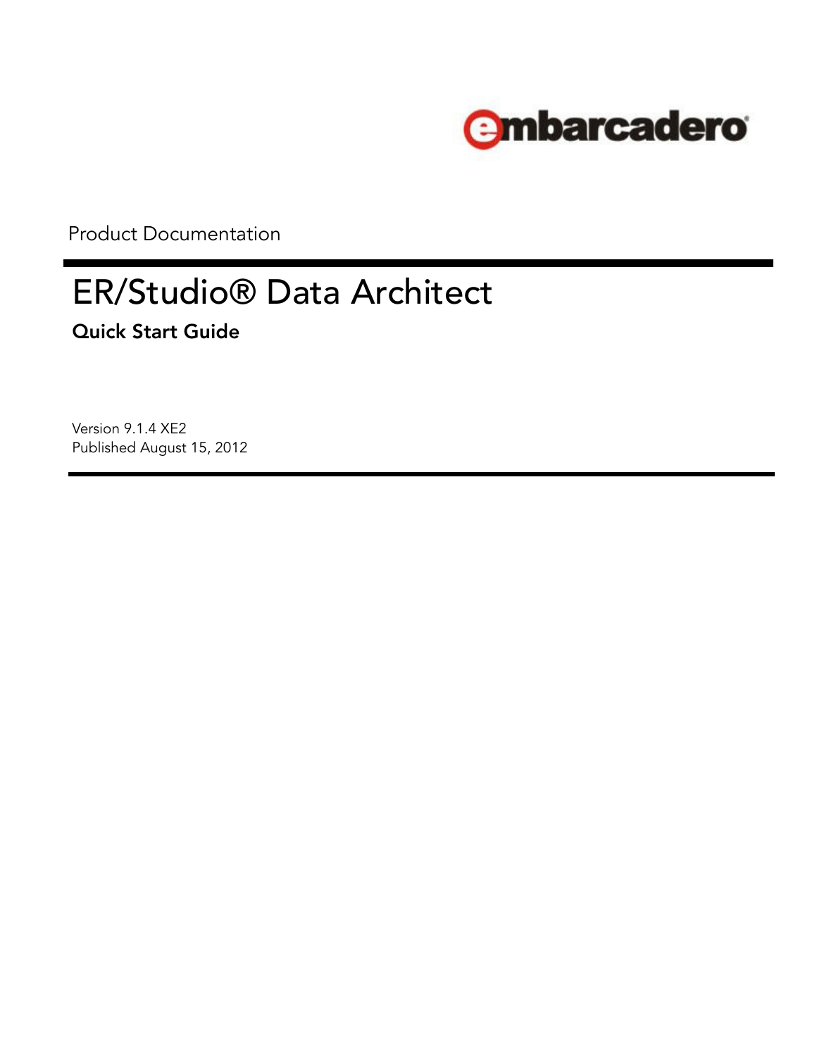embarcadero

Product Documentation

# ER/Studio® Data Architect

## Quick Start Guide

Version 9.1.4 XE2
Published August 15, 2012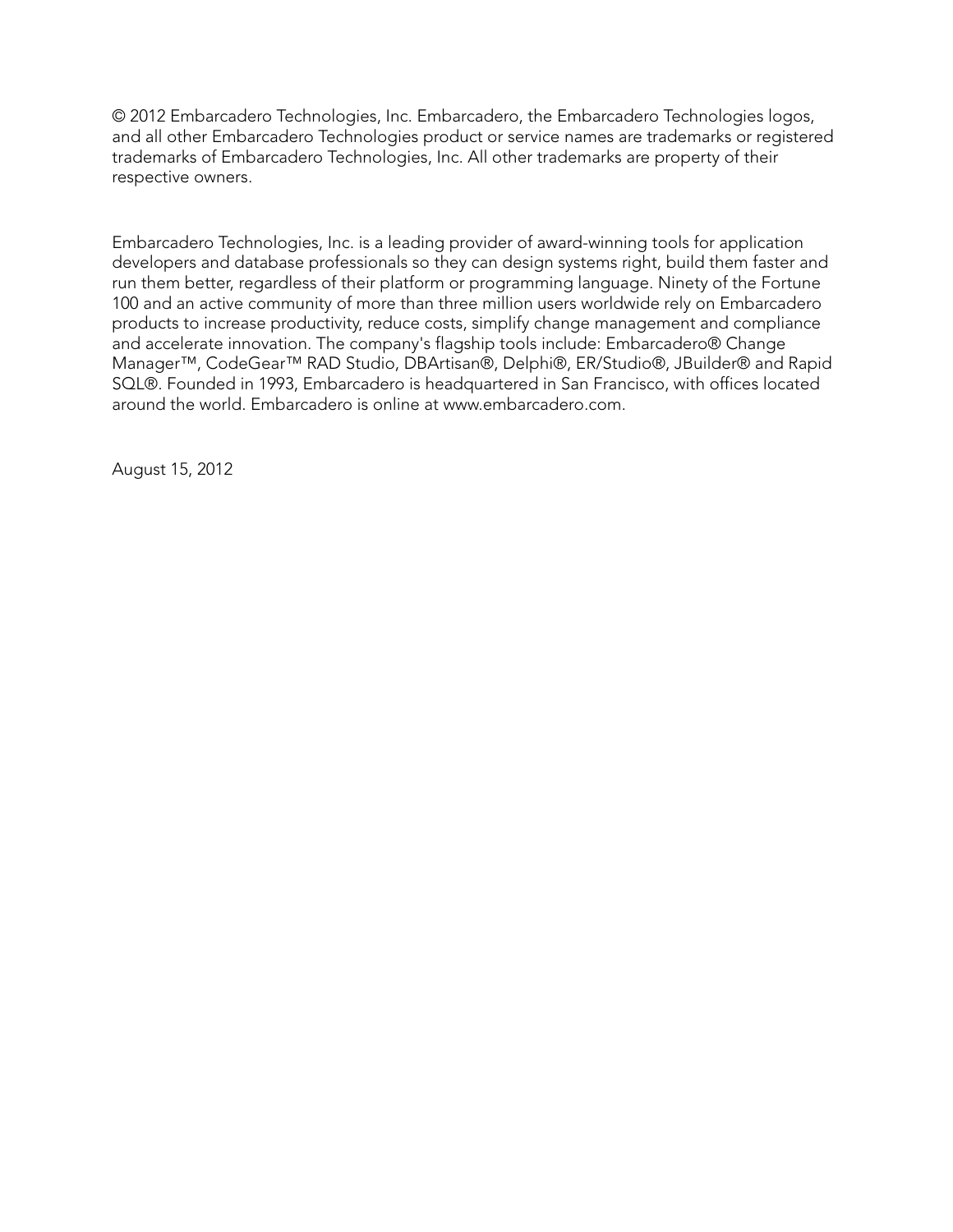© 2012 Embarcadero Technologies, Inc. Embarcadero, the Embarcadero Technologies logos, and all other Embarcadero Technologies product or service names are trademarks or registered trademarks of Embarcadero Technologies, Inc. All other trademarks are property of their respective owners.

Embarcadero Technologies, Inc. is a leading provider of award-winning tools for application developers and database professionals so they can design systems right, build them faster and run them better, regardless of their platform or programming language. Ninety of the Fortune 100 and an active community of more than three million users worldwide rely on Embarcadero products to increase productivity, reduce costs, simplify change management and compliance and accelerate innovation. The company's flagship tools include: Embarcadero® Change Manager™, CodeGear™ RAD Studio, DBArtisan®, Delphi®, ER/Studio®, JBuilder® and Rapid SQL®. Founded in 1993, Embarcadero is headquartered in San Francisco, with offices located around the world. Embarcadero is online at www.embarcadero.com.

August 15, 2012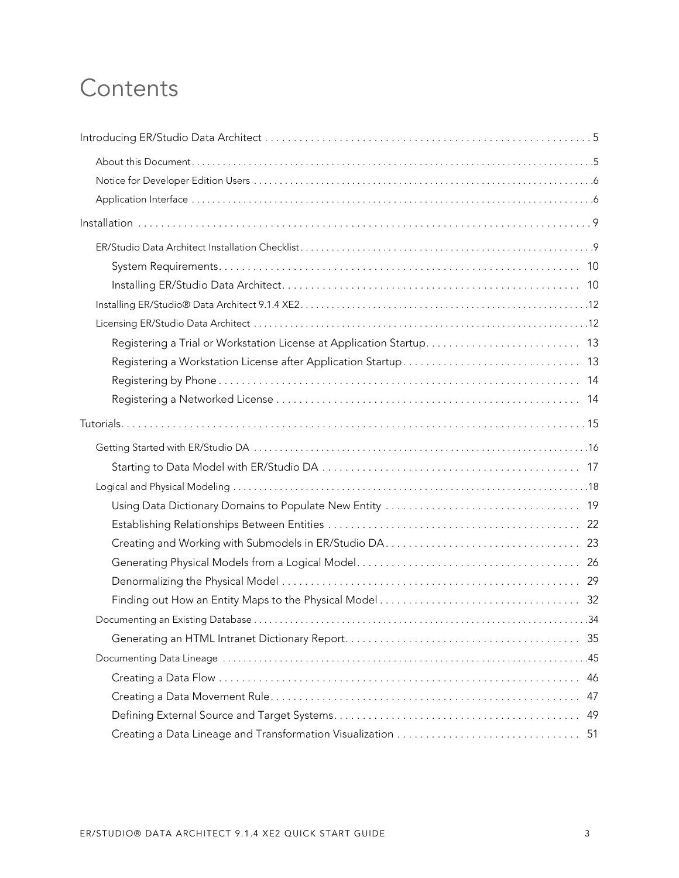# Contents

Introducing ER/Studio Data Architect . . . . . . . . . . . . . . . . . . . . . . . . . . . . . . . . . . . . . . . . . . . . . . . . . . . . . . . . . 5

- About this Document . . . . . . . . . . . . . . . . . . . . . . . . . . . . . . . . . . . . . . . . . . . . . . . . . . . . . . . . . . . . . . . . . . . . . . . . . . .5
- Notice for Developer Edition Users . . . . . . . . . . . . . . . . . . . . . . . . . . . . . . . . . . . . . . . . . . . . . . . . . . . . . . . . . . . . . . .6
- Application Interface . . . . . . . . . . . . . . . . . . . . . . . . . . . . . . . . . . . . . . . . . . . . . . . . . . . . . . . . . . . . . . . . . . . . . . . . . . .6

Installation . . . . . . . . . . . . . . . . . . . . . . . . . . . . . . . . . . . . . . . . . . . . . . . . . . . . . . . . . . . . . . . . . . . . . . . . . . . . . 9

- ER/Studio Data Architect Installation Checklist . . . . . . . . . . . . . . . . . . . . . . . . . . . . . . . . . . . . . . . . . . . . . . . . . . . . . . .9
  - System Requirements . . . . . . . . . . . . . . . . . . . . . . . . . . . . . . . . . . . . . . . . . . . . . . . . . . . . . . . . . . . . . . 10
  - Installing ER/Studio Data Architect . . . . . . . . . . . . . . . . . . . . . . . . . . . . . . . . . . . . . . . . . . . . . . . . . . . . 10
- Installing ER/Studio® Data Architect 9.1.4 XE2 . . . . . . . . . . . . . . . . . . . . . . . . . . . . . . . . . . . . . . . . . . . . . . . . . . . . .12
- Licensing ER/Studio Data Architect . . . . . . . . . . . . . . . . . . . . . . . . . . . . . . . . . . . . . . . . . . . . . . . . . . . . . . . . . . . . . .12
  - Registering a Trial or Workstation License at Application Startup . . . . . . . . . . . . . . . . . . . . . . . . . . . 13
  - Registering a Workstation License after Application Startup . . . . . . . . . . . . . . . . . . . . . . . . . . . . . . . 13
  - Registering by Phone . . . . . . . . . . . . . . . . . . . . . . . . . . . . . . . . . . . . . . . . . . . . . . . . . . . . . . . . . . . . . . 14
  - Registering a Networked License . . . . . . . . . . . . . . . . . . . . . . . . . . . . . . . . . . . . . . . . . . . . . . . . . . . . . 14

Tutorials . . . . . . . . . . . . . . . . . . . . . . . . . . . . . . . . . . . . . . . . . . . . . . . . . . . . . . . . . . . . . . . . . . . . . . . . . . . . . . 15

- Getting Started with ER/Studio DA . . . . . . . . . . . . . . . . . . . . . . . . . . . . . . . . . . . . . . . . . . . . . . . . . . . . . . . . . . . . . .16
  - Starting to Data Model with ER/Studio DA . . . . . . . . . . . . . . . . . . . . . . . . . . . . . . . . . . . . . . . . . . . . . . 17
- Logical and Physical Modeling . . . . . . . . . . . . . . . . . . . . . . . . . . . . . . . . . . . . . . . . . . . . . . . . . . . . . . . . . . . . . . . . . .18
  - Using Data Dictionary Domains to Populate New Entity . . . . . . . . . . . . . . . . . . . . . . . . . . . . . . . . . . . 19
  - Establishing Relationships Between Entities . . . . . . . . . . . . . . . . . . . . . . . . . . . . . . . . . . . . . . . . . . . . 22
  - Creating and Working with Submodels in ER/Studio DA . . . . . . . . . . . . . . . . . . . . . . . . . . . . . . . . . . 23
  - Generating Physical Models from a Logical Model . . . . . . . . . . . . . . . . . . . . . . . . . . . . . . . . . . . . . . . 26
  - Denormalizing the Physical Model . . . . . . . . . . . . . . . . . . . . . . . . . . . . . . . . . . . . . . . . . . . . . . . . . . . . 29
  - Finding out How an Entity Maps to the Physical Model . . . . . . . . . . . . . . . . . . . . . . . . . . . . . . . . . . . 32
- Documenting an Existing Database . . . . . . . . . . . . . . . . . . . . . . . . . . . . . . . . . . . . . . . . . . . . . . . . . . . . . . . . . . . . . .34
  - Generating an HTML Intranet Dictionary Report . . . . . . . . . . . . . . . . . . . . . . . . . . . . . . . . . . . . . . . . . 35
- Documenting Data Lineage . . . . . . . . . . . . . . . . . . . . . . . . . . . . . . . . . . . . . . . . . . . . . . . . . . . . . . . . . . . . . . . . . . . .45
  - Creating a Data Flow . . . . . . . . . . . . . . . . . . . . . . . . . . . . . . . . . . . . . . . . . . . . . . . . . . . . . . . . . . . . . . . 46
  - Creating a Data Movement Rule . . . . . . . . . . . . . . . . . . . . . . . . . . . . . . . . . . . . . . . . . . . . . . . . . . . . . . 47
  - Defining External Source and Target Systems . . . . . . . . . . . . . . . . . . . . . . . . . . . . . . . . . . . . . . . . . . . 49
  - Creating a Data Lineage and Transformation Visualization . . . . . . . . . . . . . . . . . . . . . . . . . . . . . . . . 51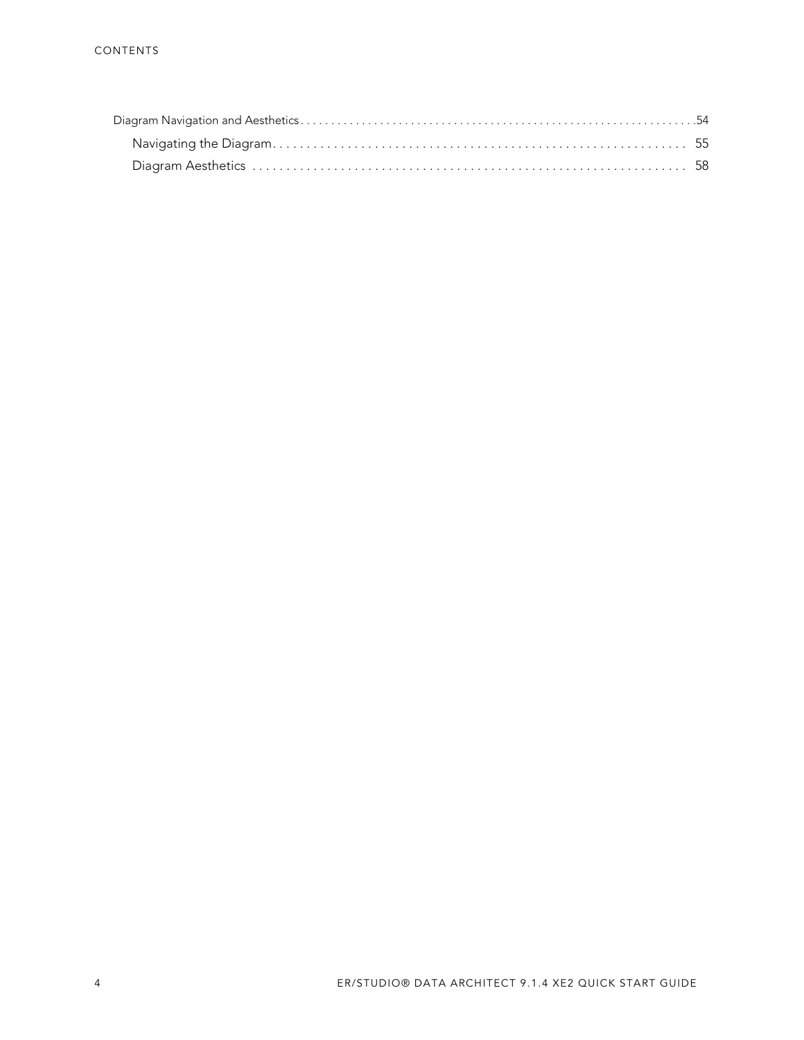Diagram Navigation and Aesthetics . . . . . . . . . . . . . . . . . . . . . . . . . . . . . . . . . . . . . . . . . . . . . . . . . . . . . . . . . . . . . .54

- Navigating the Diagram. . . . . . . . . . . . . . . . . . . . . . . . . . . . . . . . . . . . . . . . . . . . . . . . . . . . . . . . . . . 55
- Diagram Aesthetics . . . . . . . . . . . . . . . . . . . . . . . . . . . . . . . . . . . . . . . . . . . . . . . . . . . . . . . . . . . . . . 58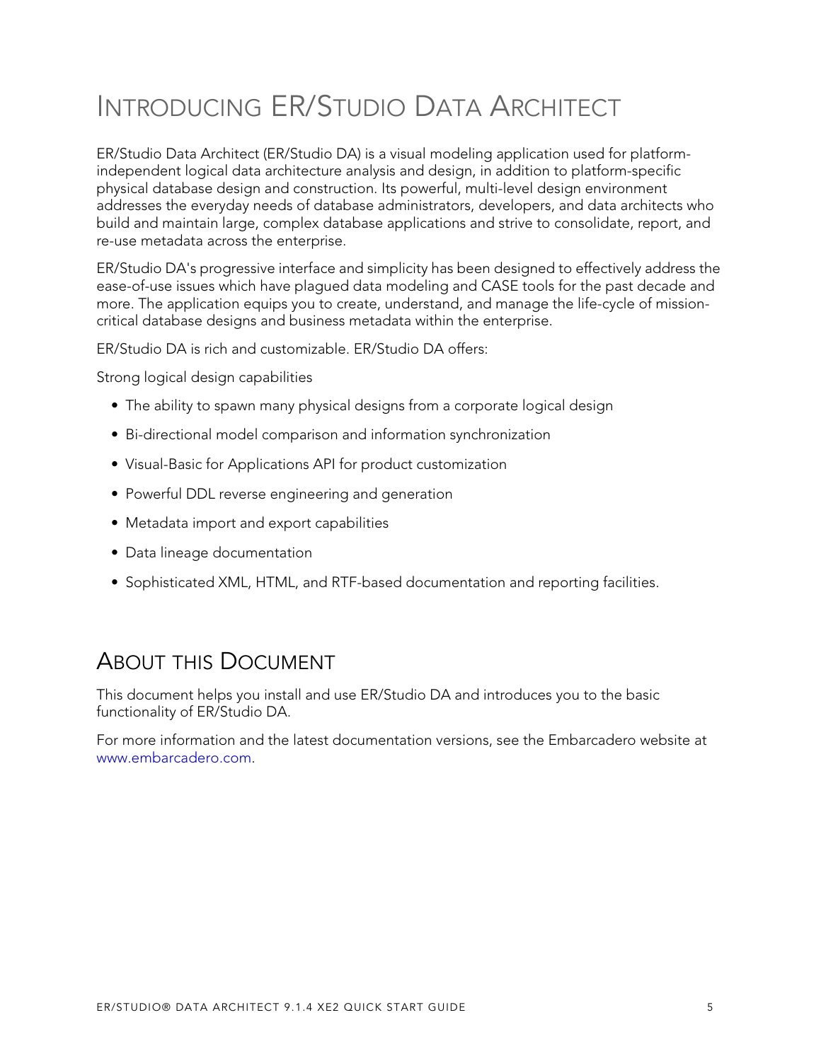# Introducing ER/Studio Data Architect

ER/Studio Data Architect (ER/Studio DA) is a visual modeling application used for platform-independent logical data architecture analysis and design, in addition to platform-specific physical database design and construction. Its powerful, multi-level design environment addresses the everyday needs of database administrators, developers, and data architects who build and maintain large, complex database applications and strive to consolidate, report, and re-use metadata across the enterprise.

ER/Studio DA's progressive interface and simplicity has been designed to effectively address the ease-of-use issues which have plagued data modeling and CASE tools for the past decade and more. The application equips you to create, understand, and manage the life-cycle of mission-critical database designs and business metadata within the enterprise.

ER/Studio DA is rich and customizable. ER/Studio DA offers:

Strong logical design capabilities

- The ability to spawn many physical designs from a corporate logical design
- Bi-directional model comparison and information synchronization
- Visual-Basic for Applications API for product customization
- Powerful DDL reverse engineering and generation
- Metadata import and export capabilities
- Data lineage documentation
- Sophisticated XML, HTML, and RTF-based documentation and reporting facilities.

## About this Document

This document helps you install and use ER/Studio DA and introduces you to the basic functionality of ER/Studio DA.

For more information and the latest documentation versions, see the Embarcadero website at www.embarcadero.com.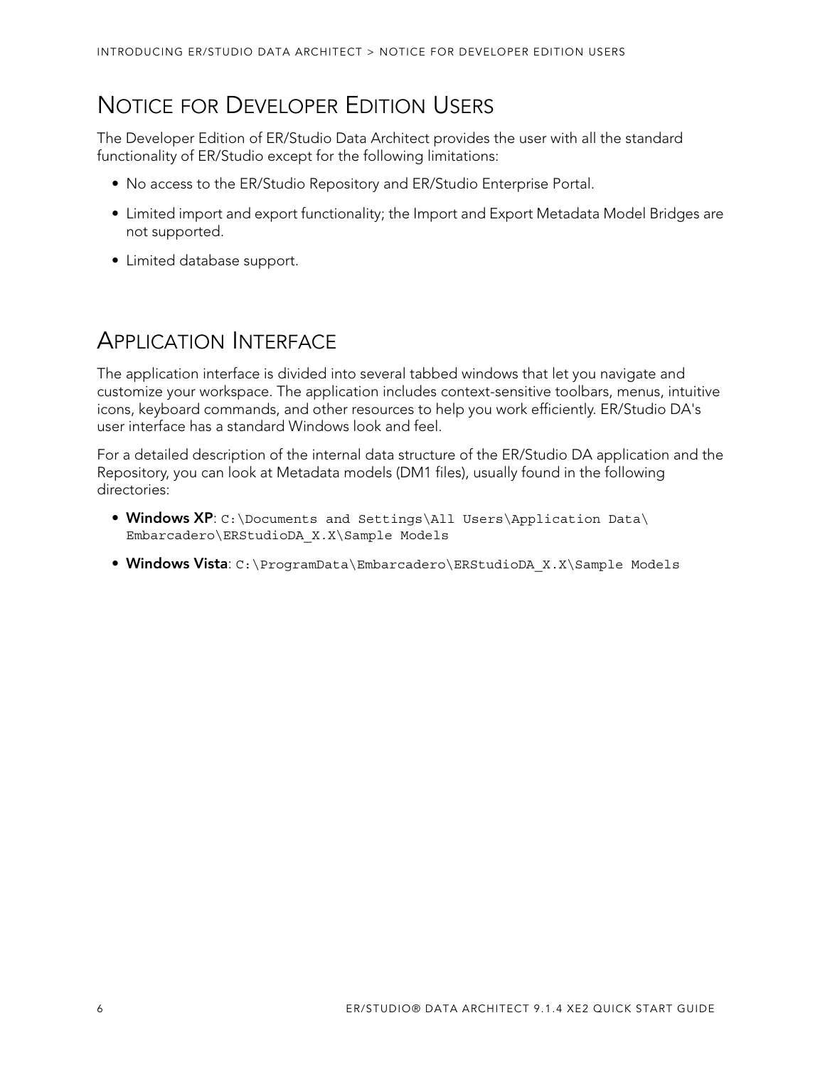## Notice for Developer Edition Users

The Developer Edition of ER/Studio Data Architect provides the user with all the standard functionality of ER/Studio except for the following limitations:

- No access to the ER/Studio Repository and ER/Studio Enterprise Portal.
- Limited import and export functionality; the Import and Export Metadata Model Bridges are not supported.
- Limited database support.

## Application Interface

The application interface is divided into several tabbed windows that let you navigate and customize your workspace. The application includes context-sensitive toolbars, menus, intuitive icons, keyboard commands, and other resources to help you work efficiently. ER/Studio DA's user interface has a standard Windows look and feel.

For a detailed description of the internal data structure of the ER/Studio DA application and the Repository, you can look at Metadata models (DM1 files), usually found in the following directories:

- **Windows XP**: `C:\Documents and Settings\All Users\Application Data\Embarcadero\ERStudioDA_X.X\Sample Models`
- **Windows Vista**: `C:\ProgramData\Embarcadero\ERStudioDA_X.X\Sample Models`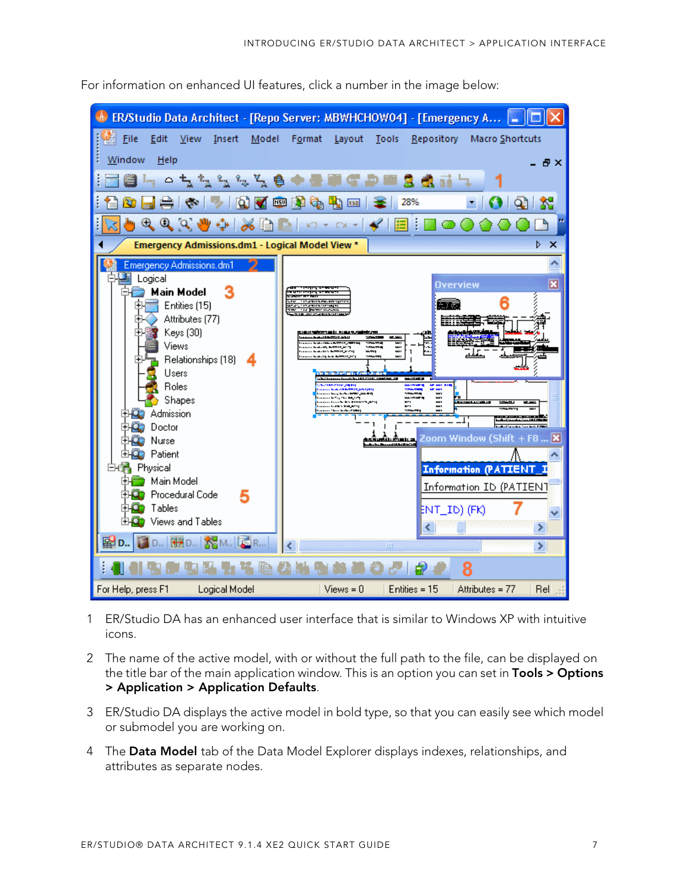For information on enhanced UI features, click a number in the image below:

1 ER/Studio DA has an enhanced user interface that is similar to Windows XP with intuitive icons.

2 The name of the active model, with or without the full path to the file, can be displayed on the title bar of the main application window. This is an option you can set in **Tools > Options > Application > Application Defaults**.

3 ER/Studio DA displays the active model in bold type, so that you can easily see which model or submodel you are working on.

4 The **Data Model** tab of the Data Model Explorer displays indexes, relationships, and attributes as separate nodes.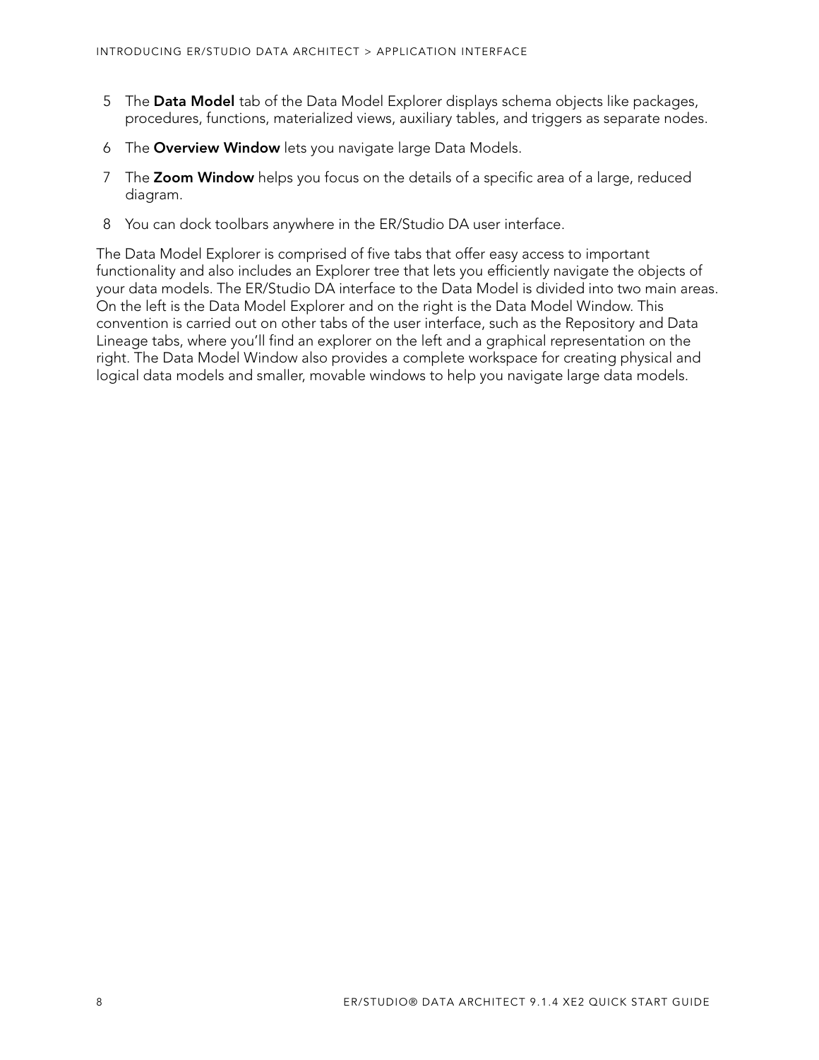5. The **Data Model** tab of the Data Model Explorer displays schema objects like packages, procedures, functions, materialized views, auxiliary tables, and triggers as separate nodes.
6. The **Overview Window** lets you navigate large Data Models.
7. The **Zoom Window** helps you focus on the details of a specific area of a large, reduced diagram.
8. You can dock toolbars anywhere in the ER/Studio DA user interface.

The Data Model Explorer is comprised of five tabs that offer easy access to important functionality and also includes an Explorer tree that lets you efficiently navigate the objects of your data models. The ER/Studio DA interface to the Data Model is divided into two main areas. On the left is the Data Model Explorer and on the right is the Data Model Window. This convention is carried out on other tabs of the user interface, such as the Repository and Data Lineage tabs, where you'll find an explorer on the left and a graphical representation on the right. The Data Model Window also provides a complete workspace for creating physical and logical data models and smaller, movable windows to help you navigate large data models.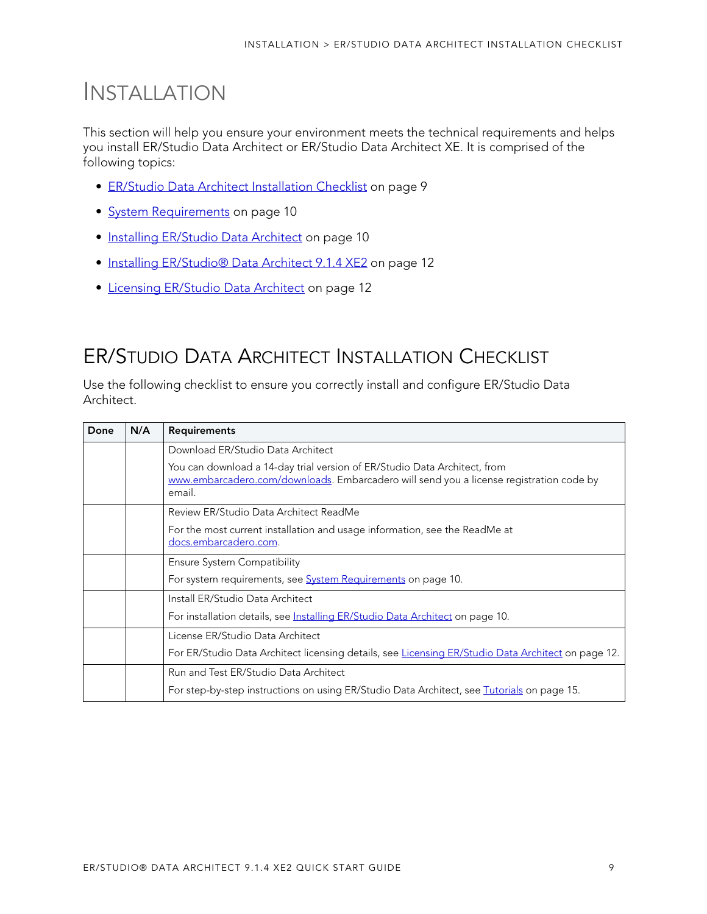# Installation

This section will help you ensure your environment meets the technical requirements and helps you install ER/Studio Data Architect or ER/Studio Data Architect XE. It is comprised of the following topics:

- ER/Studio Data Architect Installation Checklist on page 9
- System Requirements on page 10
- Installing ER/Studio Data Architect on page 10
- Installing ER/Studio® Data Architect 9.1.4 XE2 on page 12
- Licensing ER/Studio Data Architect on page 12

## ER/Studio Data Architect Installation Checklist

Use the following checklist to ensure you correctly install and configure ER/Studio Data Architect.

| Done | N/A | Requirements |
|---|---|---|
| | | Download ER/Studio Data Architect<br><br>You can download a 14-day trial version of ER/Studio Data Architect, from www.embarcadero.com/downloads. Embarcadero will send you a license registration code by email. |
| | | Review ER/Studio Data Architect ReadMe<br><br>For the most current installation and usage information, see the ReadMe at docs.embarcadero.com. |
| | | Ensure System Compatibility<br><br>For system requirements, see System Requirements on page 10. |
| | | Install ER/Studio Data Architect<br><br>For installation details, see Installing ER/Studio Data Architect on page 10. |
| | | License ER/Studio Data Architect<br><br>For ER/Studio Data Architect licensing details, see Licensing ER/Studio Data Architect on page 12. |
| | | Run and Test ER/Studio Data Architect<br><br>For step-by-step instructions on using ER/Studio Data Architect, see Tutorials on page 15. |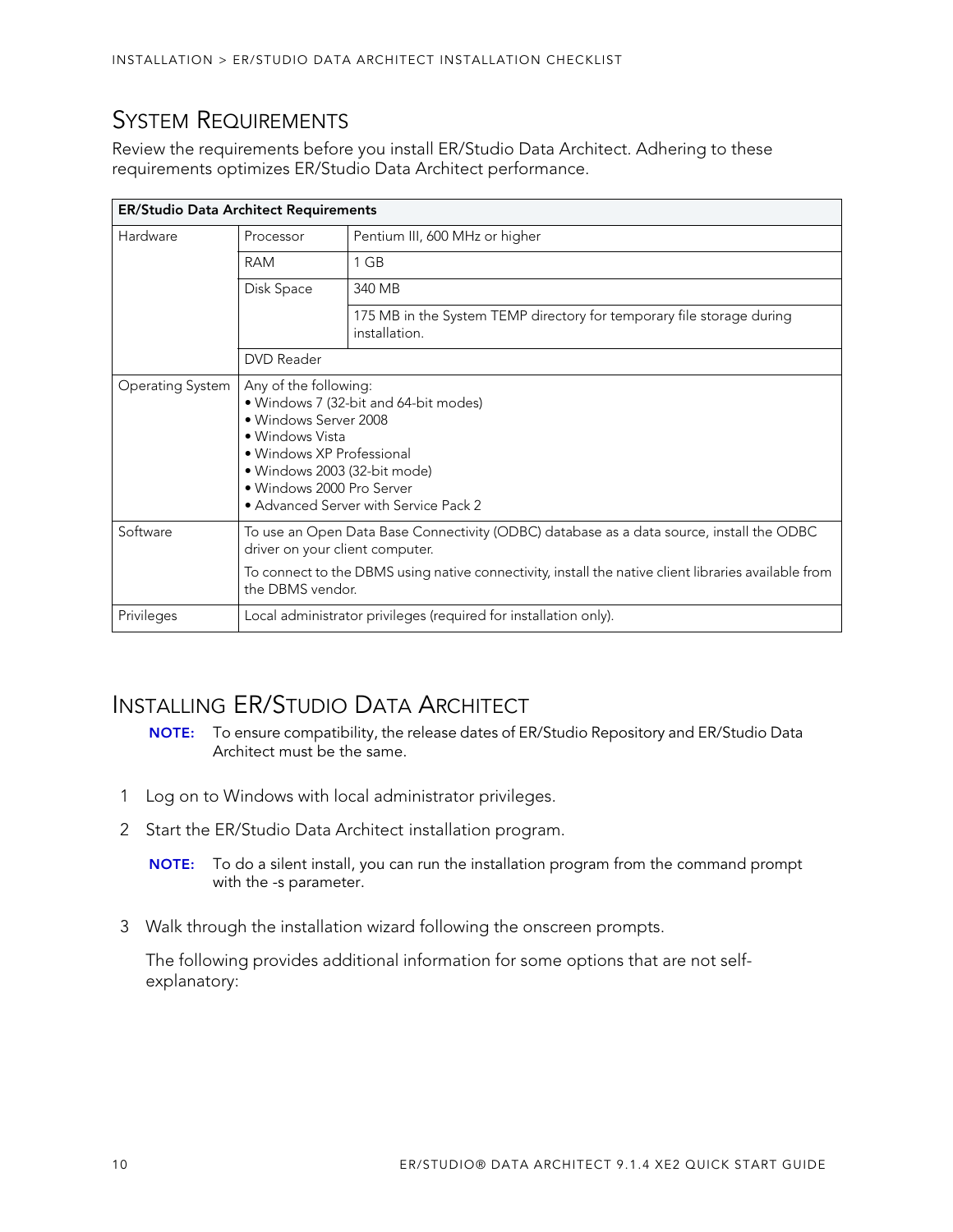## System Requirements

Review the requirements before you install ER/Studio Data Architect. Adhering to these requirements optimizes ER/Studio Data Architect performance.

| ER/Studio Data Architect Requirements | | |
|---|---|---|
| Hardware | Processor | Pentium III, 600 MHz or higher |
| | RAM | 1 GB |
| | Disk Space | 340 MB |
| | | 175 MB in the System TEMP directory for temporary file storage during installation. |
| | DVD Reader | |
| Operating System | Any of the following:<br>• Windows 7 (32-bit and 64-bit modes)<br>• Windows Server 2008<br>• Windows Vista<br>• Windows XP Professional<br>• Windows 2003 (32-bit mode)<br>• Windows 2000 Pro Server<br>• Advanced Server with Service Pack 2 | |
| Software | To use an Open Data Base Connectivity (ODBC) database as a data source, install the ODBC driver on your client computer.<br>To connect to the DBMS using native connectivity, install the native client libraries available from the DBMS vendor. | |
| Privileges | Local administrator privileges (required for installation only). | |

## Installing ER/Studio Data Architect

**NOTE:** To ensure compatibility, the release dates of ER/Studio Repository and ER/Studio Data Architect must be the same.

1. Log on to Windows with local administrator privileges.
2. Start the ER/Studio Data Architect installation program.

   **NOTE:** To do a silent install, you can run the installation program from the command prompt with the -s parameter.

3. Walk through the installation wizard following the onscreen prompts.

   The following provides additional information for some options that are not self-explanatory: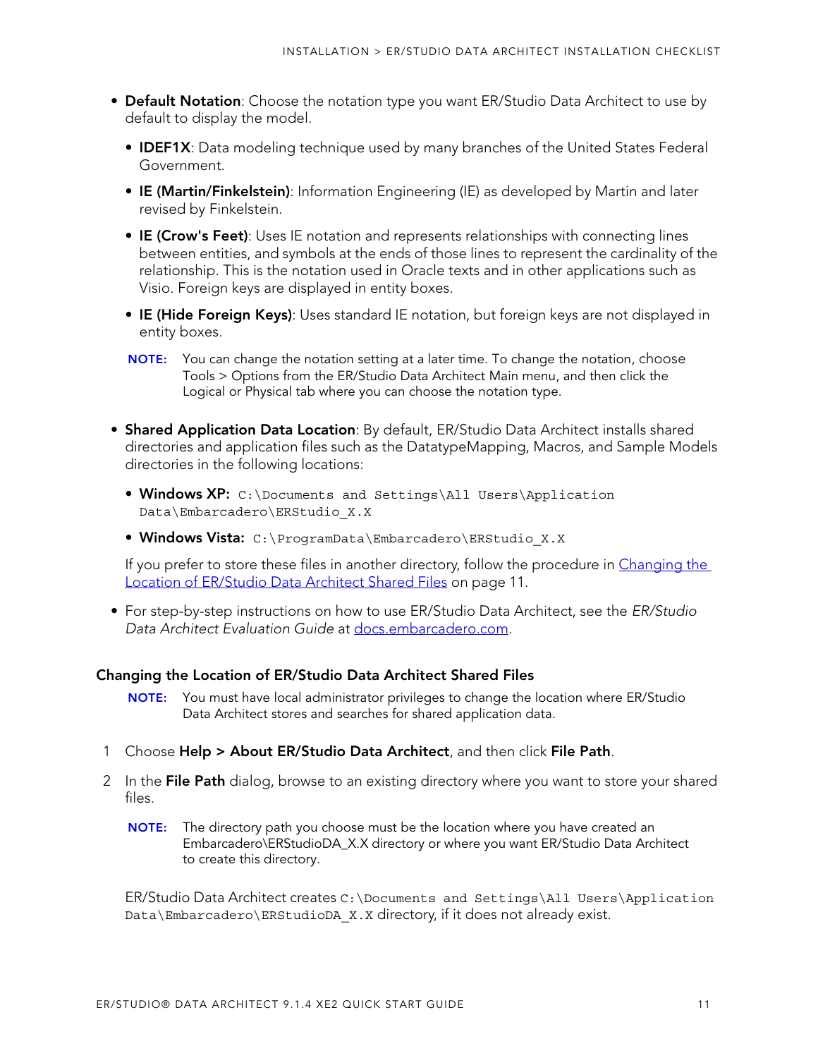- **Default Notation**: Choose the notation type you want ER/Studio Data Architect to use by default to display the model.
  - **IDEF1X**: Data modeling technique used by many branches of the United States Federal Government.
  - **IE (Martin/Finkelstein)**: Information Engineering (IE) as developed by Martin and later revised by Finkelstein.
  - **IE (Crow's Feet)**: Uses IE notation and represents relationships with connecting lines between entities, and symbols at the ends of those lines to represent the cardinality of the relationship. This is the notation used in Oracle texts and in other applications such as Visio. Foreign keys are displayed in entity boxes.
  - **IE (Hide Foreign Keys)**: Uses standard IE notation, but foreign keys are not displayed in entity boxes.

  **NOTE:** You can change the notation setting at a later time. To change the notation, choose Tools > Options from the ER/Studio Data Architect Main menu, and then click the Logical or Physical tab where you can choose the notation type.

- **Shared Application Data Location**: By default, ER/Studio Data Architect installs shared directories and application files such as the DatatypeMapping, Macros, and Sample Models directories in the following locations:
  - **Windows XP:** `C:\Documents and Settings\All Users\Application Data\Embarcadero\ERStudio_X.X`
  - **Windows Vista:** `C:\ProgramData\Embarcadero\ERStudio_X.X`

  If you prefer to store these files in another directory, follow the procedure in Changing the Location of ER/Studio Data Architect Shared Files on page 11.

- For step-by-step instructions on how to use ER/Studio Data Architect, see the *ER/Studio Data Architect Evaluation Guide* at docs.embarcadero.com.

### Changing the Location of ER/Studio Data Architect Shared Files

**NOTE:** You must have local administrator privileges to change the location where ER/Studio Data Architect stores and searches for shared application data.

1. Choose **Help > About ER/Studio Data Architect**, and then click **File Path**.
2. In the **File Path** dialog, browse to an existing directory where you want to store your shared files.

   **NOTE:** The directory path you choose must be the location where you have created an Embarcadero\ERStudioDA_X.X directory or where you want ER/Studio Data Architect to create this directory.

   ER/Studio Data Architect creates `C:\Documents and Settings\All Users\Application Data\Embarcadero\ERStudioDA_X.X` directory, if it does not already exist.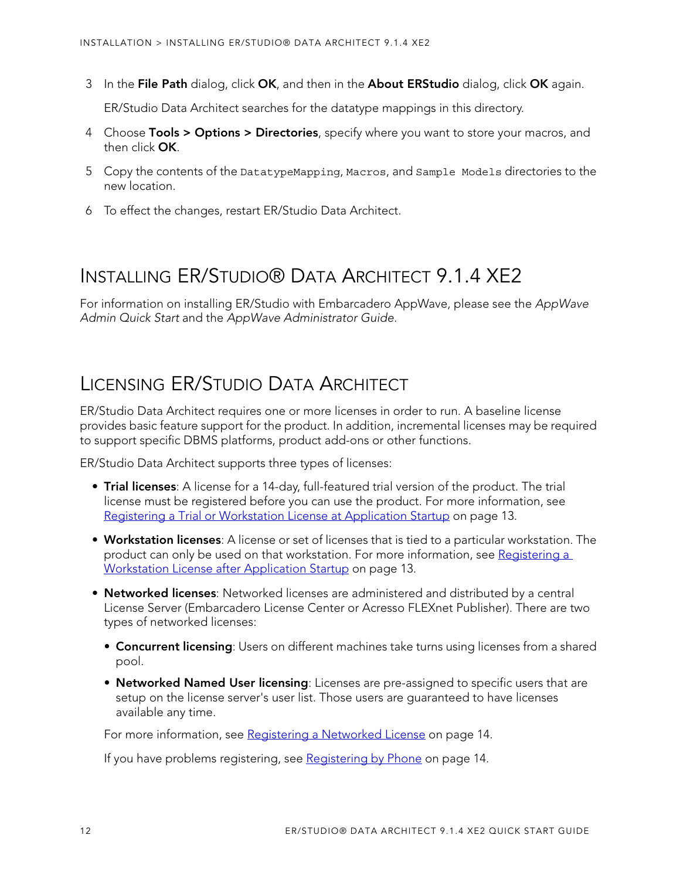3 In the **File Path** dialog, click **OK**, and then in the **About ERStudio** dialog, click **OK** again.

   ER/Studio Data Architect searches for the datatype mappings in this directory.

4 Choose **Tools > Options > Directories**, specify where you want to store your macros, and then click **OK**.

5 Copy the contents of the `DatatypeMapping`, `Macros`, and `Sample Models` directories to the new location.

6 To effect the changes, restart ER/Studio Data Architect.

## Installing ER/Studio® Data Architect 9.1.4 XE2

For information on installing ER/Studio with Embarcadero AppWave, please see the *AppWave Admin Quick Start* and the *AppWave Administrator Guide*.

## Licensing ER/Studio Data Architect

ER/Studio Data Architect requires one or more licenses in order to run. A baseline license provides basic feature support for the product. In addition, incremental licenses may be required to support specific DBMS platforms, product add-ons or other functions.

ER/Studio Data Architect supports three types of licenses:

- **Trial licenses**: A license for a 14-day, full-featured trial version of the product. The trial license must be registered before you can use the product. For more information, see Registering a Trial or Workstation License at Application Startup on page 13.
- **Workstation licenses**: A license or set of licenses that is tied to a particular workstation. The product can only be used on that workstation. For more information, see Registering a Workstation License after Application Startup on page 13.
- **Networked licenses**: Networked licenses are administered and distributed by a central License Server (Embarcadero License Center or Acresso FLEXnet Publisher). There are two types of networked licenses:
  - **Concurrent licensing**: Users on different machines take turns using licenses from a shared pool.
  - **Networked Named User licensing**: Licenses are pre-assigned to specific users that are setup on the license server's user list. Those users are guaranteed to have licenses available any time.

  For more information, see Registering a Networked License on page 14.

  If you have problems registering, see Registering by Phone on page 14.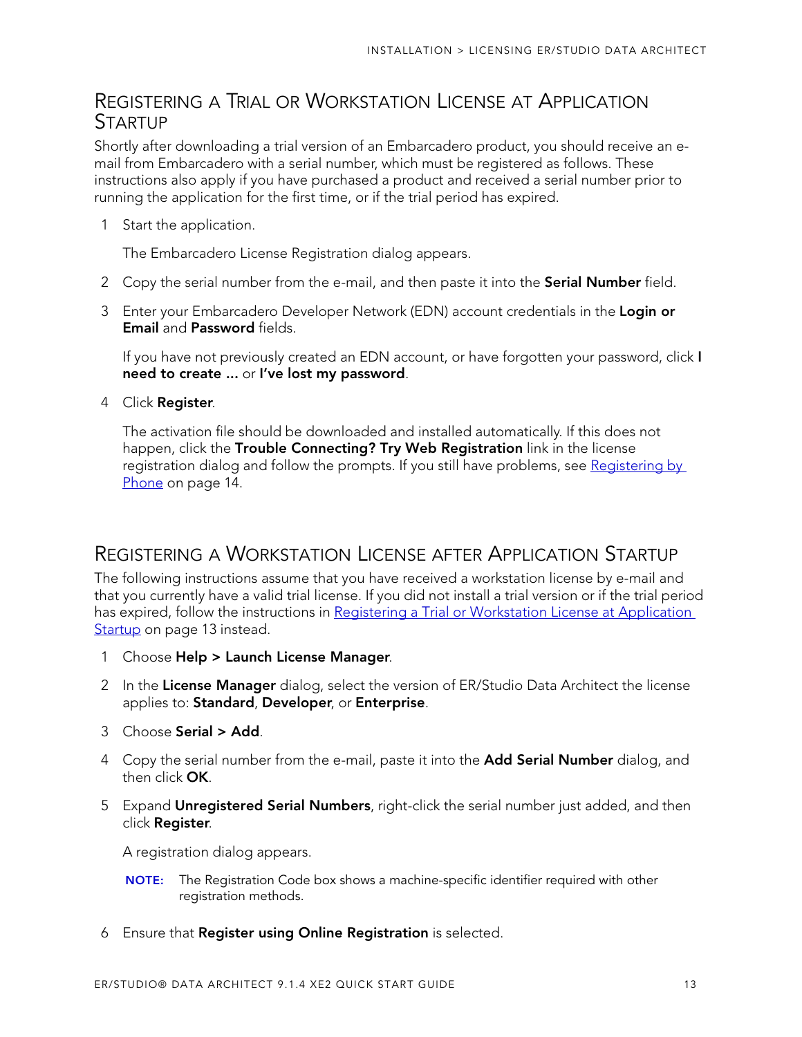## Registering a Trial or Workstation License at Application Startup

Shortly after downloading a trial version of an Embarcadero product, you should receive an e-mail from Embarcadero with a serial number, which must be registered as follows. These instructions also apply if you have purchased a product and received a serial number prior to running the application for the first time, or if the trial period has expired.

1. Start the application.

   The Embarcadero License Registration dialog appears.

2. Copy the serial number from the e-mail, and then paste it into the **Serial Number** field.

3. Enter your Embarcadero Developer Network (EDN) account credentials in the **Login or Email** and **Password** fields.

   If you have not previously created an EDN account, or have forgotten your password, click **I need to create ...** or **I've lost my password**.

4. Click **Register**.

   The activation file should be downloaded and installed automatically. If this does not happen, click the **Trouble Connecting? Try Web Registration** link in the license registration dialog and follow the prompts. If you still have problems, see Registering by Phone on page 14.

## Registering a Workstation License after Application Startup

The following instructions assume that you have received a workstation license by e-mail and that you currently have a valid trial license. If you did not install a trial version or if the trial period has expired, follow the instructions in Registering a Trial or Workstation License at Application Startup on page 13 instead.

1. Choose **Help > Launch License Manager**.

2. In the **License Manager** dialog, select the version of ER/Studio Data Architect the license applies to: **Standard**, **Developer**, or **Enterprise**.

3. Choose **Serial > Add**.

4. Copy the serial number from the e-mail, paste it into the **Add Serial Number** dialog, and then click **OK**.

5. Expand **Unregistered Serial Numbers**, right-click the serial number just added, and then click **Register**.

   A registration dialog appears.

   **NOTE:** The Registration Code box shows a machine-specific identifier required with other registration methods.

6. Ensure that **Register using Online Registration** is selected.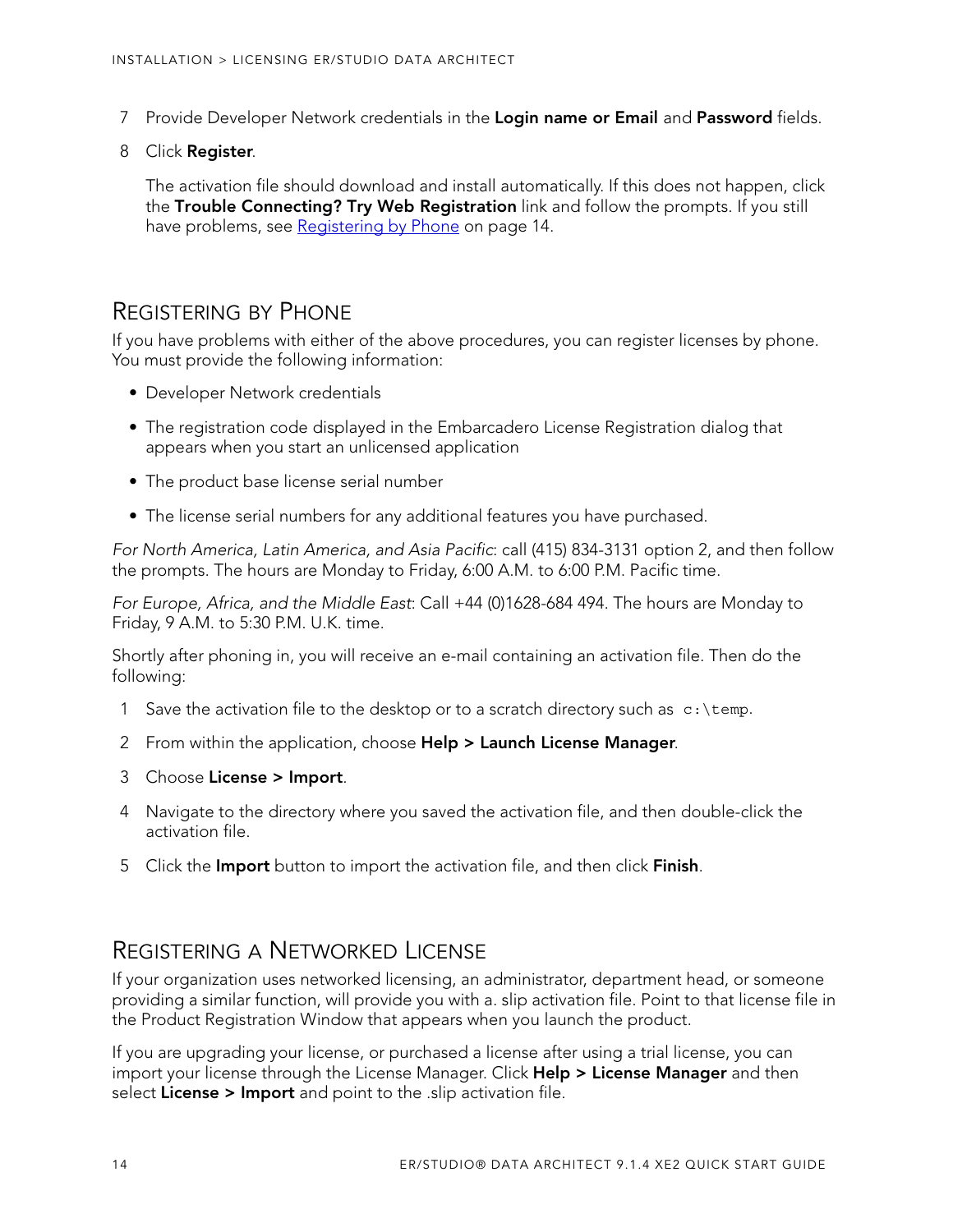7. Provide Developer Network credentials in the **Login name or Email** and **Password** fields.
8. Click **Register**.

   The activation file should download and install automatically. If this does not happen, click the **Trouble Connecting? Try Web Registration** link and follow the prompts. If you still have problems, see Registering by Phone on page 14.

## Registering by Phone

If you have problems with either of the above procedures, you can register licenses by phone. You must provide the following information:

- Developer Network credentials
- The registration code displayed in the Embarcadero License Registration dialog that appears when you start an unlicensed application
- The product base license serial number
- The license serial numbers for any additional features you have purchased.

*For North America, Latin America, and Asia Pacific*: call (415) 834-3131 option 2, and then follow the prompts. The hours are Monday to Friday, 6:00 A.M. to 6:00 P.M. Pacific time.

*For Europe, Africa, and the Middle East*: Call +44 (0)1628-684 494. The hours are Monday to Friday, 9 A.M. to 5:30 P.M. U.K. time.

Shortly after phoning in, you will receive an e-mail containing an activation file. Then do the following:

1. Save the activation file to the desktop or to a scratch directory such as `c:\temp`.
2. From within the application, choose **Help > Launch License Manager**.
3. Choose **License > Import**.
4. Navigate to the directory where you saved the activation file, and then double-click the activation file.
5. Click the **Import** button to import the activation file, and then click **Finish**.

## Registering a Networked License

If your organization uses networked licensing, an administrator, department head, or someone providing a similar function, will provide you with a. slip activation file. Point to that license file in the Product Registration Window that appears when you launch the product.

If you are upgrading your license, or purchased a license after using a trial license, you can import your license through the License Manager. Click **Help > License Manager** and then select **License > Import** and point to the .slip activation file.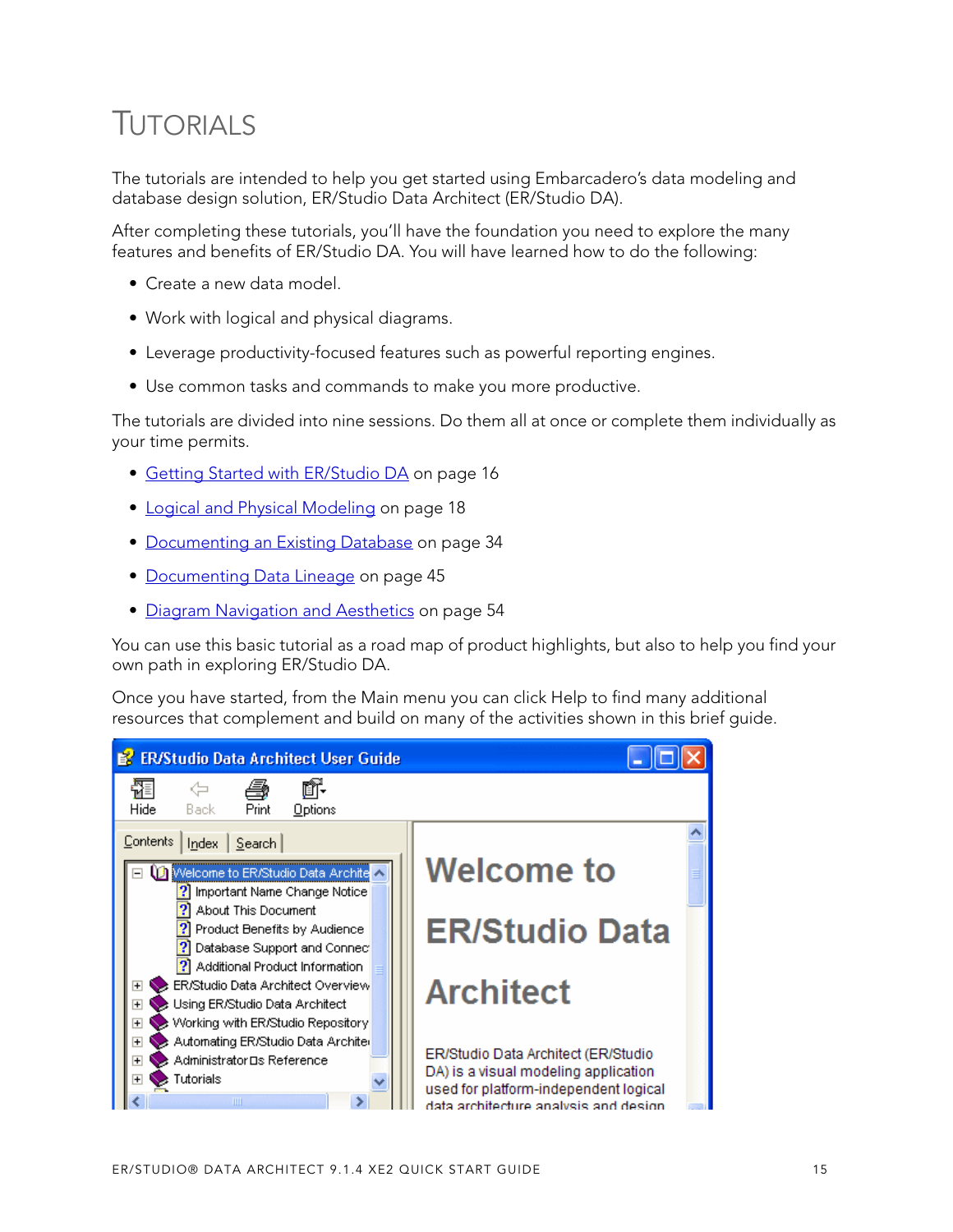# TUTORIALS

The tutorials are intended to help you get started using Embarcadero's data modeling and database design solution, ER/Studio Data Architect (ER/Studio DA).

After completing these tutorials, you'll have the foundation you need to explore the many features and benefits of ER/Studio DA. You will have learned how to do the following:

- Create a new data model.
- Work with logical and physical diagrams.
- Leverage productivity-focused features such as powerful reporting engines.
- Use common tasks and commands to make you more productive.

The tutorials are divided into nine sessions. Do them all at once or complete them individually as your time permits.

- Getting Started with ER/Studio DA on page 16
- Logical and Physical Modeling on page 18
- Documenting an Existing Database on page 34
- Documenting Data Lineage on page 45
- Diagram Navigation and Aesthetics on page 54

You can use this basic tutorial as a road map of product highlights, but also to help you find your own path in exploring ER/Studio DA.

Once you have started, from the Main menu you can click Help to find many additional resources that complement and build on many of the activities shown in this brief guide.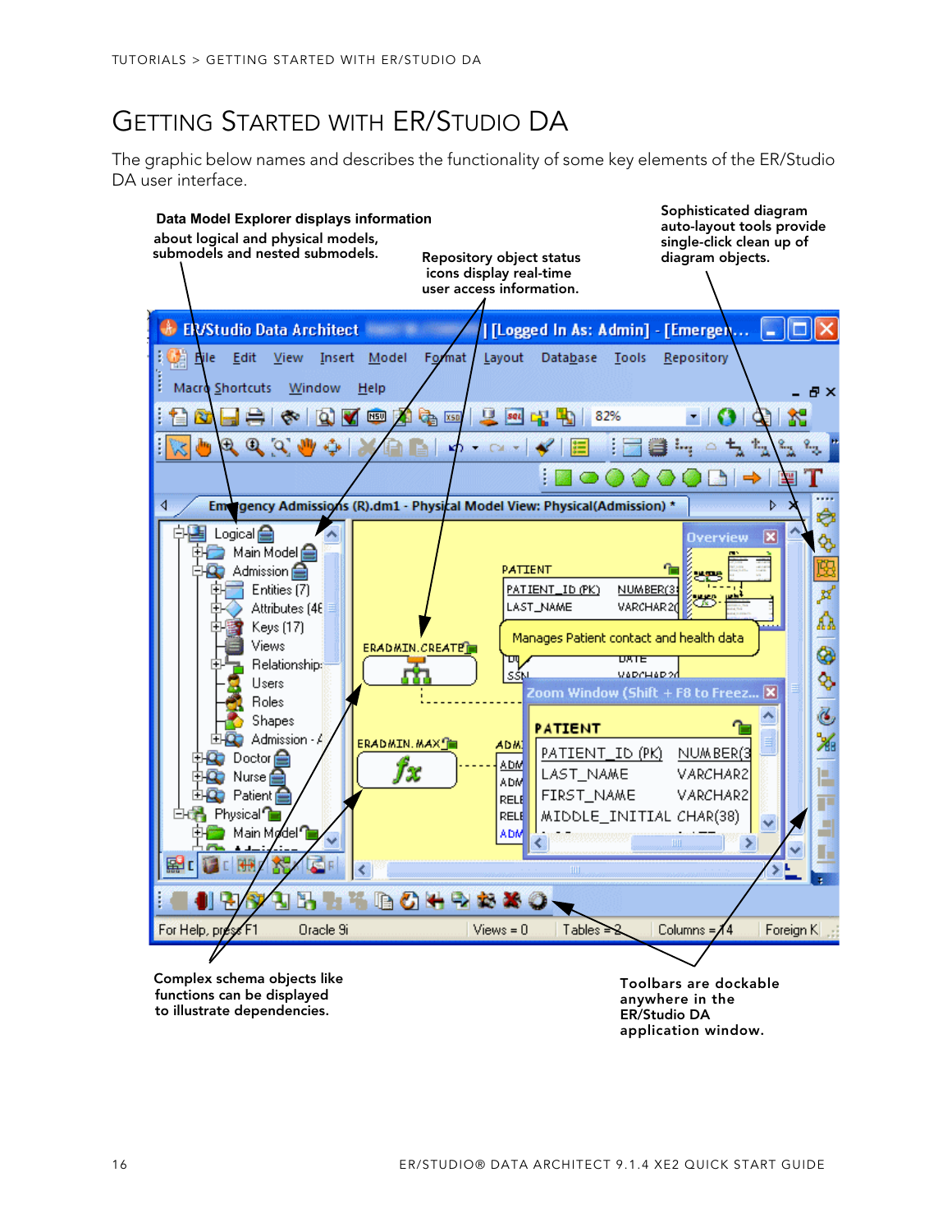# Getting Started with ER/Studio DA

The graphic below names and describes the functionality of some key elements of the ER/Studio DA user interface.

Data Model Explorer displays information about logical and physical models, submodels and nested submodels.

Repository object status icons display real-time user access information.

Sophisticated diagram auto-layout tools provide single-click clean up of diagram objects.

Complex schema objects like functions can be displayed to illustrate dependencies.

Toolbars are dockable anywhere in the ER/Studio DA application window.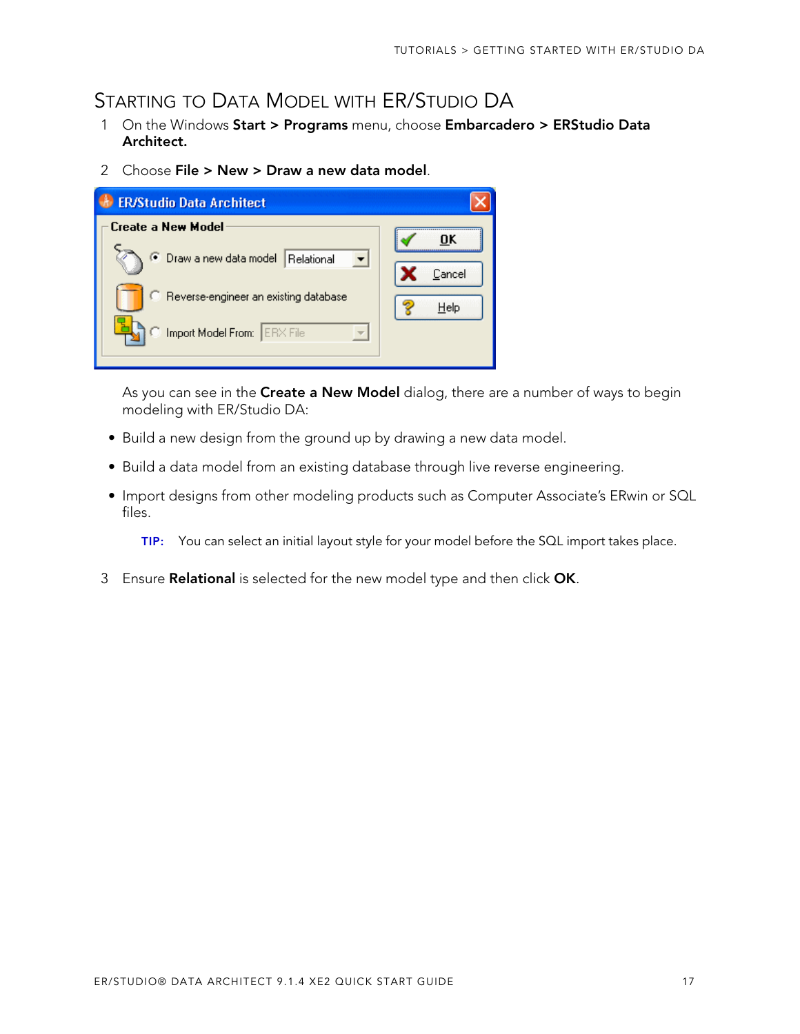## Starting to Data Model with ER/Studio DA

1. On the Windows **Start > Programs** menu, choose **Embarcadero > ERStudio Data Architect.**

2. Choose **File > New > Draw a new data model**.

   As you can see in the **Create a New Model** dialog, there are a number of ways to begin modeling with ER/Studio DA:

   - Build a new design from the ground up by drawing a new data model.
   - Build a data model from an existing database through live reverse engineering.
   - Import designs from other modeling products such as Computer Associate's ERwin or SQL files.

   **TIP:** You can select an initial layout style for your model before the SQL import takes place.

3. Ensure **Relational** is selected for the new model type and then click **OK**.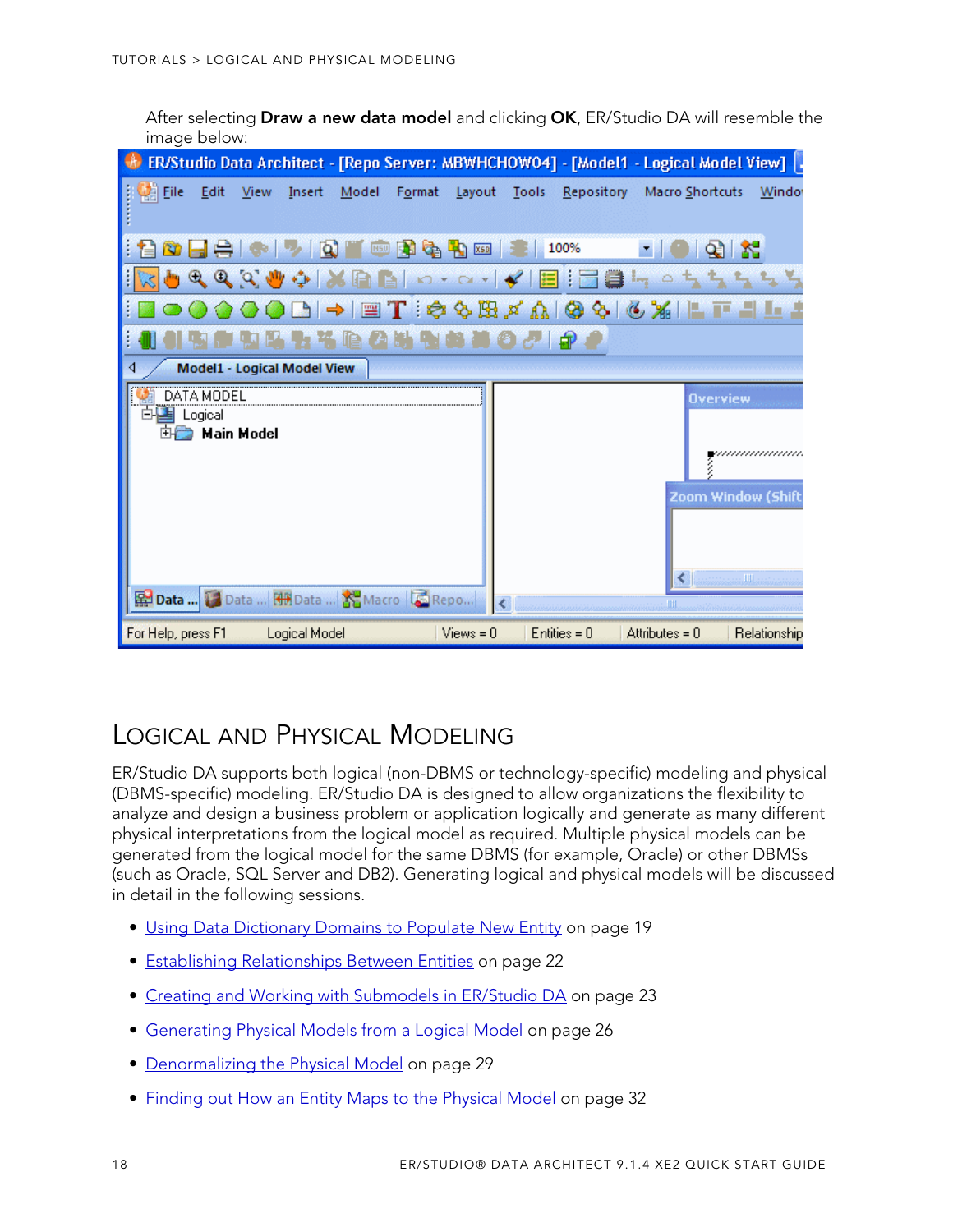After selecting **Draw a new data model** and clicking **OK**, ER/Studio DA will resemble the image below:

# Logical and Physical Modeling

ER/Studio DA supports both logical (non-DBMS or technology-specific) modeling and physical (DBMS-specific) modeling. ER/Studio DA is designed to allow organizations the flexibility to analyze and design a business problem or application logically and generate as many different physical interpretations from the logical model as required. Multiple physical models can be generated from the logical model for the same DBMS (for example, Oracle) or other DBMSs (such as Oracle, SQL Server and DB2). Generating logical and physical models will be discussed in detail in the following sessions.

- Using Data Dictionary Domains to Populate New Entity on page 19
- Establishing Relationships Between Entities on page 22
- Creating and Working with Submodels in ER/Studio DA on page 23
- Generating Physical Models from a Logical Model on page 26
- Denormalizing the Physical Model on page 29
- Finding out How an Entity Maps to the Physical Model on page 32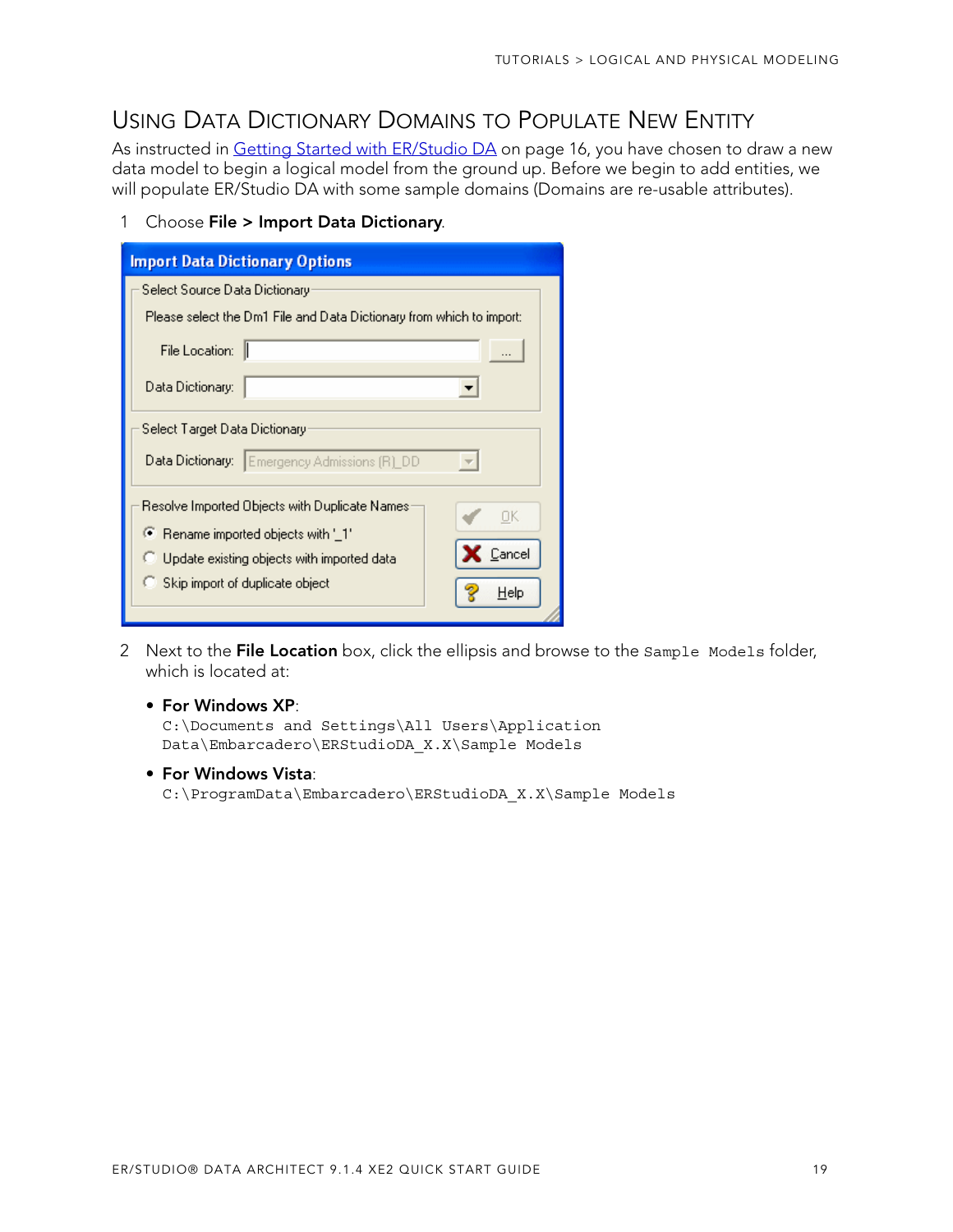## Using Data Dictionary Domains to Populate New Entity

As instructed in Getting Started with ER/Studio DA on page 16, you have chosen to draw a new data model to begin a logical model from the ground up. Before we begin to add entities, we will populate ER/Studio DA with some sample domains (Domains are re-usable attributes).

1. Choose **File > Import Data Dictionary**.

2. Next to the **File Location** box, click the ellipsis and browse to the `Sample Models` folder, which is located at:

   - **For Windows XP**:
     `C:\Documents and Settings\All Users\Application Data\Embarcadero\ERStudioDA_X.X\Sample Models`

   - **For Windows Vista**:
     `C:\ProgramData\Embarcadero\ERStudioDA_X.X\Sample Models`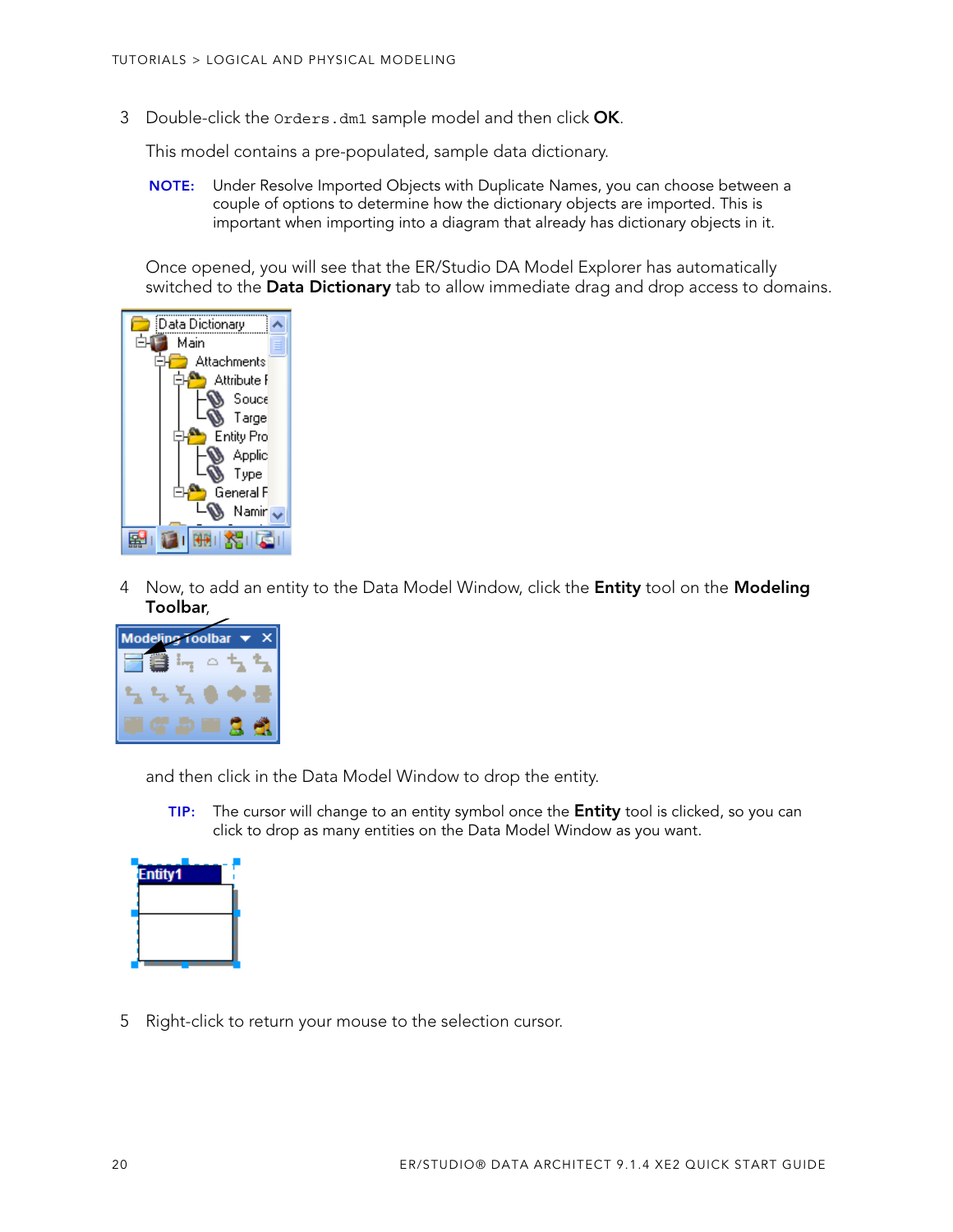3. Double-click the `Orders.dm1` sample model and then click **OK**.

   This model contains a pre-populated, sample data dictionary.

   **NOTE:** Under Resolve Imported Objects with Duplicate Names, you can choose between a couple of options to determine how the dictionary objects are imported. This is important when importing into a diagram that already has dictionary objects in it.

   Once opened, you will see that the ER/Studio DA Model Explorer has automatically switched to the **Data Dictionary** tab to allow immediate drag and drop access to domains.

4. Now, to add an entity to the Data Model Window, click the **Entity** tool on the **Modeling Toolbar**,

   and then click in the Data Model Window to drop the entity.

   **TIP:** The cursor will change to an entity symbol once the **Entity** tool is clicked, so you can click to drop as many entities on the Data Model Window as you want.

5. Right-click to return your mouse to the selection cursor.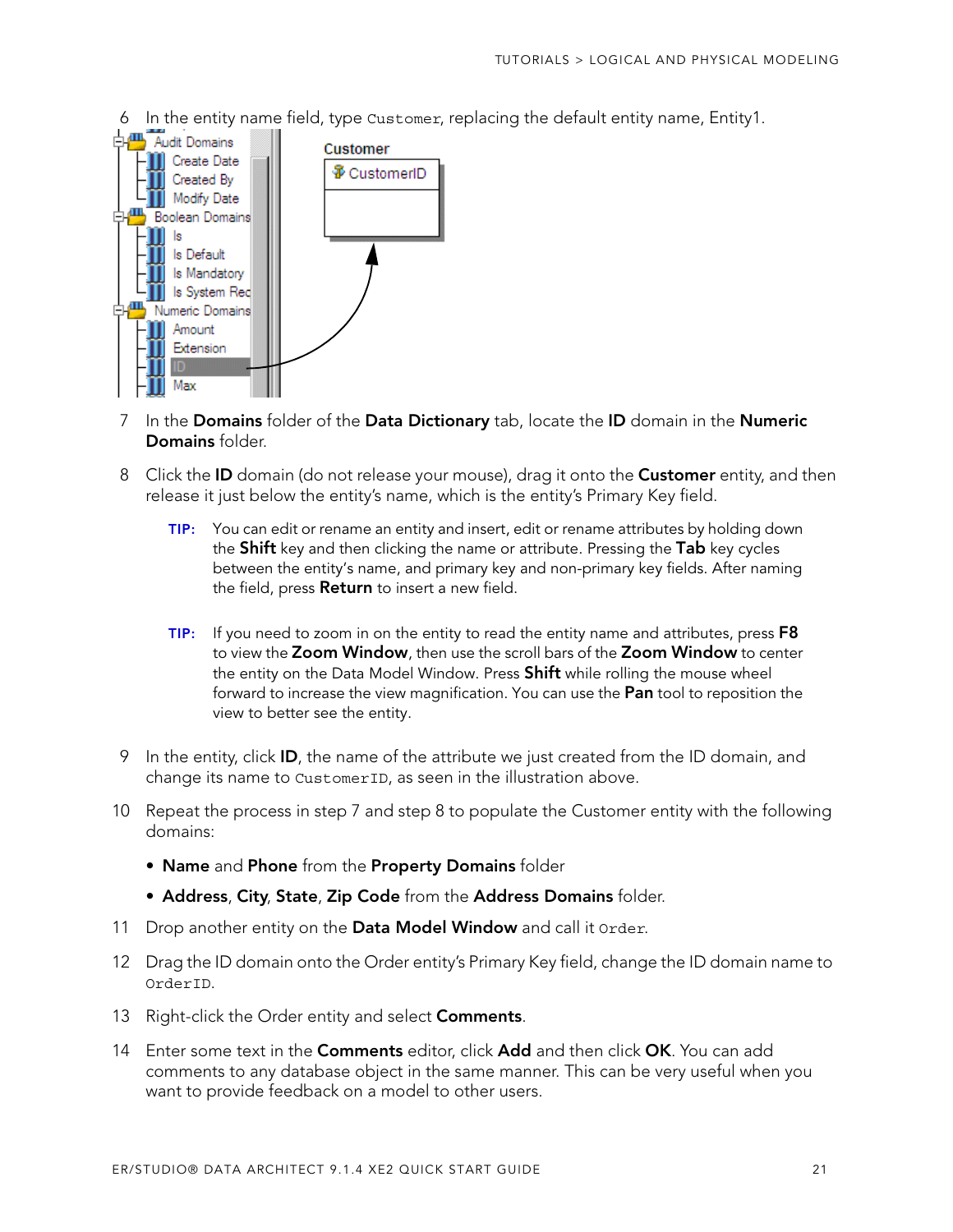6 In the entity name field, type `Customer`, replacing the default entity name, Entity1.

7 In the **Domains** folder of the **Data Dictionary** tab, locate the **ID** domain in the **Numeric Domains** folder.

8 Click the **ID** domain (do not release your mouse), drag it onto the **Customer** entity, and then release it just below the entity's name, which is the entity's Primary Key field.

> **TIP:** You can edit or rename an entity and insert, edit or rename attributes by holding down the **Shift** key and then clicking the name or attribute. Pressing the **Tab** key cycles between the entity's name, and primary key and non-primary key fields. After naming the field, press **Return** to insert a new field.

> **TIP:** If you need to zoom in on the entity to read the entity name and attributes, press **F8** to view the **Zoom Window**, then use the scroll bars of the **Zoom Window** to center the entity on the Data Model Window. Press **Shift** while rolling the mouse wheel forward to increase the view magnification. You can use the **Pan** tool to reposition the view to better see the entity.

9 In the entity, click **ID**, the name of the attribute we just created from the ID domain, and change its name to `CustomerID`, as seen in the illustration above.

10 Repeat the process in step 7 and step 8 to populate the Customer entity with the following domains:

- **Name** and **Phone** from the **Property Domains** folder
- **Address**, **City**, **State**, **Zip Code** from the **Address Domains** folder.

11 Drop another entity on the **Data Model Window** and call it `Order`.

12 Drag the ID domain onto the Order entity's Primary Key field, change the ID domain name to `OrderID`.

13 Right-click the Order entity and select **Comments**.

14 Enter some text in the **Comments** editor, click **Add** and then click **OK**. You can add comments to any database object in the same manner. This can be very useful when you want to provide feedback on a model to other users.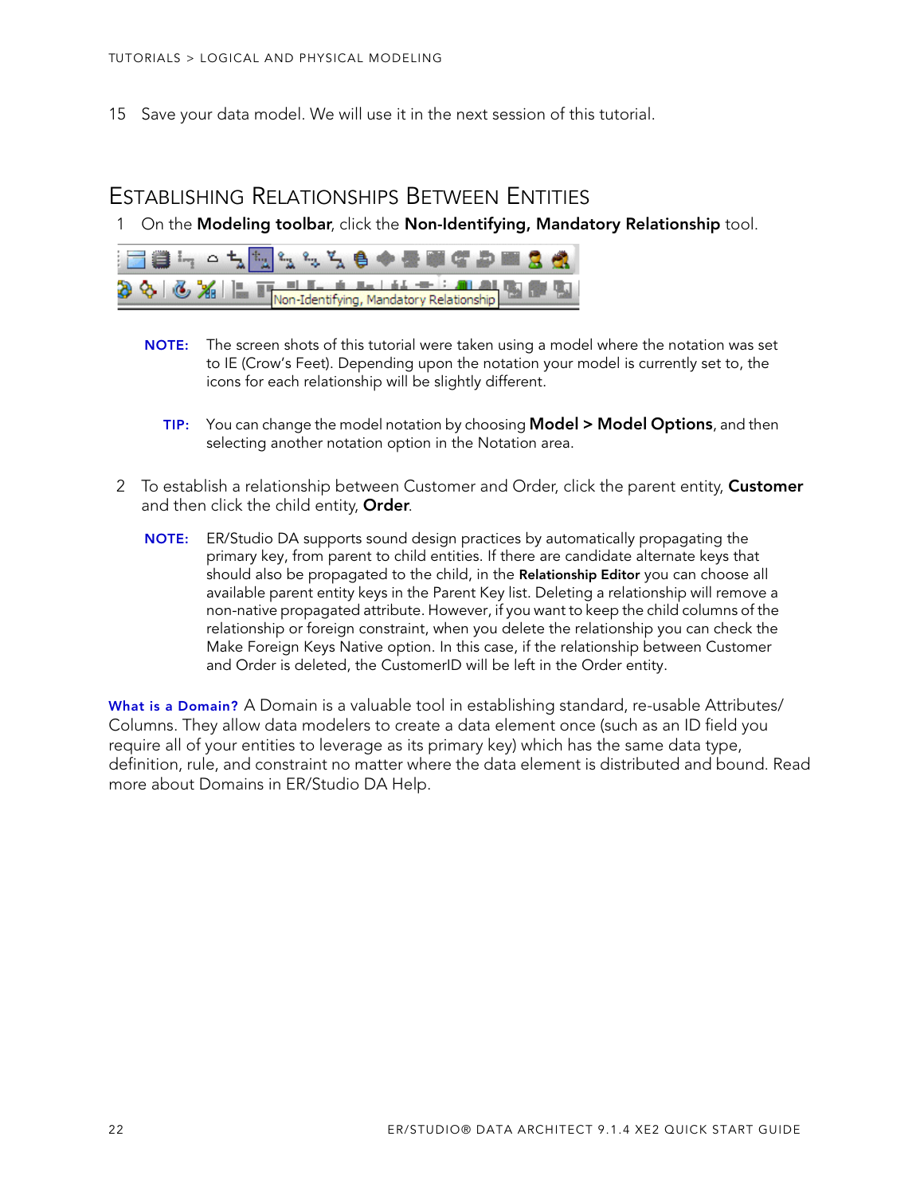15 Save your data model. We will use it in the next session of this tutorial.

## Establishing Relationships Between Entities

1 On the **Modeling toolbar**, click the **Non-Identifying, Mandatory Relationship** tool.

> **NOTE:** The screen shots of this tutorial were taken using a model where the notation was set to IE (Crow's Feet). Depending upon the notation your model is currently set to, the icons for each relationship will be slightly different.

> **TIP:** You can change the model notation by choosing **Model > Model Options**, and then selecting another notation option in the Notation area.

2 To establish a relationship between Customer and Order, click the parent entity, **Customer** and then click the child entity, **Order**.

> **NOTE:** ER/Studio DA supports sound design practices by automatically propagating the primary key, from parent to child entities. If there are candidate alternate keys that should also be propagated to the child, in the **Relationship Editor** you can choose all available parent entity keys in the Parent Key list. Deleting a relationship will remove a non-native propagated attribute. However, if you want to keep the child columns of the relationship or foreign constraint, when you delete the relationship you can check the Make Foreign Keys Native option. In this case, if the relationship between Customer and Order is deleted, the CustomerID will be left in the Order entity.

**What is a Domain?** A Domain is a valuable tool in establishing standard, re-usable Attributes/ Columns. They allow data modelers to create a data element once (such as an ID field you require all of your entities to leverage as its primary key) which has the same data type, definition, rule, and constraint no matter where the data element is distributed and bound. Read more about Domains in ER/Studio DA Help.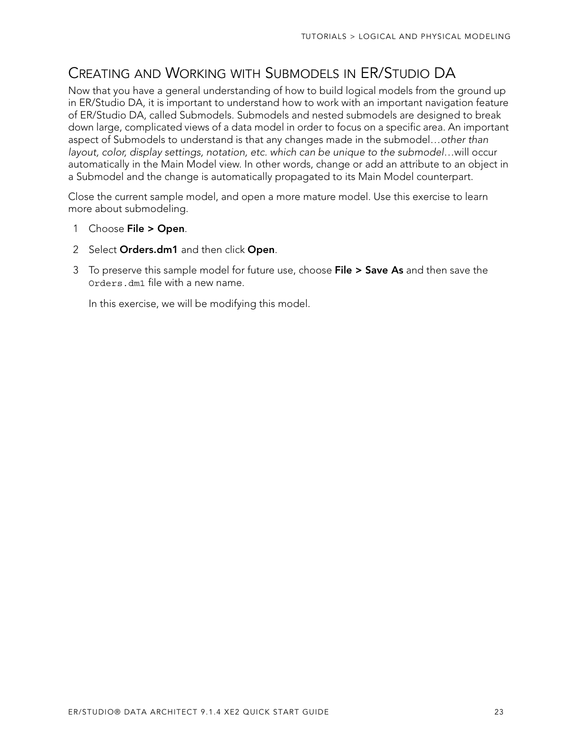## Creating and Working with Submodels in ER/Studio DA

Now that you have a general understanding of how to build logical models from the ground up in ER/Studio DA, it is important to understand how to work with an important navigation feature of ER/Studio DA, called Submodels. Submodels and nested submodels are designed to break down large, complicated views of a data model in order to focus on a specific area. An important aspect of Submodels to understand is that any changes made in the submodel…*other than layout, color, display settings, notation, etc. which can be unique to the submodel*…will occur automatically in the Main Model view. In other words, change or add an attribute to an object in a Submodel and the change is automatically propagated to its Main Model counterpart.

Close the current sample model, and open a more mature model. Use this exercise to learn more about submodeling.

1. Choose **File > Open**.
2. Select **Orders.dm1** and then click **Open**.
3. To preserve this sample model for future use, choose **File > Save As** and then save the `Orders.dm1` file with a new name.

   In this exercise, we will be modifying this model.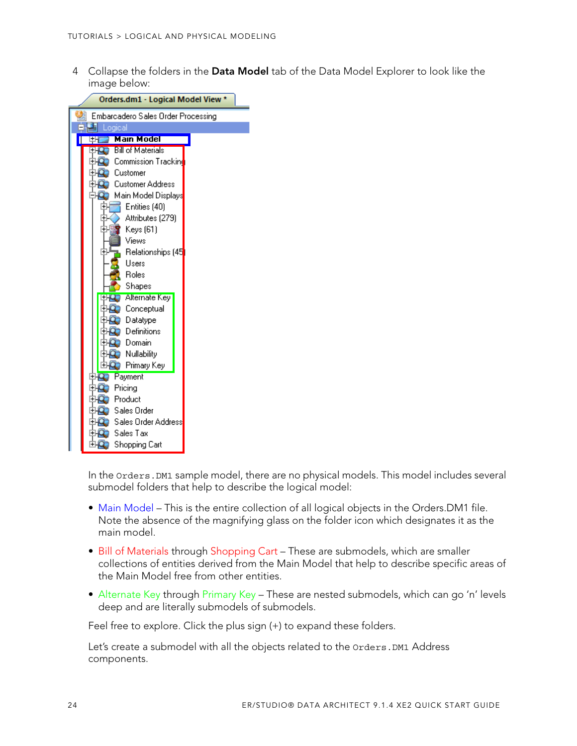4 Collapse the folders in the **Data Model** tab of the Data Model Explorer to look like the image below:

In the `Orders.DM1` sample model, there are no physical models. This model includes several submodel folders that help to describe the logical model:

- Main Model – This is the entire collection of all logical objects in the Orders.DM1 file. Note the absence of the magnifying glass on the folder icon which designates it as the main model.
- Bill of Materials through Shopping Cart – These are submodels, which are smaller collections of entities derived from the Main Model that help to describe specific areas of the Main Model free from other entities.
- Alternate Key through Primary Key – These are nested submodels, which can go 'n' levels deep and are literally submodels of submodels.

Feel free to explore. Click the plus sign (+) to expand these folders.

Let's create a submodel with all the objects related to the `Orders.DM1` Address components.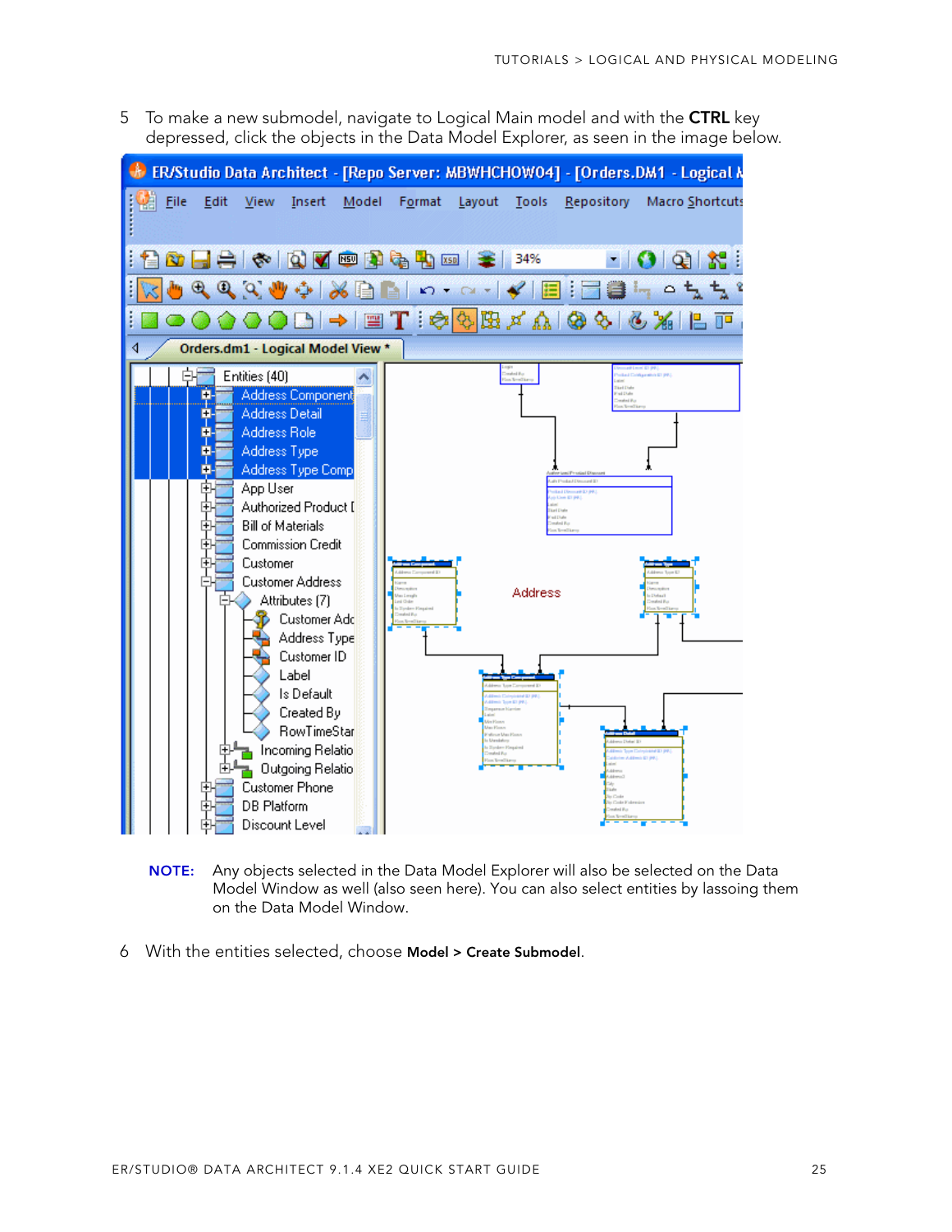5 To make a new submodel, navigate to Logical Main model and with the **CTRL** key depressed, click the objects in the Data Model Explorer, as seen in the image below.

**NOTE:** Any objects selected in the Data Model Explorer will also be selected on the Data Model Window as well (also seen here). You can also select entities by lassoing them on the Data Model Window.

6 With the entities selected, choose **Model > Create Submodel**.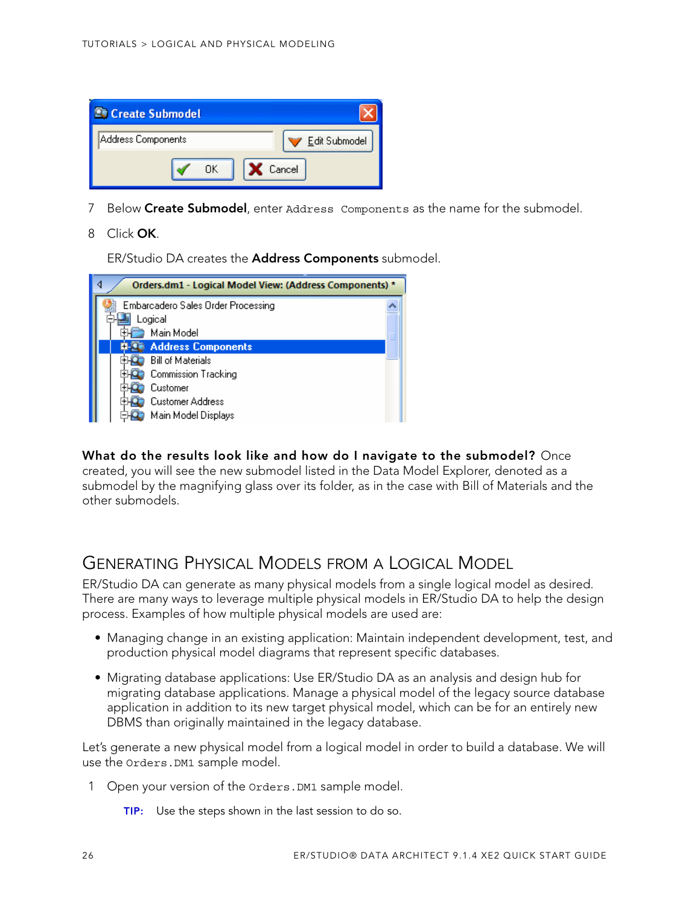7 Below **Create Submodel**, enter `Address Components` as the name for the submodel.

8 Click **OK**.

ER/Studio DA creates the **Address Components** submodel.

**What do the results look like and how do I navigate to the submodel?** Once created, you will see the new submodel listed in the Data Model Explorer, denoted as a submodel by the magnifying glass over its folder, as in the case with Bill of Materials and the other submodels.

## Generating Physical Models from a Logical Model

ER/Studio DA can generate as many physical models from a single logical model as desired. There are many ways to leverage multiple physical models in ER/Studio DA to help the design process. Examples of how multiple physical models are used are:

- Managing change in an existing application: Maintain independent development, test, and production physical model diagrams that represent specific databases.
- Migrating database applications: Use ER/Studio DA as an analysis and design hub for migrating database applications. Manage a physical model of the legacy source database application in addition to its new target physical model, which can be for an entirely new DBMS than originally maintained in the legacy database.

Let's generate a new physical model from a logical model in order to build a database. We will use the `Orders.DM1` sample model.

1 Open your version of the `Orders.DM1` sample model.

**TIP:** Use the steps shown in the last session to do so.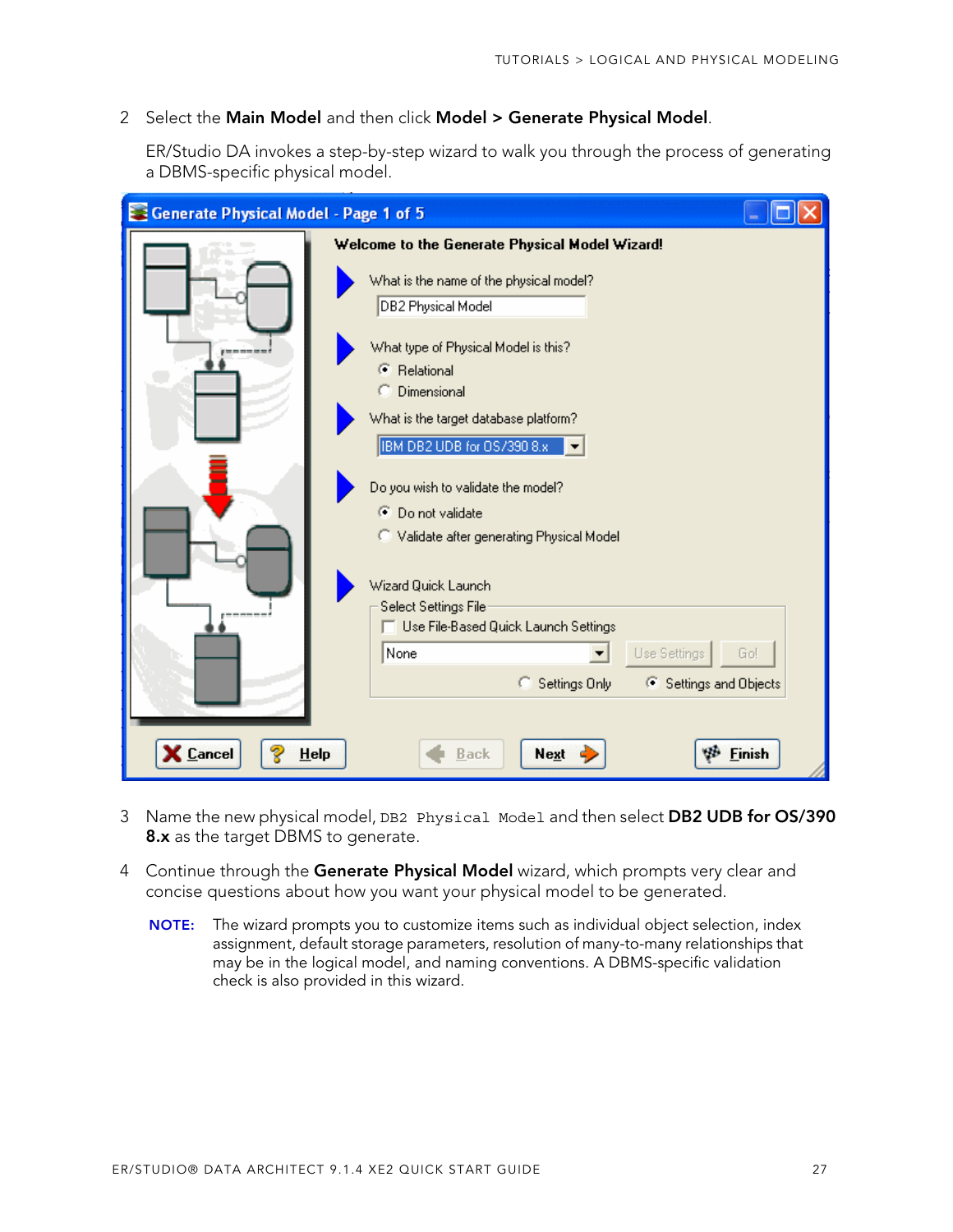2 Select the **Main Model** and then click **Model > Generate Physical Model**.

ER/Studio DA invokes a step-by-step wizard to walk you through the process of generating a DBMS-specific physical model.

3 Name the new physical model, `DB2 Physical Model` and then select **DB2 UDB for OS/390 8.x** as the target DBMS to generate.

4 Continue through the **Generate Physical Model** wizard, which prompts very clear and concise questions about how you want your physical model to be generated.

**NOTE:** The wizard prompts you to customize items such as individual object selection, index assignment, default storage parameters, resolution of many-to-many relationships that may be in the logical model, and naming conventions. A DBMS-specific validation check is also provided in this wizard.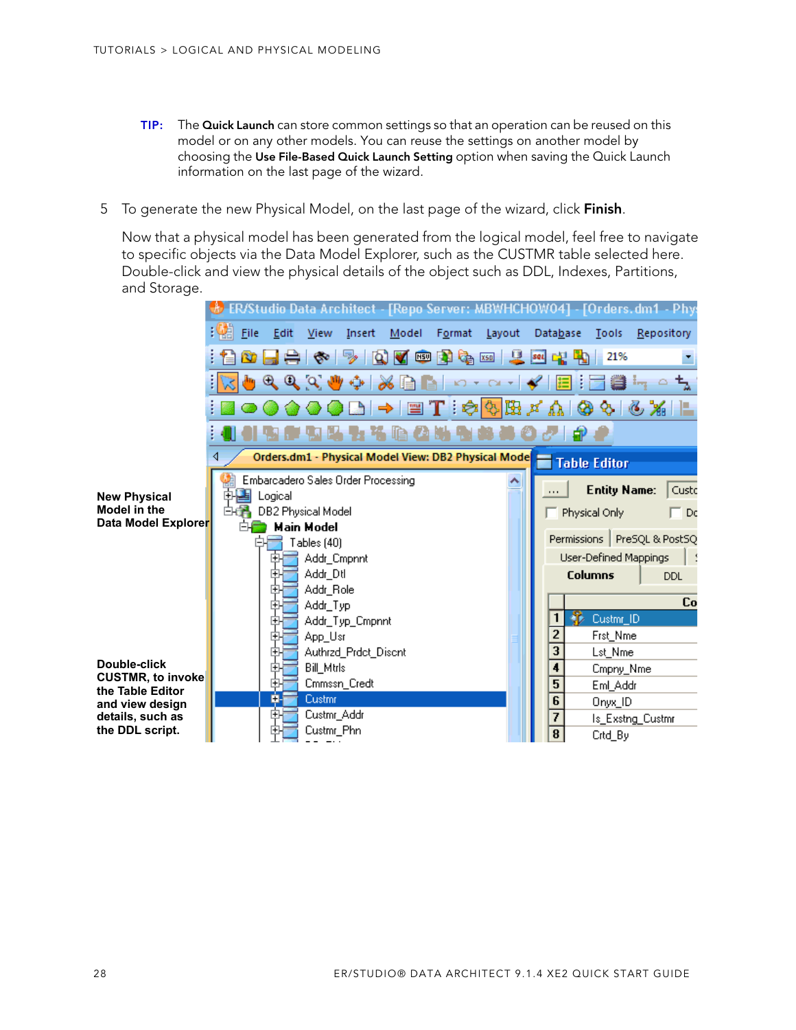**TIP:** The **Quick Launch** can store common settings so that an operation can be reused on this model or on any other models. You can reuse the settings on another model by choosing the **Use File-Based Quick Launch Setting** option when saving the Quick Launch information on the last page of the wizard.

5 To generate the new Physical Model, on the last page of the wizard, click **Finish**.

Now that a physical model has been generated from the logical model, feel free to navigate to specific objects via the Data Model Explorer, such as the CUSTMR table selected here. Double-click and view the physical details of the object such as DDL, Indexes, Partitions, and Storage.

**New Physical Model in the Data Model Explorer**

**Double-click CUSTMR, to invoke the Table Editor and view design details, such as the DDL script.**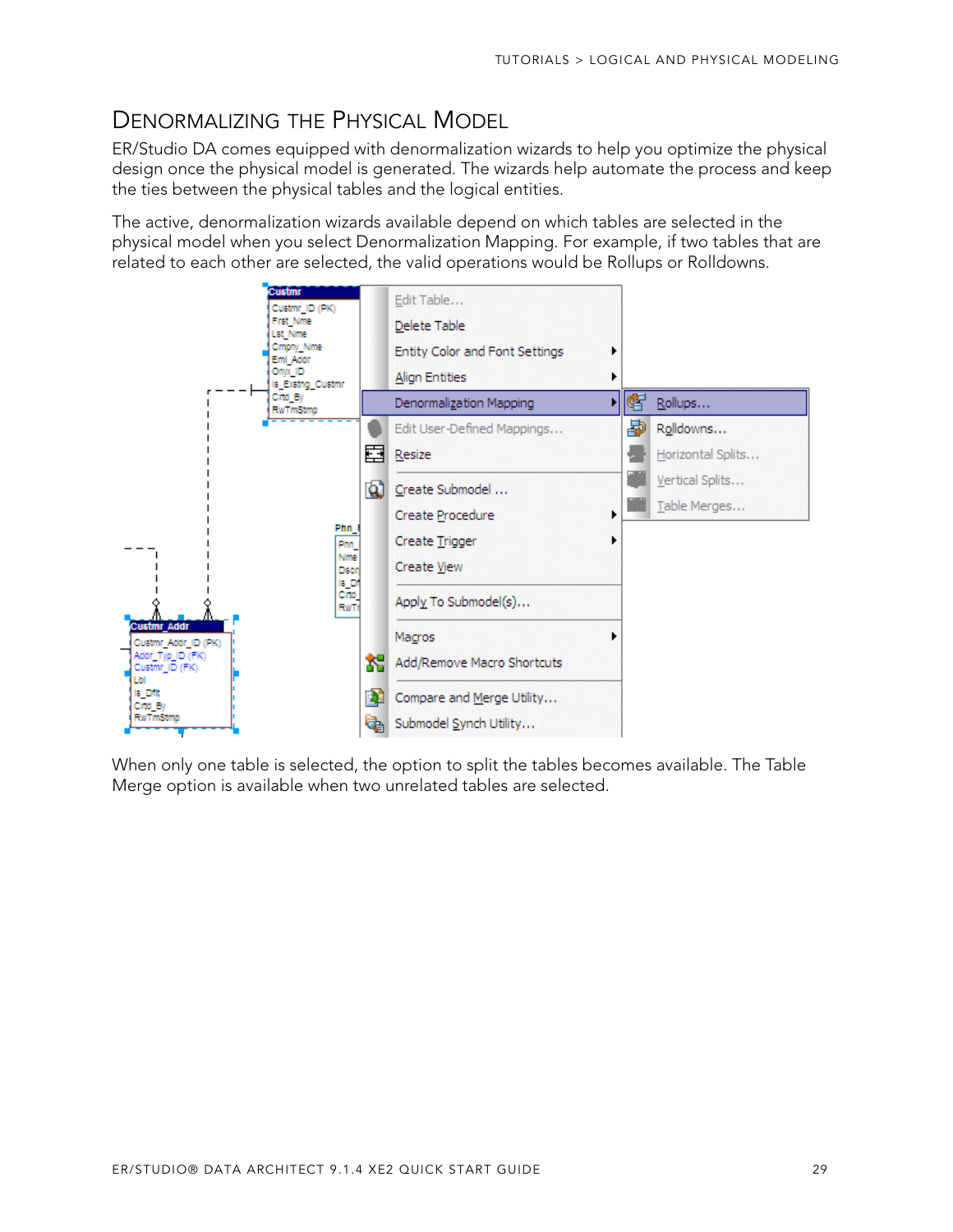## Denormalizing the Physical Model

ER/Studio DA comes equipped with denormalization wizards to help you optimize the physical design once the physical model is generated. The wizards help automate the process and keep the ties between the physical tables and the logical entities.

The active, denormalization wizards available depend on which tables are selected in the physical model when you select Denormalization Mapping. For example, if two tables that are related to each other are selected, the valid operations would be Rollups or Rolldowns.

When only one table is selected, the option to split the tables becomes available. The Table Merge option is available when two unrelated tables are selected.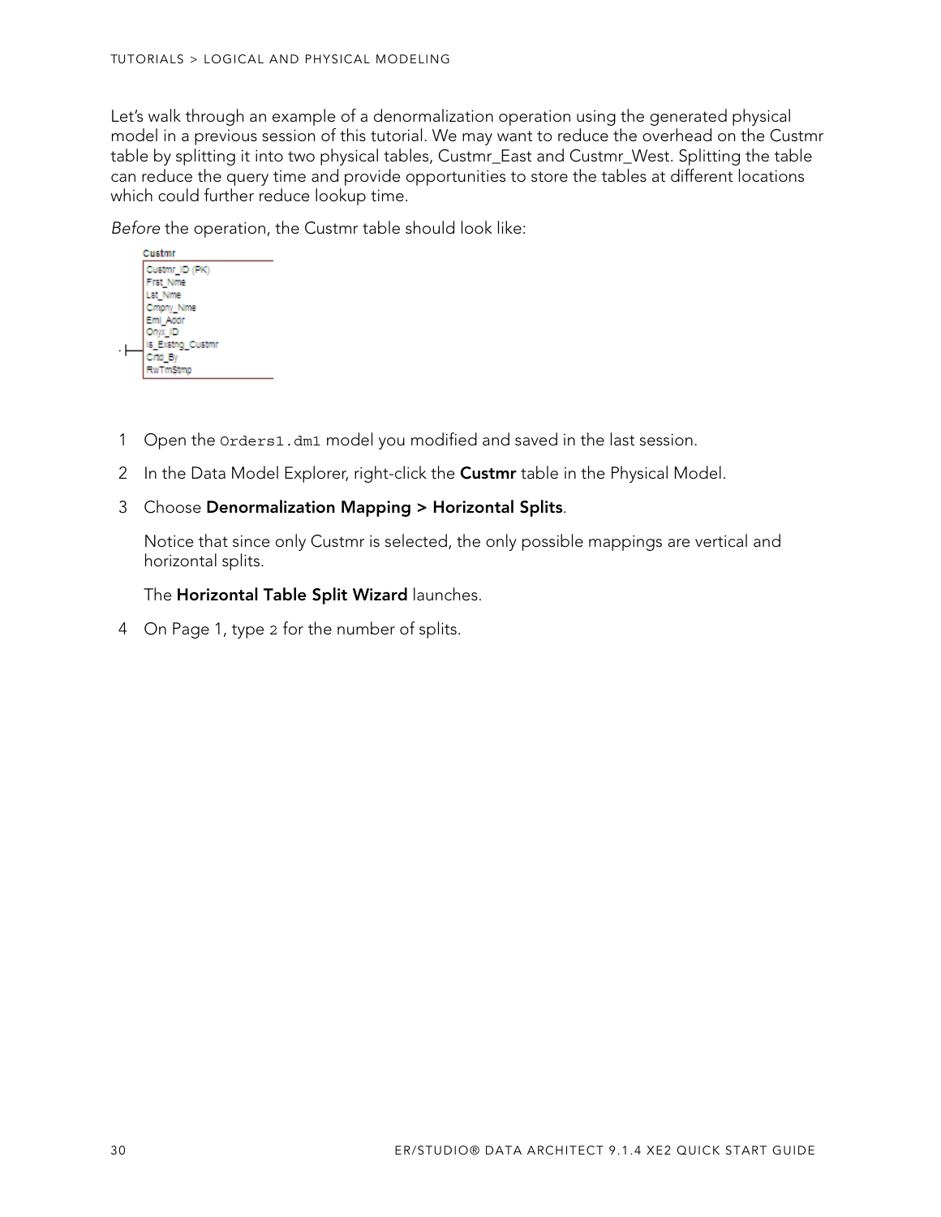Let's walk through an example of a denormalization operation using the generated physical model in a previous session of this tutorial. We may want to reduce the overhead on the Custmr table by splitting it into two physical tables, Custmr_East and Custmr_West. Splitting the table can reduce the query time and provide opportunities to store the tables at different locations which could further reduce lookup time.

*Before* the operation, the Custmr table should look like:

| Custmr |
| --- |
| Custmr_ID (PK) |
| Frst_Nme |
| Lst_Nme |
| Cmpny_Nme |
| Eml_Addr |
| Onyx_ID |
| Is_Exstng_Custmr |
| Crtd_By |
| RwTmStmp |

1. Open the `Orders1.dm1` model you modified and saved in the last session.
2. In the Data Model Explorer, right-click the **Custmr** table in the Physical Model.
3. Choose **Denormalization Mapping > Horizontal Splits**.

   Notice that since only Custmr is selected, the only possible mappings are vertical and horizontal splits.

   The **Horizontal Table Split Wizard** launches.
4. On Page 1, type `2` for the number of splits.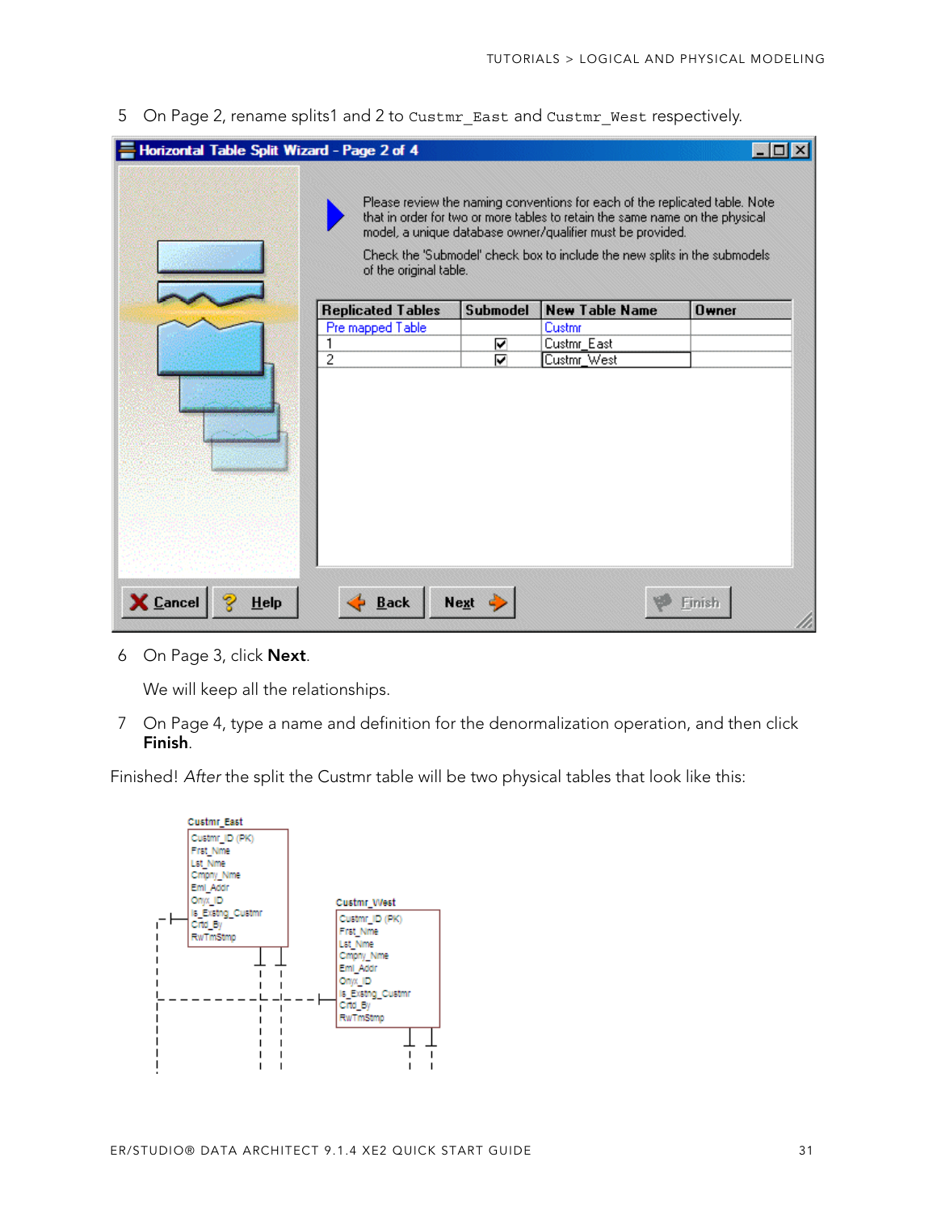5 On Page 2, rename splits1 and 2 to `Custmr_East` and `Custmr_West` respectively.

6 On Page 3, click **Next**.

We will keep all the relationships.

7 On Page 4, type a name and definition for the denormalization operation, and then click **Finish**.

Finished! *After* the split the Custmr table will be two physical tables that look like this: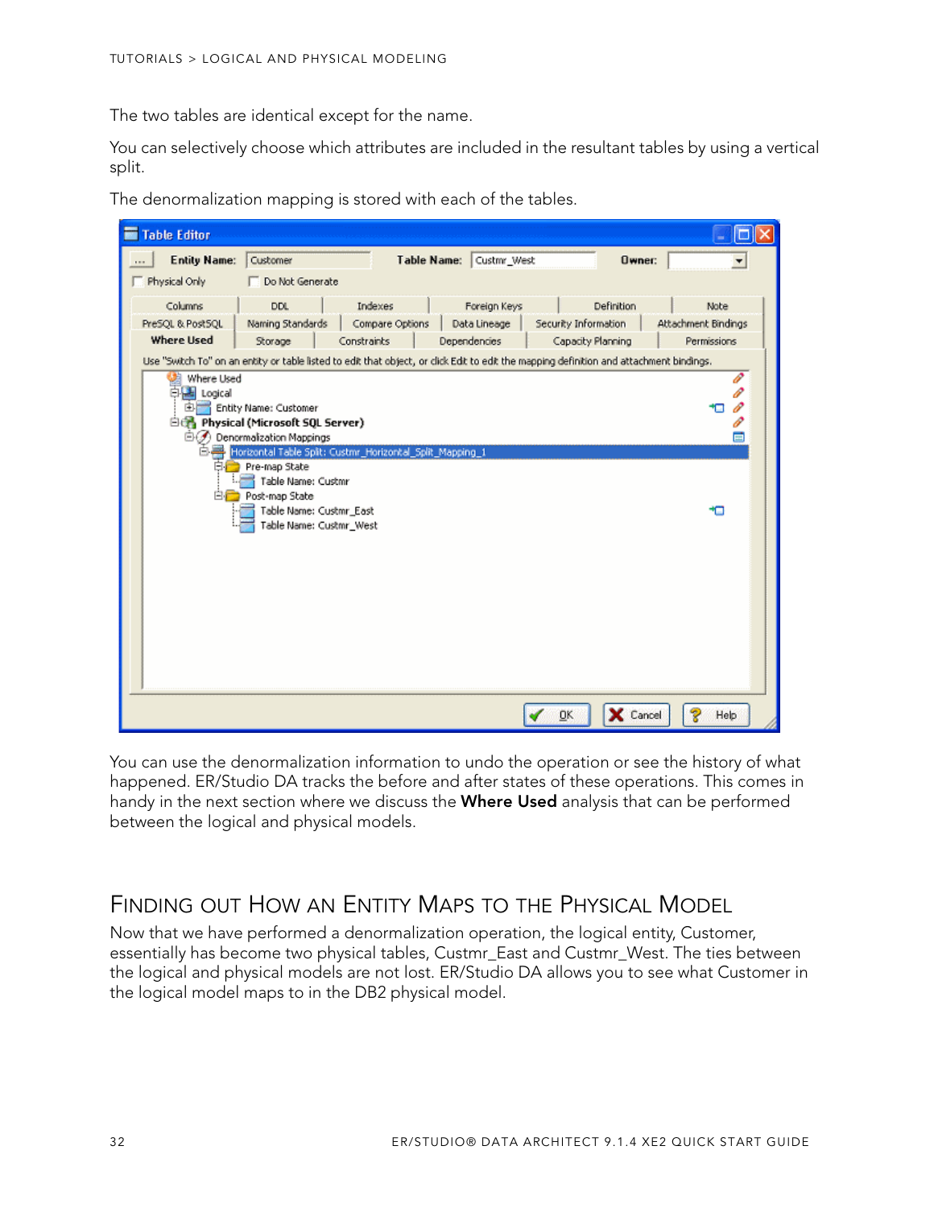The two tables are identical except for the name.

You can selectively choose which attributes are included in the resultant tables by using a vertical split.

The denormalization mapping is stored with each of the tables.

You can use the denormalization information to undo the operation or see the history of what happened. ER/Studio DA tracks the before and after states of these operations. This comes in handy in the next section where we discuss the **Where Used** analysis that can be performed between the logical and physical models.

## Finding out How an Entity Maps to the Physical Model

Now that we have performed a denormalization operation, the logical entity, Customer, essentially has become two physical tables, Custmr_East and Custmr_West. The ties between the logical and physical models are not lost. ER/Studio DA allows you to see what Customer in the logical model maps to in the DB2 physical model.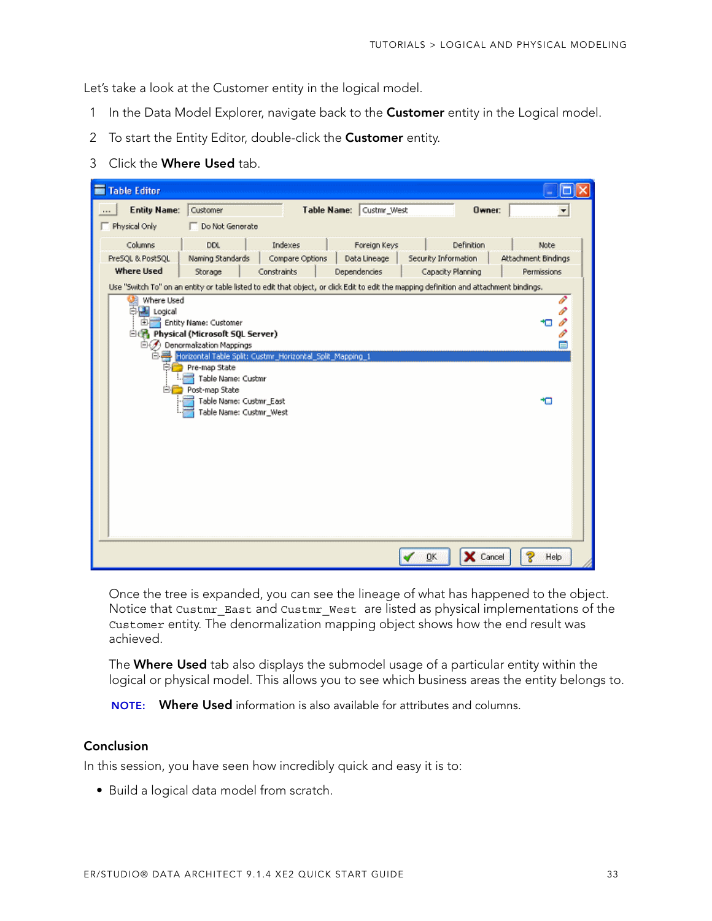Let's take a look at the Customer entity in the logical model.

1. In the Data Model Explorer, navigate back to the **Customer** entity in the Logical model.
2. To start the Entity Editor, double-click the **Customer** entity.
3. Click the **Where Used** tab.

Once the tree is expanded, you can see the lineage of what has happened to the object. Notice that `Custmr_East` and `Custmr_West` are listed as physical implementations of the `Customer` entity. The denormalization mapping object shows how the end result was achieved.

The **Where Used** tab also displays the submodel usage of a particular entity within the logical or physical model. This allows you to see which business areas the entity belongs to.

**NOTE:** **Where Used** information is also available for attributes and columns.

### Conclusion

In this session, you have seen how incredibly quick and easy it is to:

- Build a logical data model from scratch.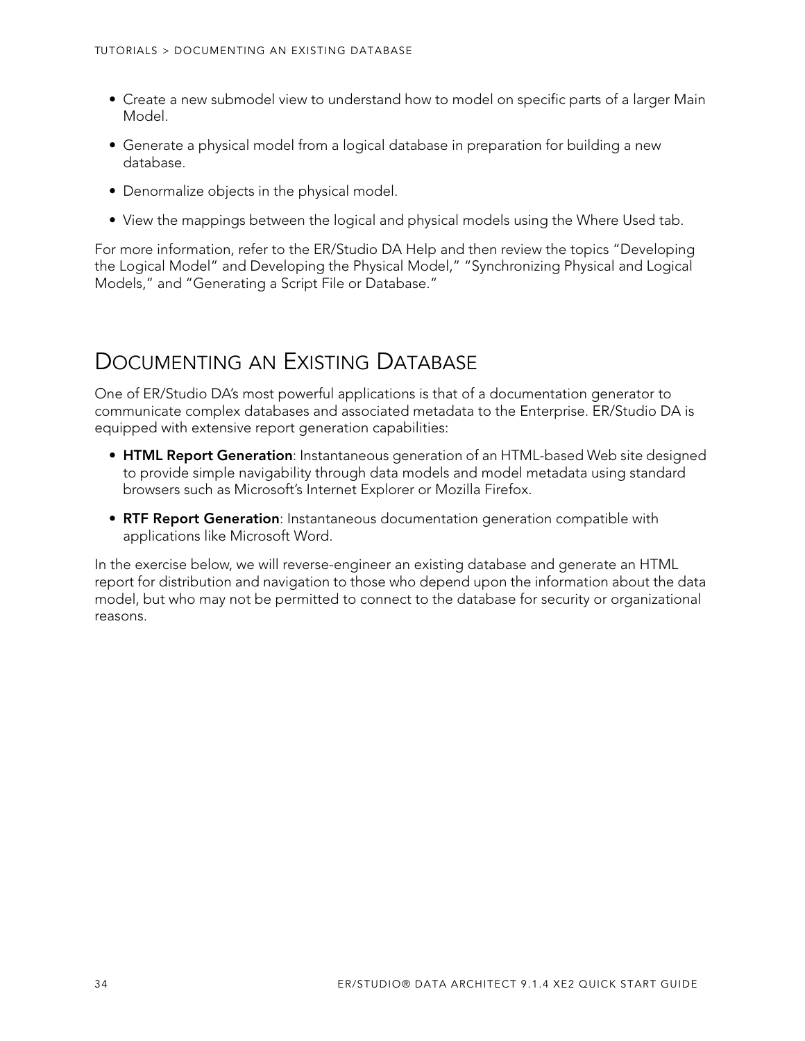- Create a new submodel view to understand how to model on specific parts of a larger Main Model.
- Generate a physical model from a logical database in preparation for building a new database.
- Denormalize objects in the physical model.
- View the mappings between the logical and physical models using the Where Used tab.

For more information, refer to the ER/Studio DA Help and then review the topics "Developing the Logical Model" and Developing the Physical Model," "Synchronizing Physical and Logical Models," and "Generating a Script File or Database."

## Documenting an Existing Database

One of ER/Studio DA's most powerful applications is that of a documentation generator to communicate complex databases and associated metadata to the Enterprise. ER/Studio DA is equipped with extensive report generation capabilities:

- **HTML Report Generation**: Instantaneous generation of an HTML-based Web site designed to provide simple navigability through data models and model metadata using standard browsers such as Microsoft's Internet Explorer or Mozilla Firefox.
- **RTF Report Generation**: Instantaneous documentation generation compatible with applications like Microsoft Word.

In the exercise below, we will reverse-engineer an existing database and generate an HTML report for distribution and navigation to those who depend upon the information about the data model, but who may not be permitted to connect to the database for security or organizational reasons.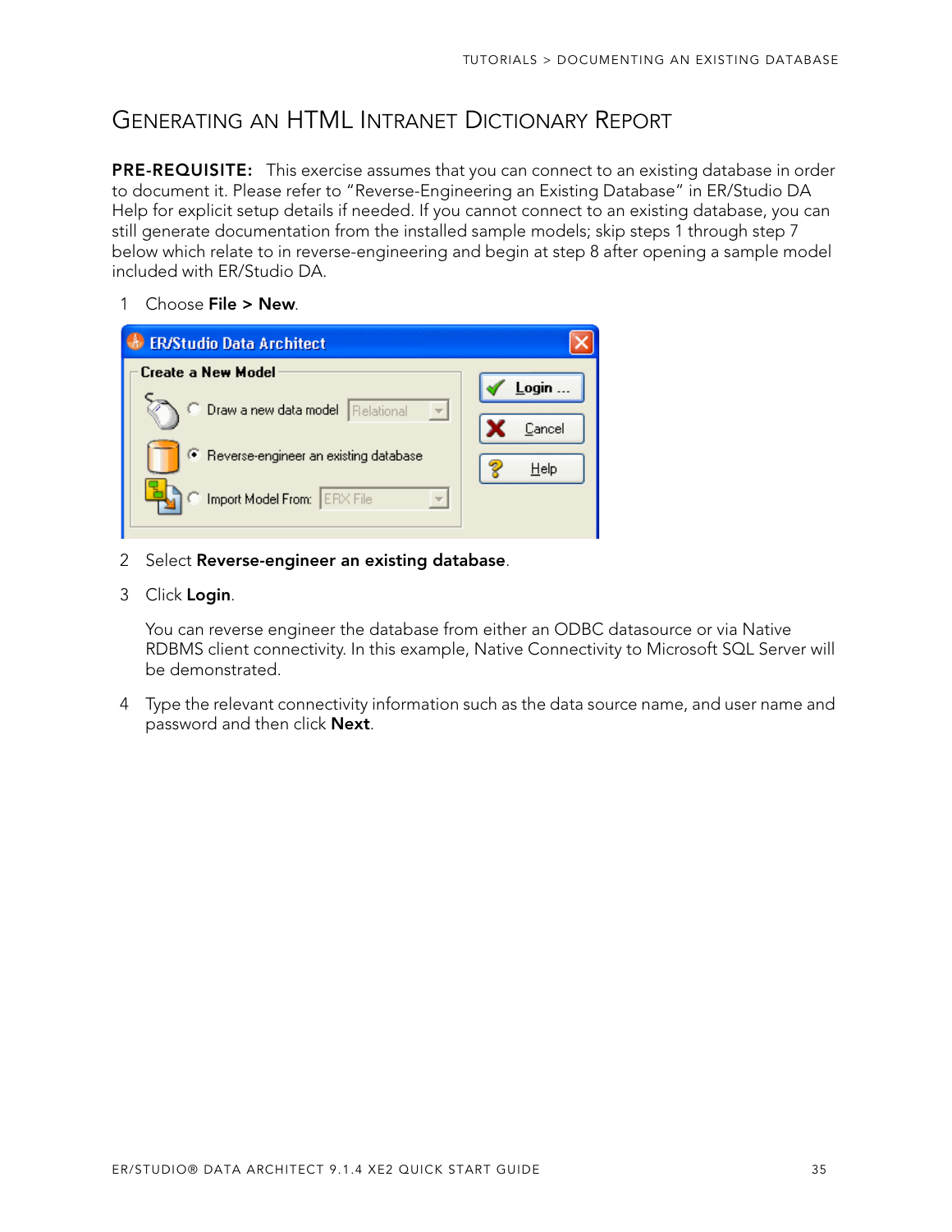## Generating an HTML Intranet Dictionary Report

**PRE-REQUISITE:** This exercise assumes that you can connect to an existing database in order to document it. Please refer to "Reverse-Engineering an Existing Database" in ER/Studio DA Help for explicit setup details if needed. If you cannot connect to an existing database, you can still generate documentation from the installed sample models; skip steps 1 through step 7 below which relate to in reverse-engineering and begin at step 8 after opening a sample model included with ER/Studio DA.

1 Choose **File > New**.

2 Select **Reverse-engineer an existing database**.

3 Click **Login**.

   You can reverse engineer the database from either an ODBC datasource or via Native RDBMS client connectivity. In this example, Native Connectivity to Microsoft SQL Server will be demonstrated.

4 Type the relevant connectivity information such as the data source name, and user name and password and then click **Next**.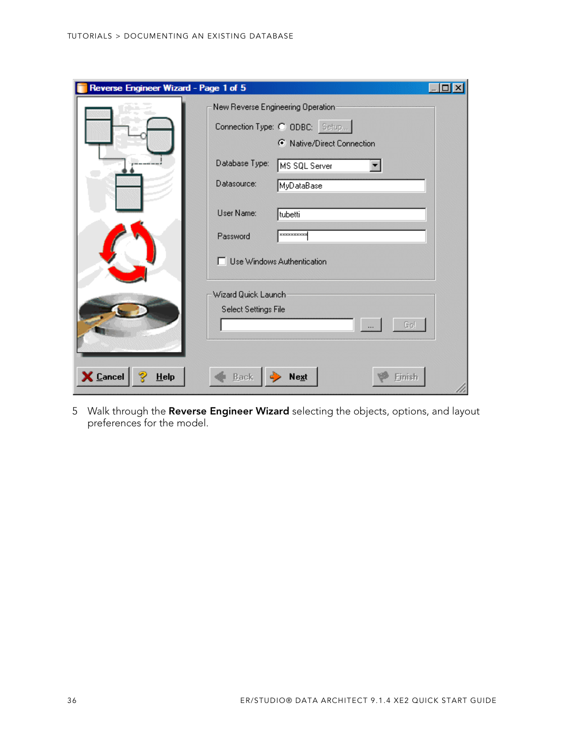5 Walk through the **Reverse Engineer Wizard** selecting the objects, options, and layout preferences for the model.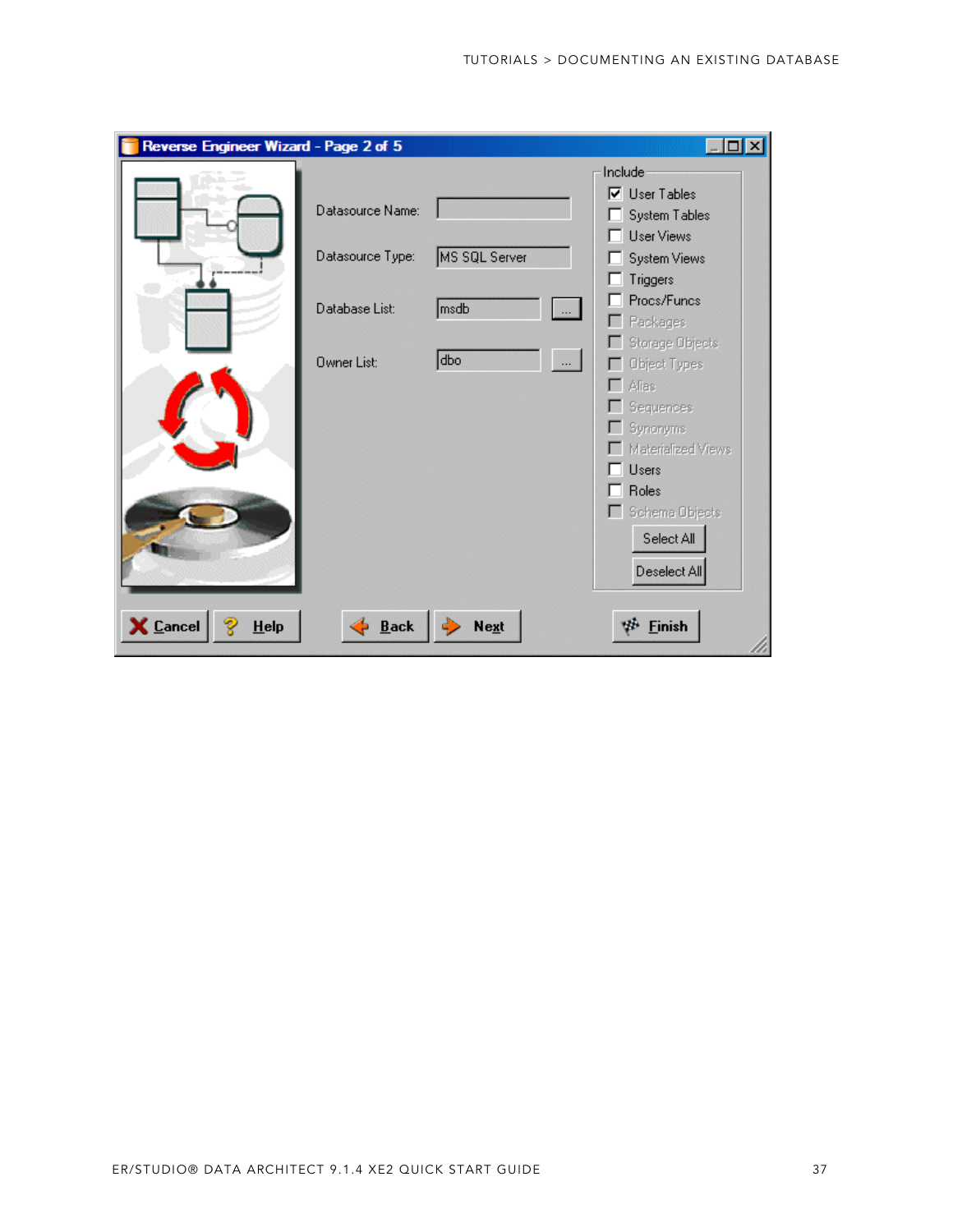Reverse Engineer Wizard - Page 2 of 5

Datasource Name:

Datasource Type: MS SQL Server

Database List: msdb

Owner List: dbo

Include

- [x] User Tables
- [ ] System Tables
- [ ] User Views
- [ ] System Views
- [ ] Triggers
- [ ] Procs/Funcs
- [ ] Packages
- [ ] Storage Objects
- [ ] Object Types
- [ ] Alias
- [ ] Sequences
- [ ] Synonyms
- [ ] Materialized Views
- [ ] Users
- [ ] Roles
- [ ] Schema Objects

Select All

Deselect All

Cancel | Help | Back | Next | Finish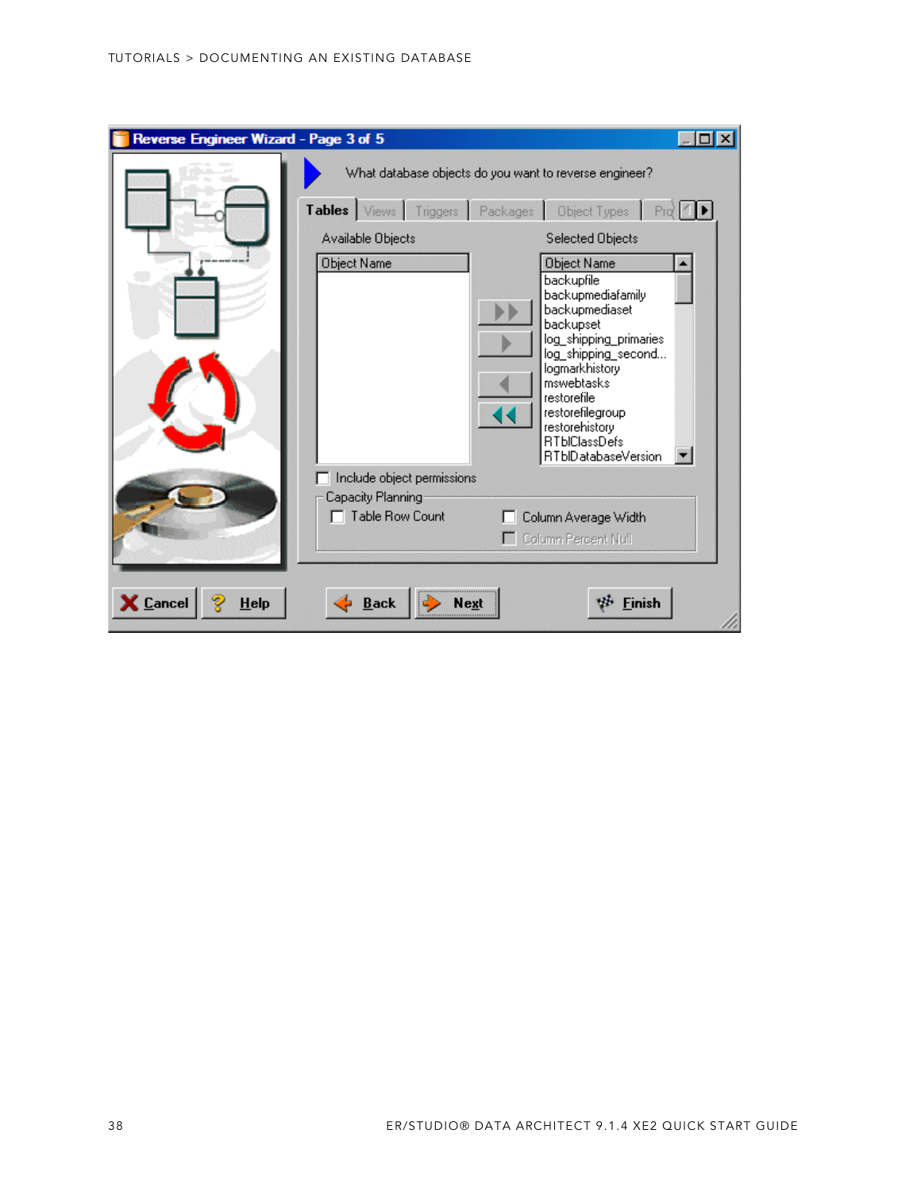**Reverse Engineer Wizard - Page 3 of 5**

What database objects do you want to reverse engineer?

Tabs: Tables | Views | Triggers | Packages | Object Types | Pro...

| Available Objects |
| --- |
| Object Name |

| Selected Objects |
| --- |
| Object Name |
| backupfile |
| backupmediafamily |
| backupmediaset |
| backupset |
| log_shipping_primaries |
| log_shipping_second... |
| logmarkhistory |
| mswebtasks |
| restorefile |
| restorefilegroup |
| restorehistory |
| RTblClassDefs |
| RTblDatabaseVersion |

- [ ] Include object permissions

Capacity Planning

- [ ] Table Row Count
- [ ] Column Average Width
- [ ] Column Percent Null

Cancel | Help | Back | Next | Finish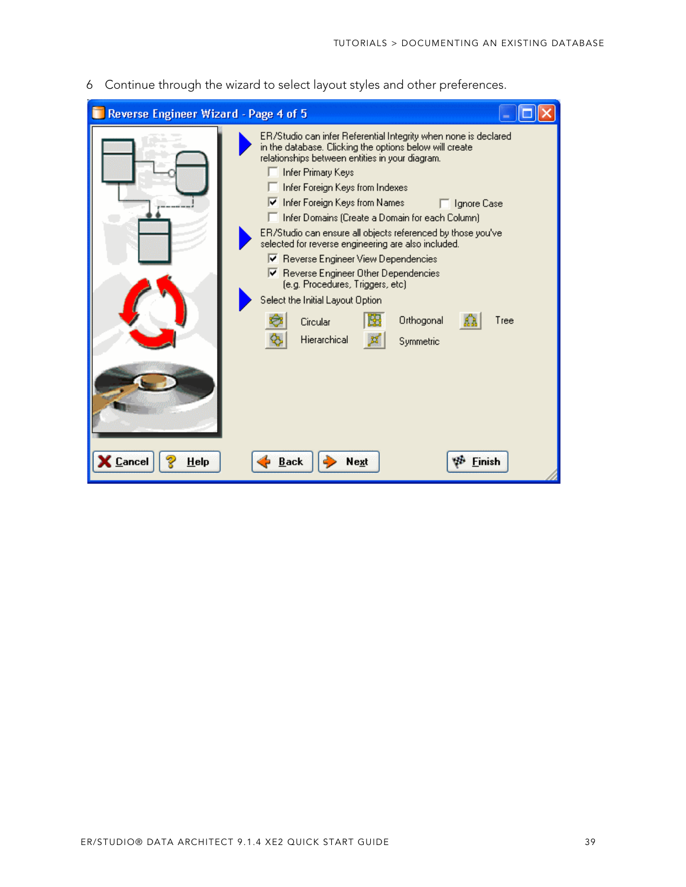6 Continue through the wizard to select layout styles and other preferences.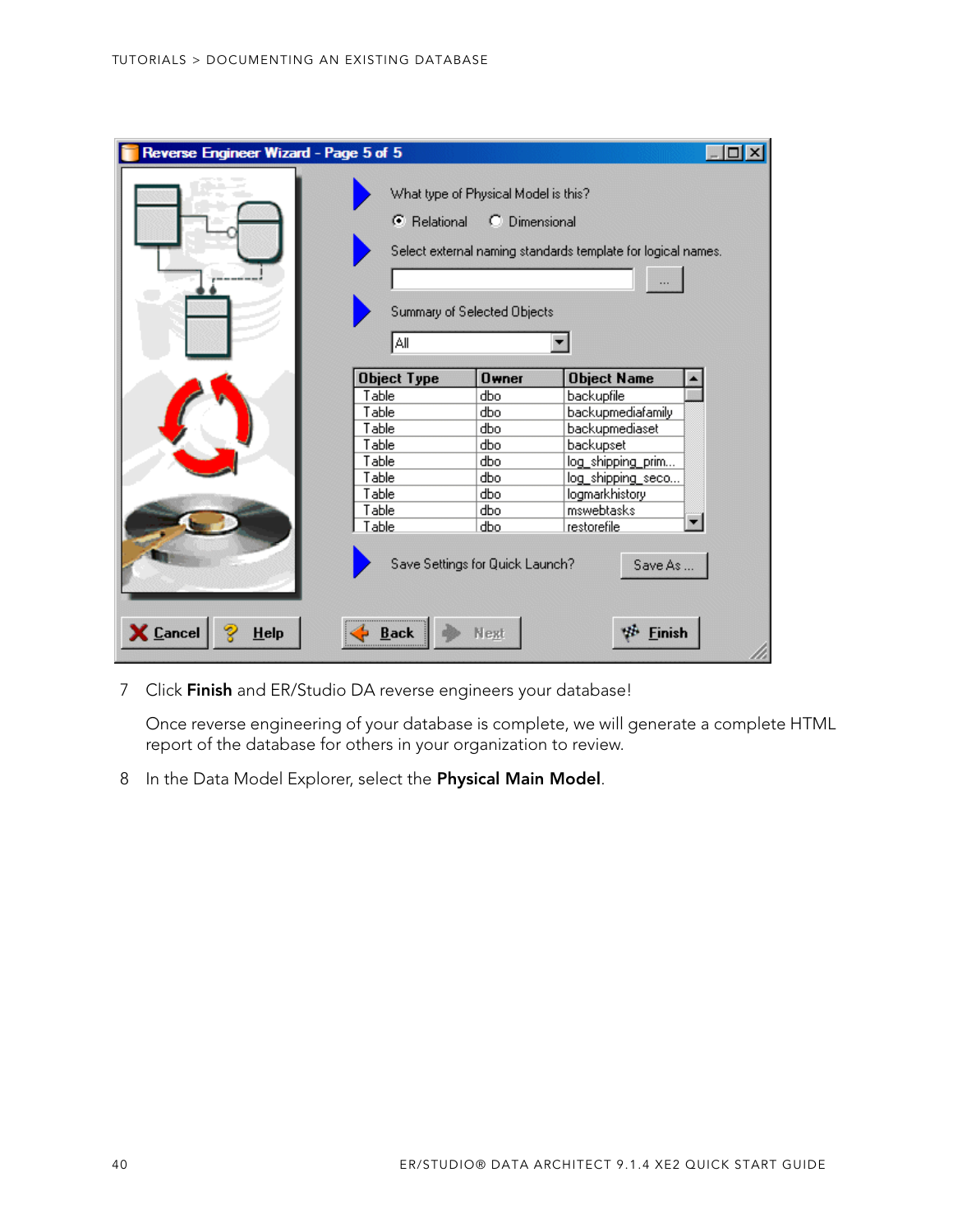7 Click **Finish** and ER/Studio DA reverse engineers your database!

Once reverse engineering of your database is complete, we will generate a complete HTML report of the database for others in your organization to review.

8 In the Data Model Explorer, select the **Physical Main Model**.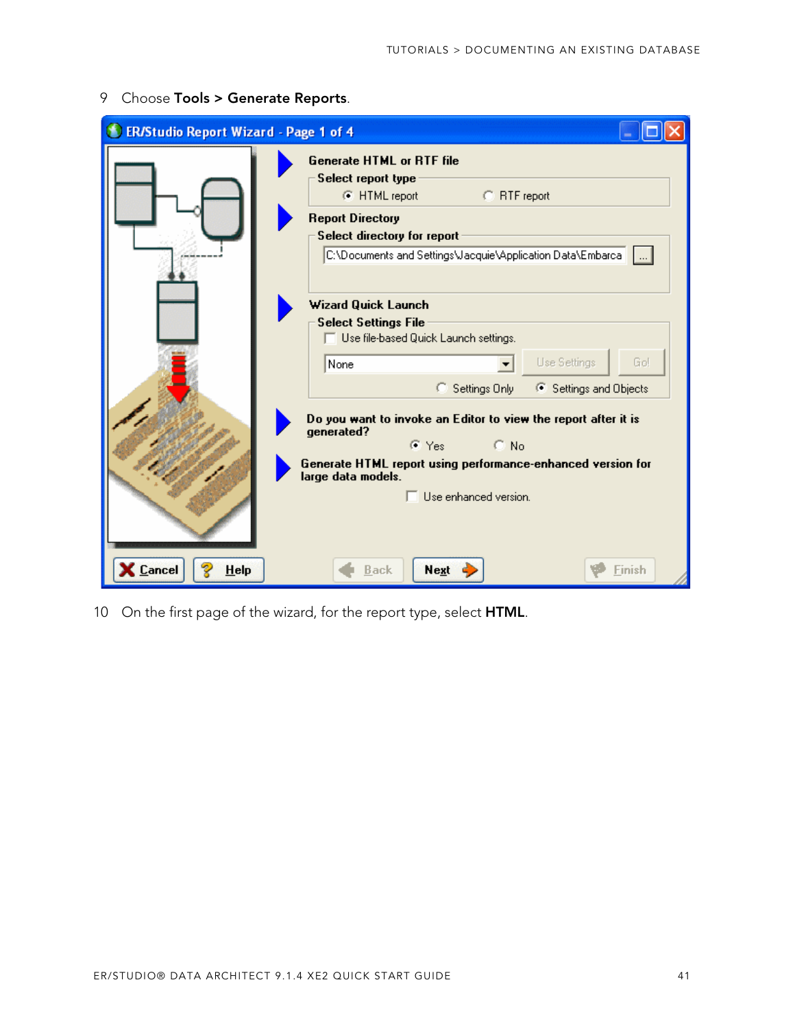9 Choose **Tools > Generate Reports**.

10 On the first page of the wizard, for the report type, select **HTML**.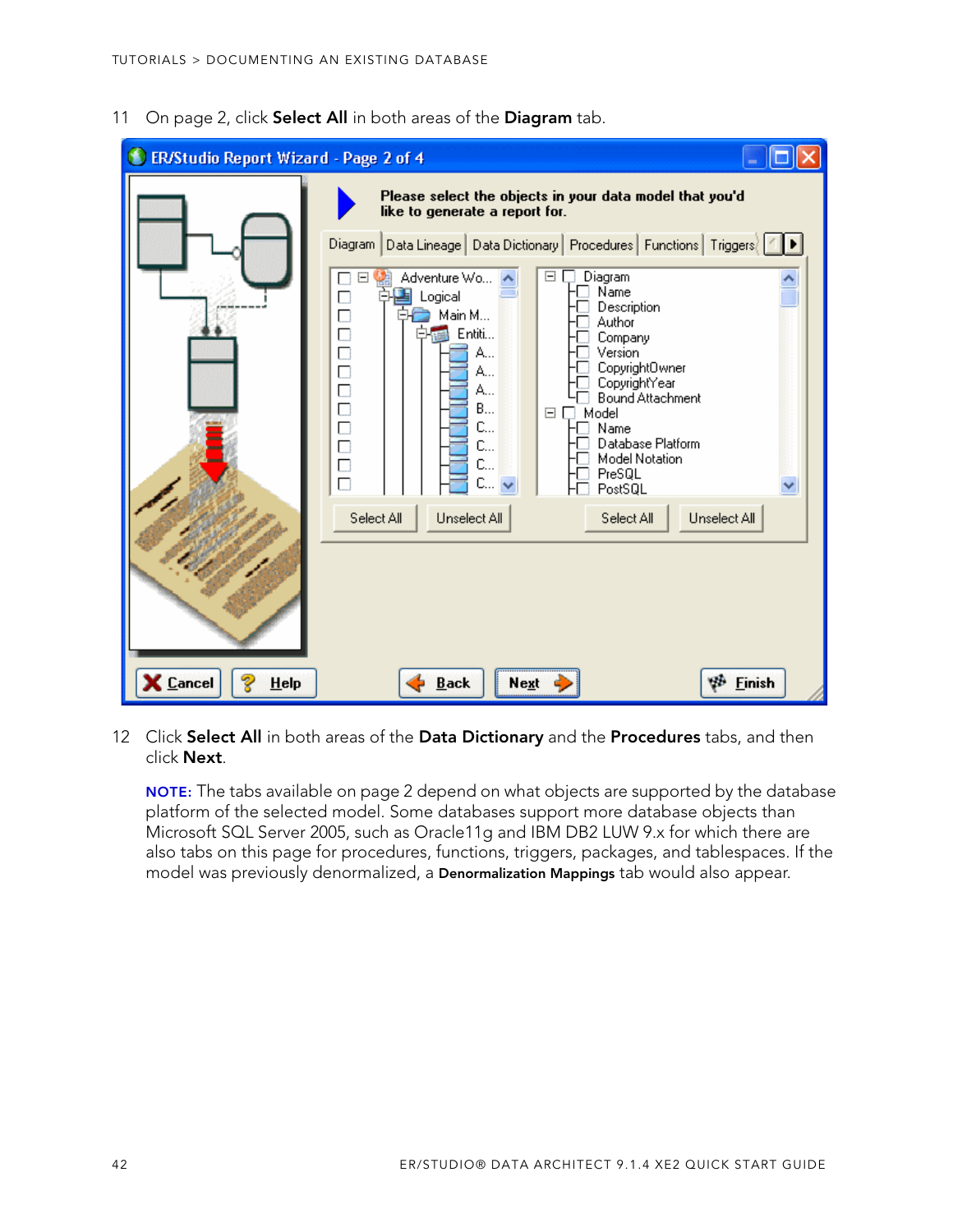11 On page 2, click **Select All** in both areas of the **Diagram** tab.

12 Click **Select All** in both areas of the **Data Dictionary** and the **Procedures** tabs, and then click **Next**.

**NOTE:** The tabs available on page 2 depend on what objects are supported by the database platform of the selected model. Some databases support more database objects than Microsoft SQL Server 2005, such as Oracle11g and IBM DB2 LUW 9.x for which there are also tabs on this page for procedures, functions, triggers, packages, and tablespaces. If the model was previously denormalized, a **Denormalization Mappings** tab would also appear.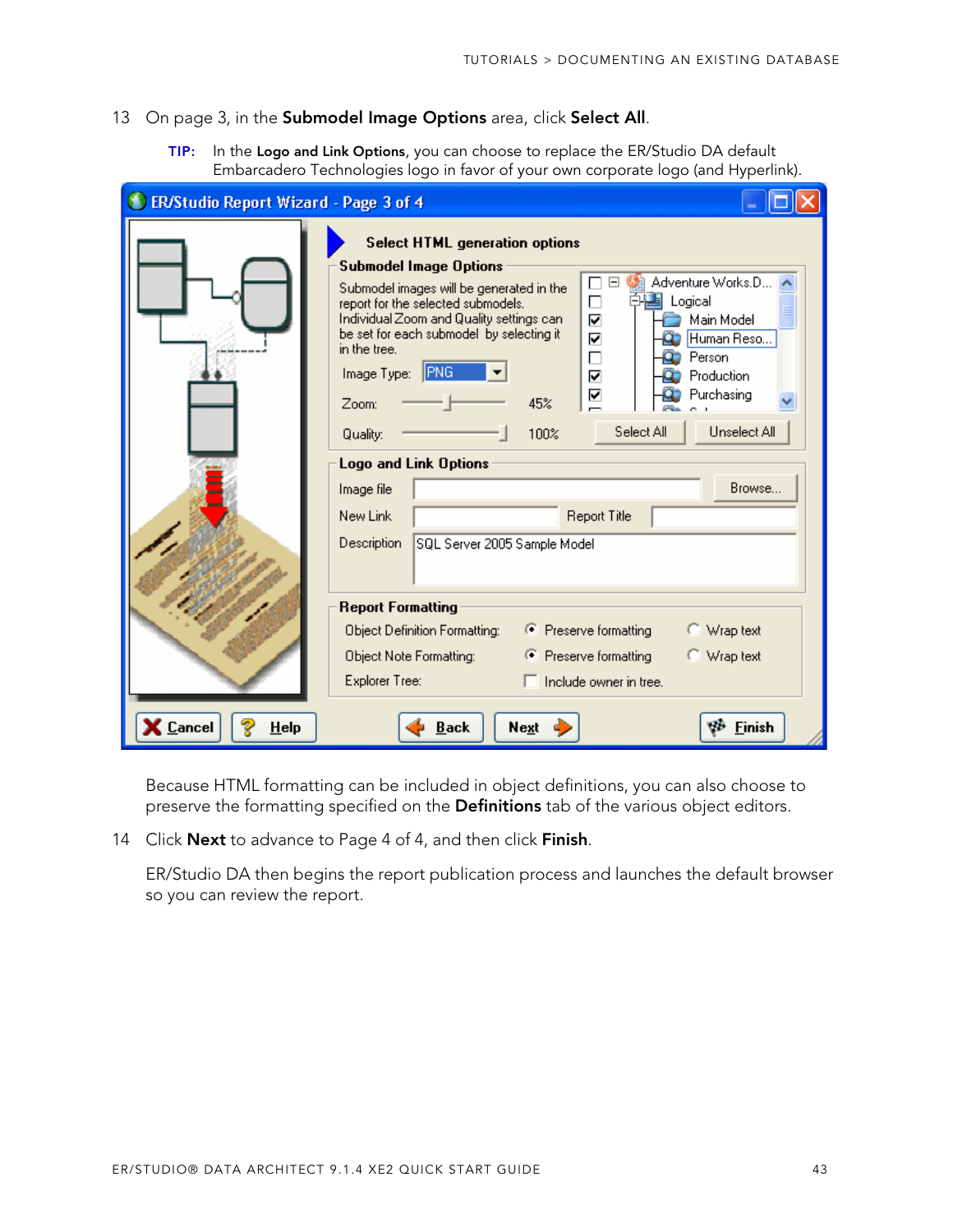13 On page 3, in the **Submodel Image Options** area, click **Select All**.

**TIP:** In the **Logo and Link Options**, you can choose to replace the ER/Studio DA default Embarcadero Technologies logo in favor of your own corporate logo (and Hyperlink).

Because HTML formatting can be included in object definitions, you can also choose to preserve the formatting specified on the **Definitions** tab of the various object editors.

14 Click **Next** to advance to Page 4 of 4, and then click **Finish**.

ER/Studio DA then begins the report publication process and launches the default browser so you can review the report.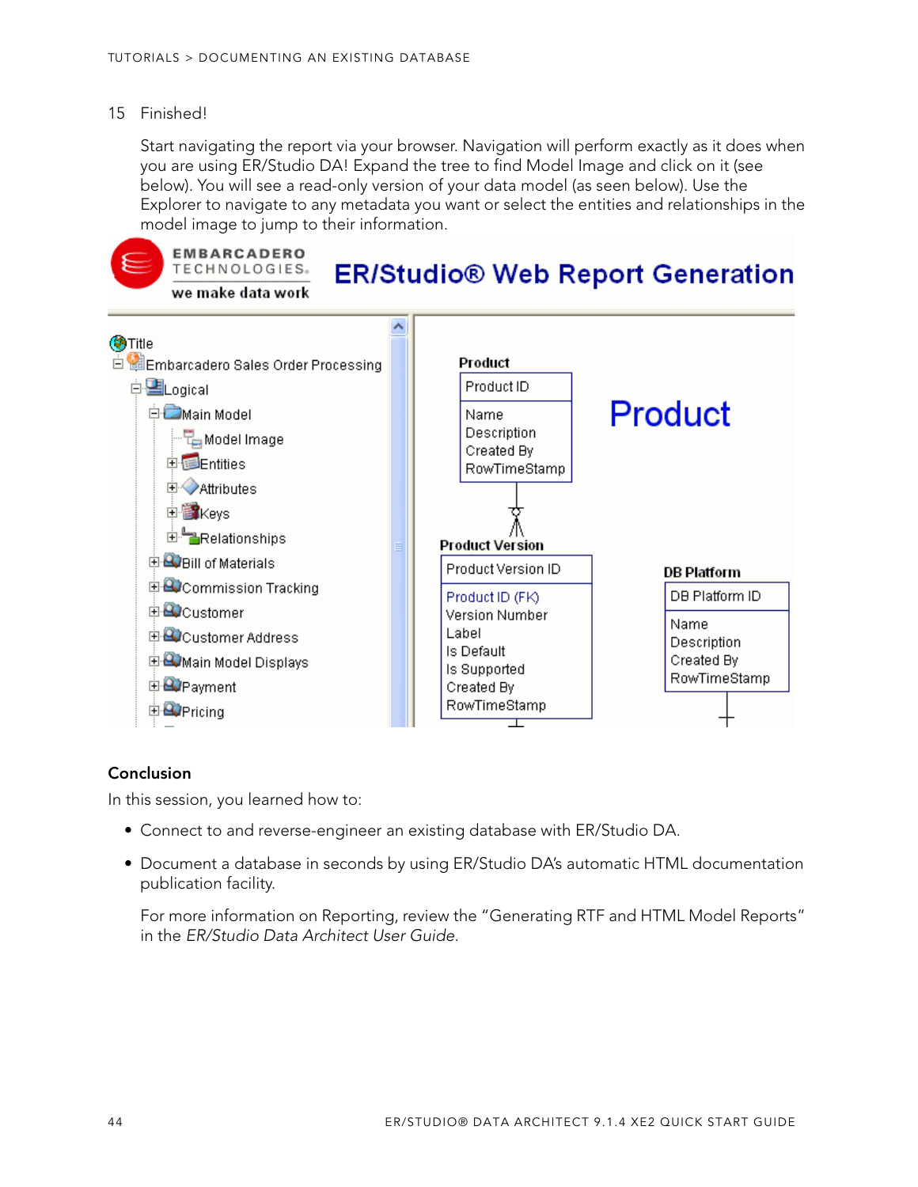15 Finished!

Start navigating the report via your browser. Navigation will perform exactly as it does when you are using ER/Studio DA! Expand the tree to find Model Image and click on it (see below). You will see a read-only version of your data model (as seen below). Use the Explorer to navigate to any metadata you want or select the entities and relationships in the model image to jump to their information.

## Conclusion

In this session, you learned how to:

- Connect to and reverse-engineer an existing database with ER/Studio DA.
- Document a database in seconds by using ER/Studio DA's automatic HTML documentation publication facility.

  For more information on Reporting, review the "Generating RTF and HTML Model Reports" in the *ER/Studio Data Architect User Guide*.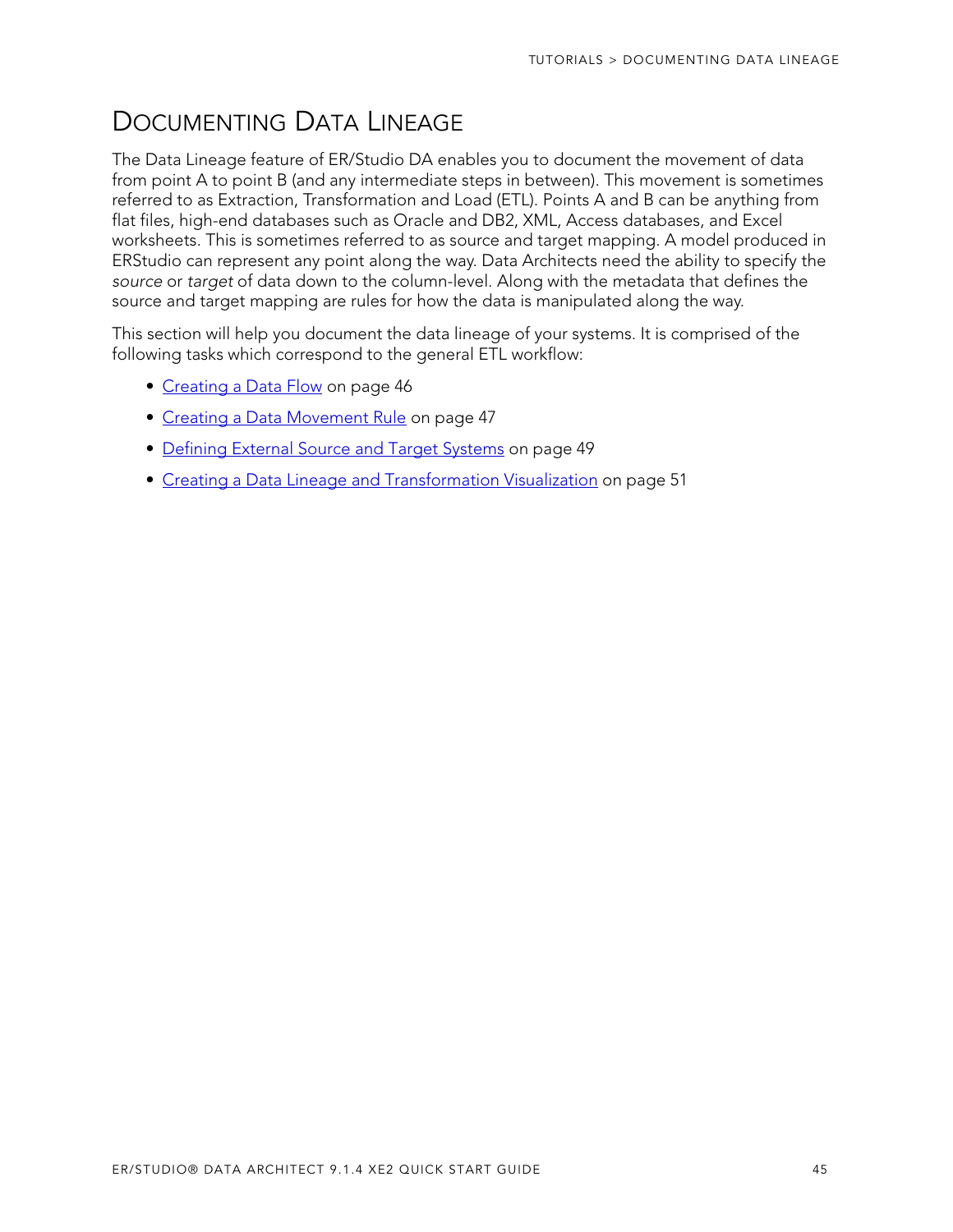# DOCUMENTING DATA LINEAGE

The Data Lineage feature of ER/Studio DA enables you to document the movement of data from point A to point B (and any intermediate steps in between). This movement is sometimes referred to as Extraction, Transformation and Load (ETL). Points A and B can be anything from flat files, high-end databases such as Oracle and DB2, XML, Access databases, and Excel worksheets. This is sometimes referred to as source and target mapping. A model produced in ERStudio can represent any point along the way. Data Architects need the ability to specify the *source* or *target* of data down to the column-level. Along with the metadata that defines the source and target mapping are rules for how the data is manipulated along the way.

This section will help you document the data lineage of your systems. It is comprised of the following tasks which correspond to the general ETL workflow:

- Creating a Data Flow on page 46
- Creating a Data Movement Rule on page 47
- Defining External Source and Target Systems on page 49
- Creating a Data Lineage and Transformation Visualization on page 51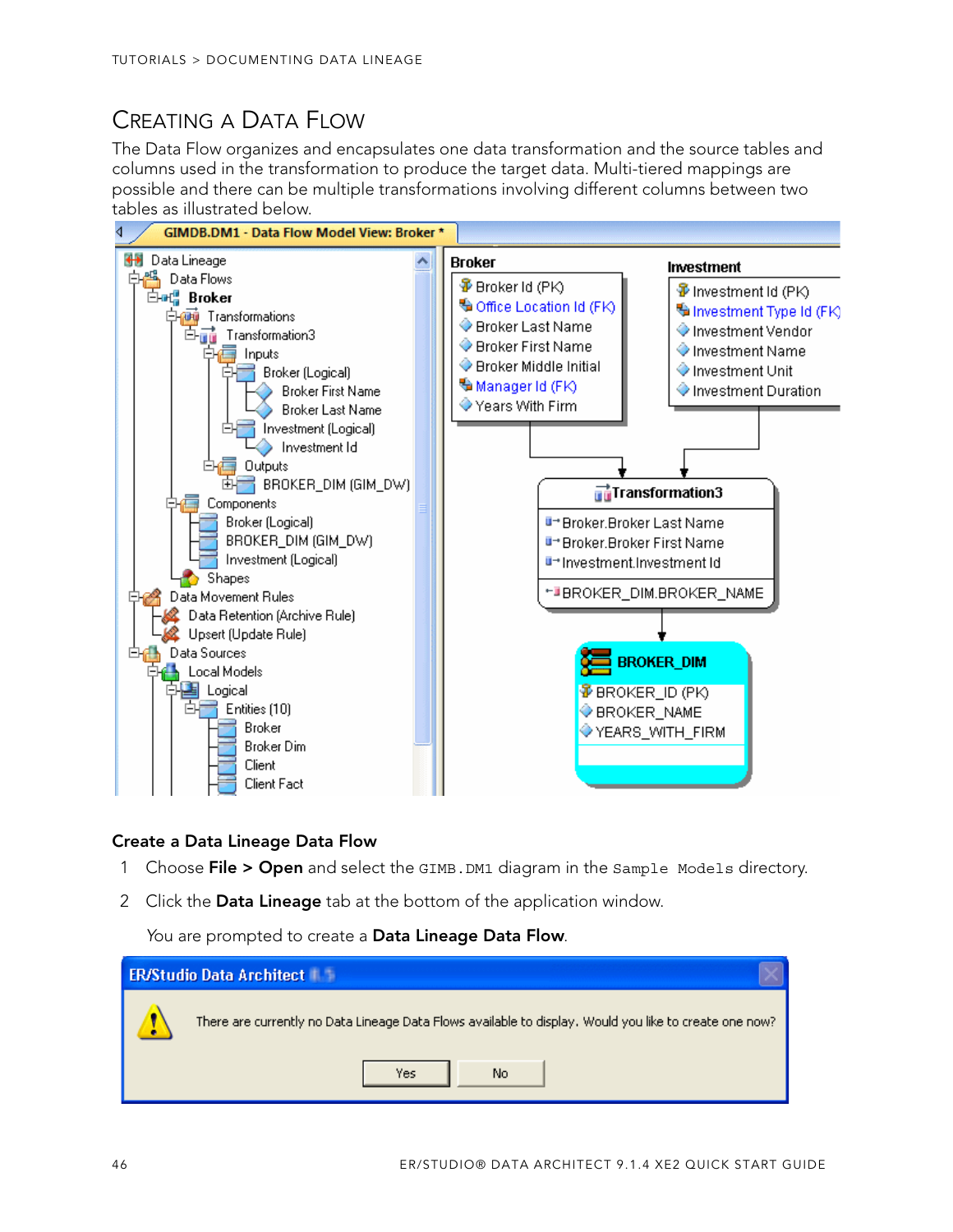## Creating a Data Flow

The Data Flow organizes and encapsulates one data transformation and the source tables and columns used in the transformation to produce the target data. Multi-tiered mappings are possible and there can be multiple transformations involving different columns between two tables as illustrated below.

### Create a Data Lineage Data Flow

1. Choose **File > Open** and select the `GIMB.DM1` diagram in the `Sample Models` directory.
2. Click the **Data Lineage** tab at the bottom of the application window.

   You are prompted to create a **Data Lineage Data Flow**.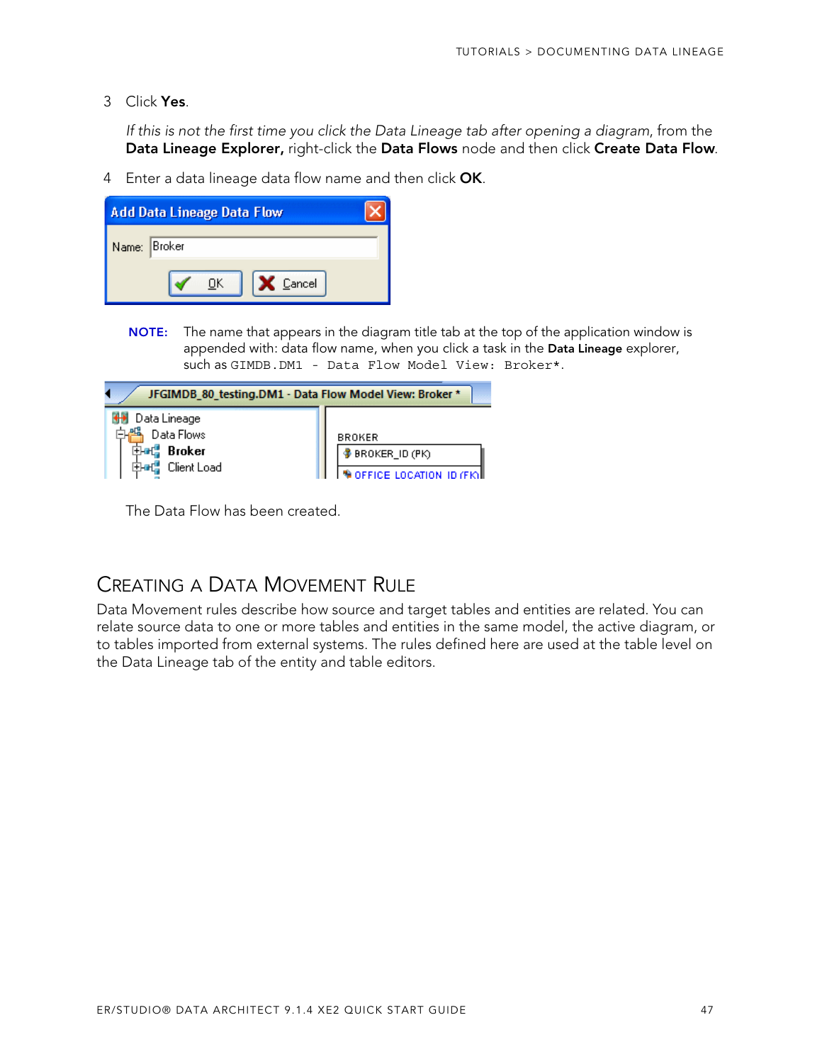3 Click **Yes**.

*If this is not the first time you click the Data Lineage tab after opening a diagram*, from the **Data Lineage Explorer,** right-click the **Data Flows** node and then click **Create Data Flow**.

4 Enter a data lineage data flow name and then click **OK**.

**NOTE:** The name that appears in the diagram title tab at the top of the application window is appended with: data flow name, when you click a task in the **Data Lineage** explorer, such as `GIMDB.DM1 - Data Flow Model View: Broker*`.

The Data Flow has been created.

## Creating a Data Movement Rule

Data Movement rules describe how source and target tables and entities are related. You can relate source data to one or more tables and entities in the same model, the active diagram, or to tables imported from external systems. The rules defined here are used at the table level on the Data Lineage tab of the entity and table editors.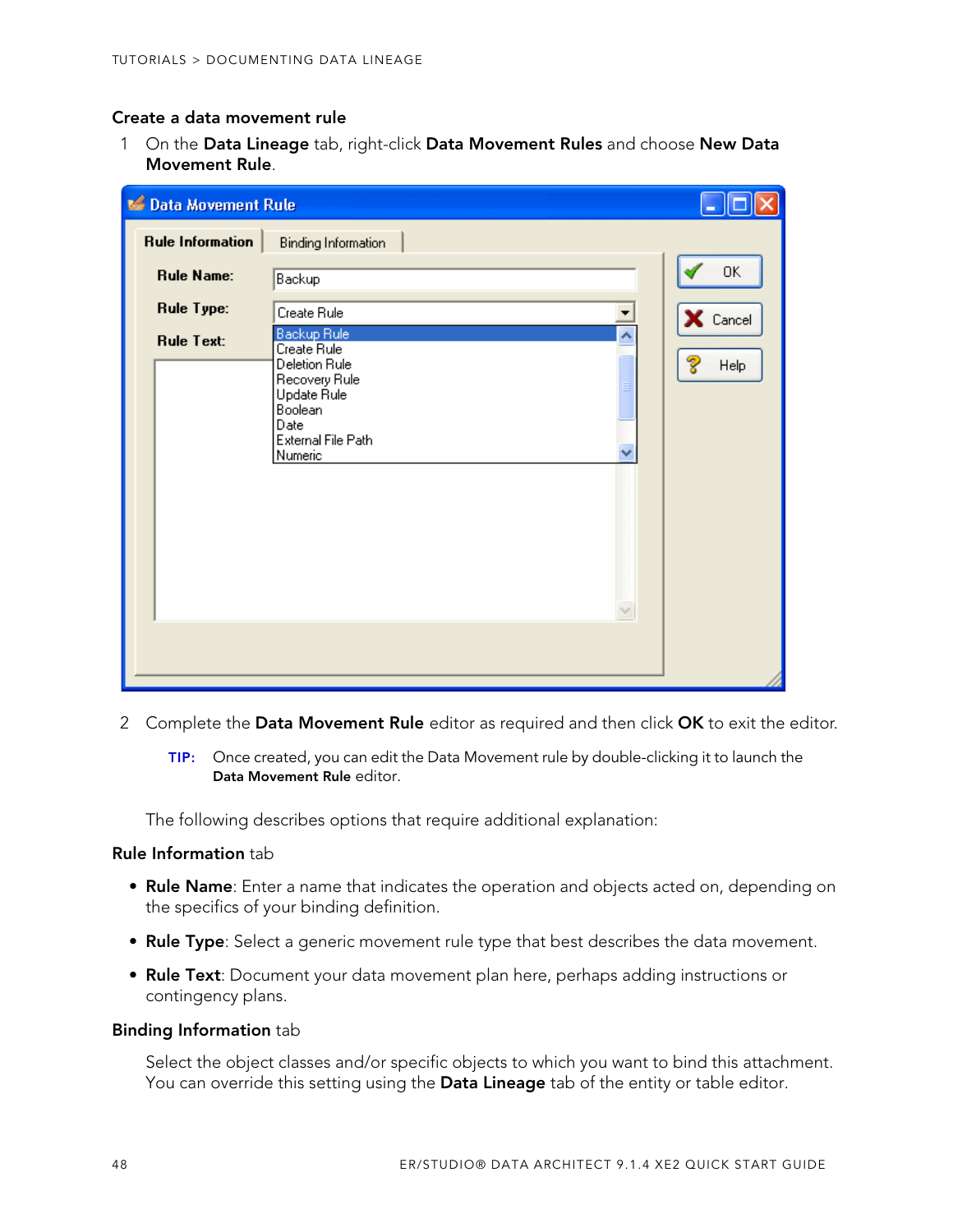### Create a data movement rule

1. On the **Data Lineage** tab, right-click **Data Movement Rules** and choose **New Data Movement Rule**.

2. Complete the **Data Movement Rule** editor as required and then click **OK** to exit the editor.

   **TIP:** Once created, you can edit the Data Movement rule by double-clicking it to launch the **Data Movement Rule** editor.

   The following describes options that require additional explanation:

**Rule Information** tab

- **Rule Name**: Enter a name that indicates the operation and objects acted on, depending on the specifics of your binding definition.
- **Rule Type**: Select a generic movement rule type that best describes the data movement.
- **Rule Text**: Document your data movement plan here, perhaps adding instructions or contingency plans.

**Binding Information** tab

Select the object classes and/or specific objects to which you want to bind this attachment. You can override this setting using the **Data Lineage** tab of the entity or table editor.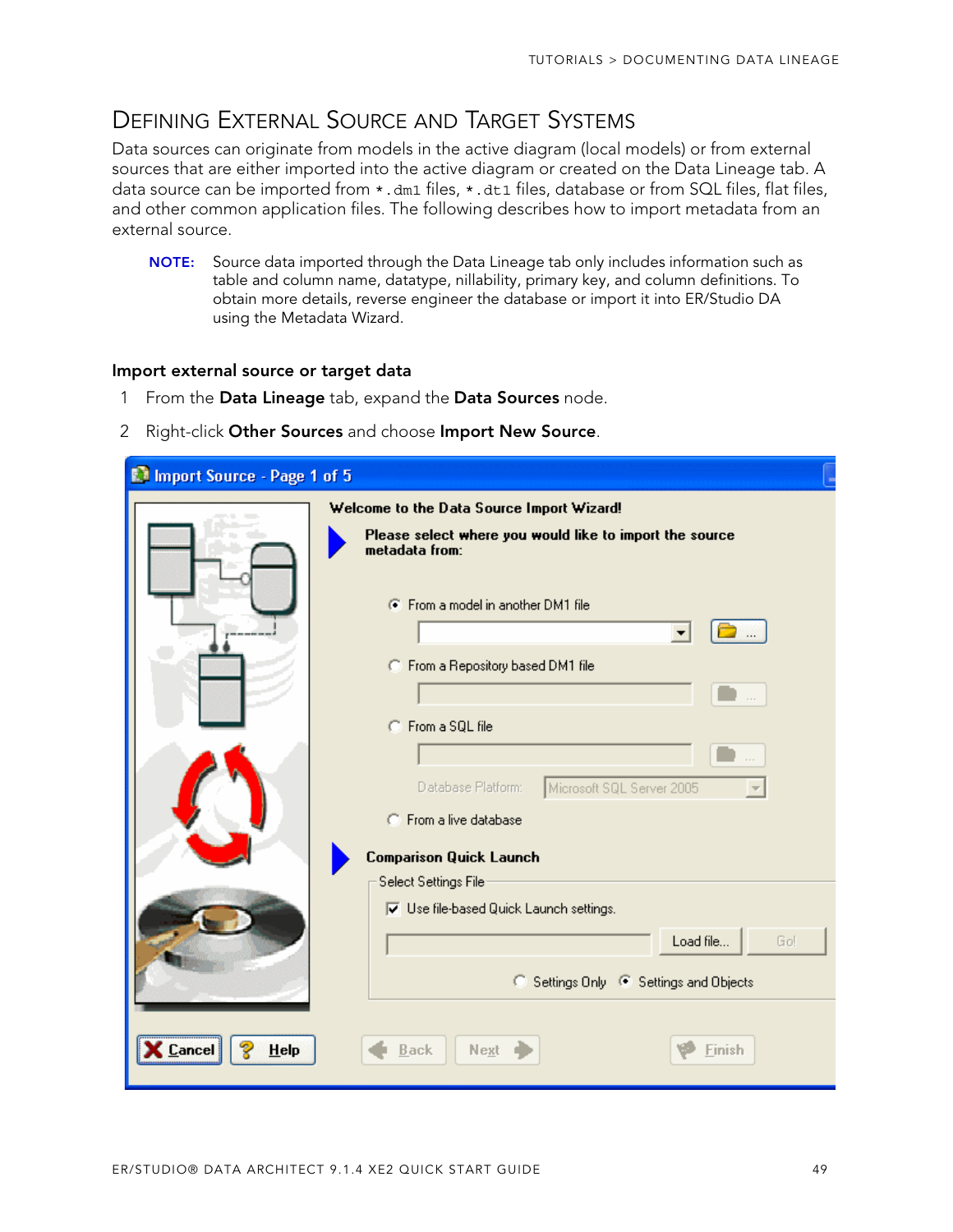# Defining External Source and Target Systems

Data sources can originate from models in the active diagram (local models) or from external sources that are either imported into the active diagram or created on the Data Lineage tab. A data source can be imported from `*.dm1` files, `*.dt1` files, database or from SQL files, flat files, and other common application files. The following describes how to import metadata from an external source.

**NOTE:** Source data imported through the Data Lineage tab only includes information such as table and column name, datatype, nillability, primary key, and column definitions. To obtain more details, reverse engineer the database or import it into ER/Studio DA using the Metadata Wizard.

### Import external source or target data

1. From the **Data Lineage** tab, expand the **Data Sources** node.
2. Right-click **Other Sources** and choose **Import New Source**.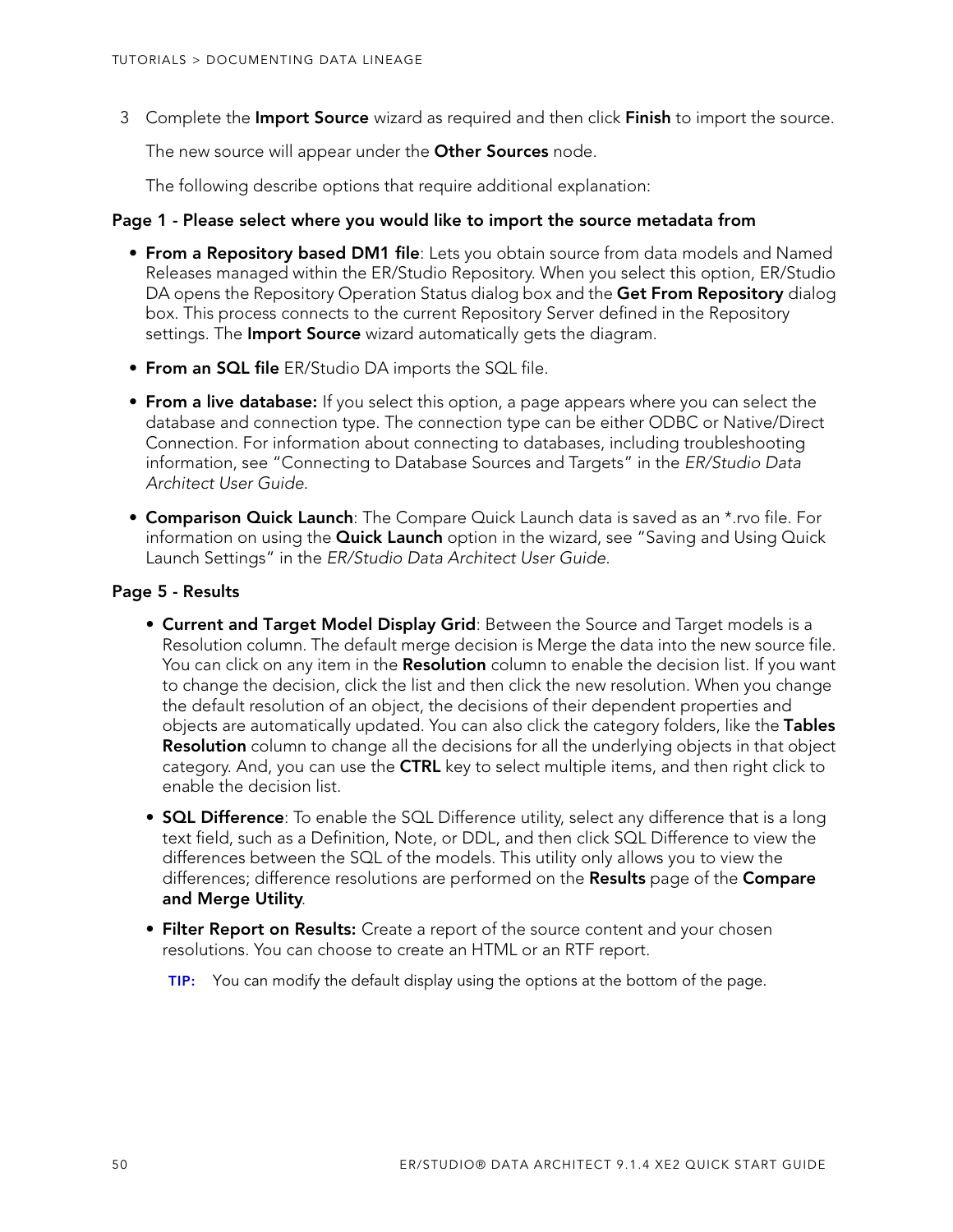3 Complete the **Import Source** wizard as required and then click **Finish** to import the source.

The new source will appear under the **Other Sources** node.

The following describe options that require additional explanation:

**Page 1 - Please select where you would like to import the source metadata from**

- **From a Repository based DM1 file**: Lets you obtain source from data models and Named Releases managed within the ER/Studio Repository. When you select this option, ER/Studio DA opens the Repository Operation Status dialog box and the **Get From Repository** dialog box. This process connects to the current Repository Server defined in the Repository settings. The **Import Source** wizard automatically gets the diagram.
- **From an SQL file** ER/Studio DA imports the SQL file.
- **From a live database:** If you select this option, a page appears where you can select the database and connection type. The connection type can be either ODBC or Native/Direct Connection. For information about connecting to databases, including troubleshooting information, see "Connecting to Database Sources and Targets" in the *ER/Studio Data Architect User Guide*.
- **Comparison Quick Launch**: The Compare Quick Launch data is saved as an *.rvo file. For information on using the **Quick Launch** option in the wizard, see "Saving and Using Quick Launch Settings" in the *ER/Studio Data Architect User Guide*.

**Page 5 - Results**

- **Current and Target Model Display Grid**: Between the Source and Target models is a Resolution column. The default merge decision is Merge the data into the new source file. You can click on any item in the **Resolution** column to enable the decision list. If you want to change the decision, click the list and then click the new resolution. When you change the default resolution of an object, the decisions of their dependent properties and objects are automatically updated. You can also click the category folders, like the **Tables Resolution** column to change all the decisions for all the underlying objects in that object category. And, you can use the **CTRL** key to select multiple items, and then right click to enable the decision list.
- **SQL Difference**: To enable the SQL Difference utility, select any difference that is a long text field, such as a Definition, Note, or DDL, and then click SQL Difference to view the differences between the SQL of the models. This utility only allows you to view the differences; difference resolutions are performed on the **Results** page of the **Compare and Merge Utility**.
- **Filter Report on Results:** Create a report of the source content and your chosen resolutions. You can choose to create an HTML or an RTF report.

  **TIP:** You can modify the default display using the options at the bottom of the page.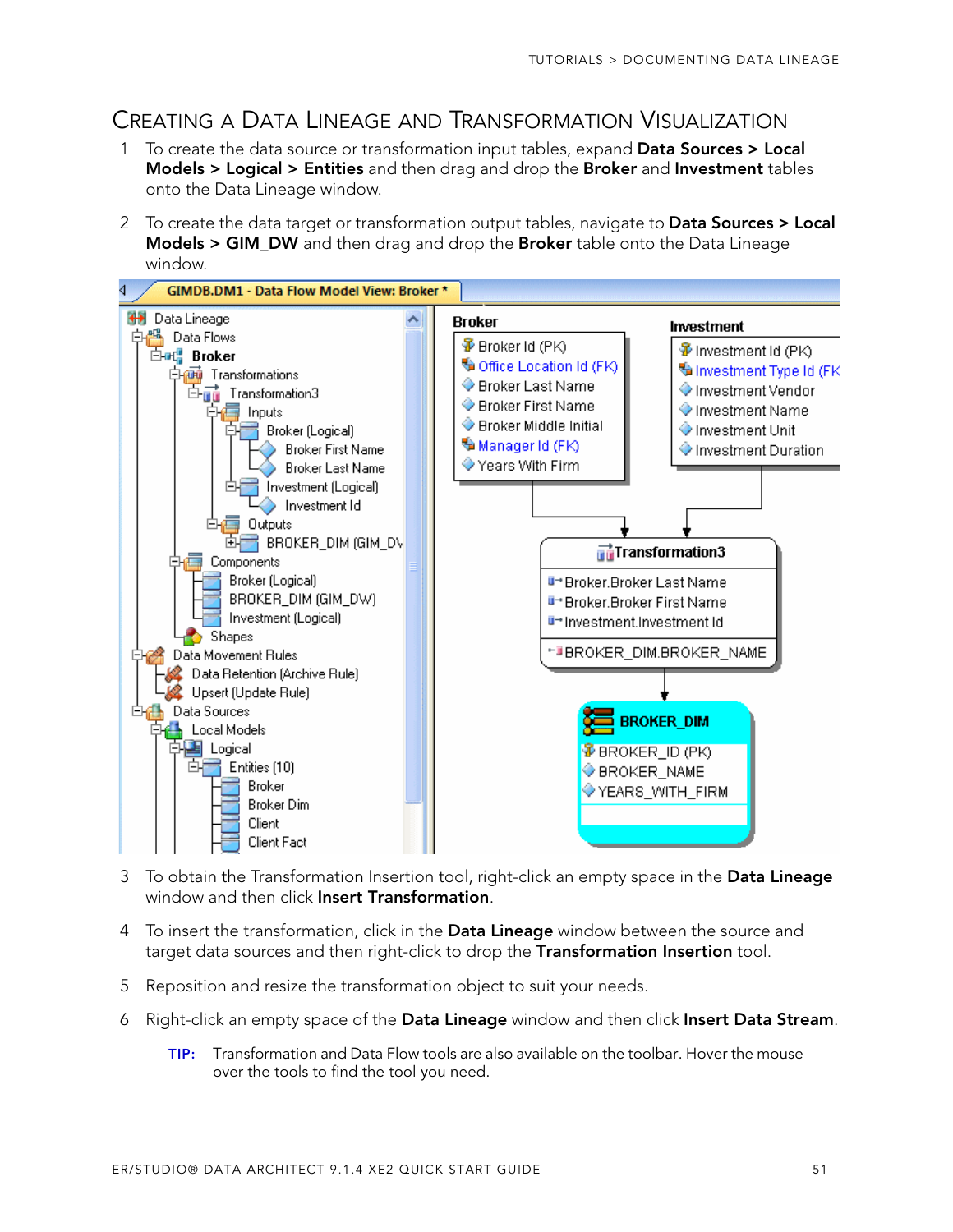## Creating a Data Lineage and Transformation Visualization

1. To create the data source or transformation input tables, expand **Data Sources > Local Models > Logical > Entities** and then drag and drop the **Broker** and **Investment** tables onto the Data Lineage window.

2. To create the data target or transformation output tables, navigate to **Data Sources > Local Models > GIM_DW** and then drag and drop the **Broker** table onto the Data Lineage window.

3. To obtain the Transformation Insertion tool, right-click an empty space in the **Data Lineage** window and then click **Insert Transformation**.

4. To insert the transformation, click in the **Data Lineage** window between the source and target data sources and then right-click to drop the **Transformation Insertion** tool.

5. Reposition and resize the transformation object to suit your needs.

6. Right-click an empty space of the **Data Lineage** window and then click **Insert Data Stream**.

**TIP:** Transformation and Data Flow tools are also available on the toolbar. Hover the mouse over the tools to find the tool you need.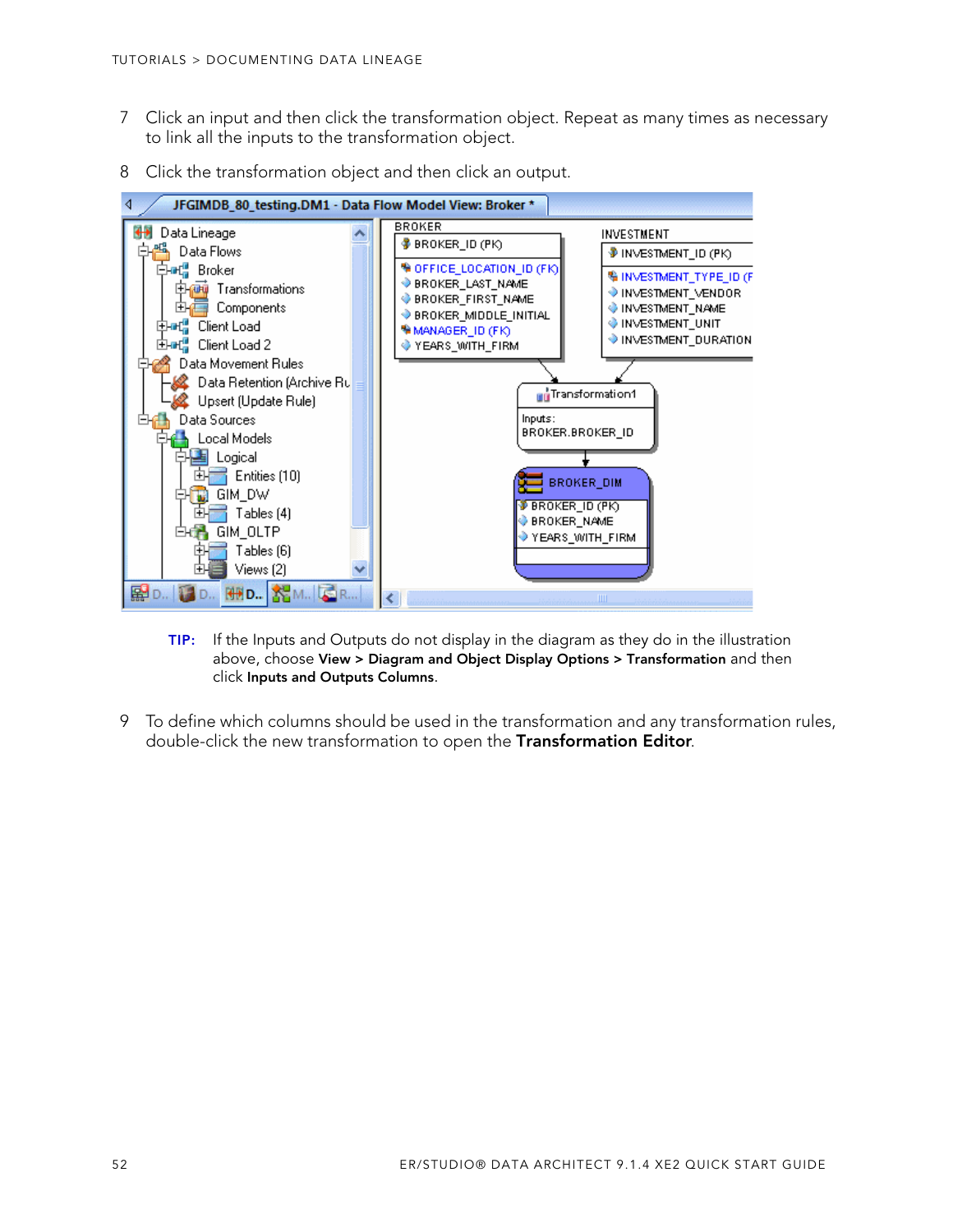7 Click an input and then click the transformation object. Repeat as many times as necessary to link all the inputs to the transformation object.

8 Click the transformation object and then click an output.

**TIP:** If the Inputs and Outputs do not display in the diagram as they do in the illustration above, choose **View > Diagram and Object Display Options > Transformation** and then click **Inputs and Outputs Columns**.

9 To define which columns should be used in the transformation and any transformation rules, double-click the new transformation to open the **Transformation Editor**.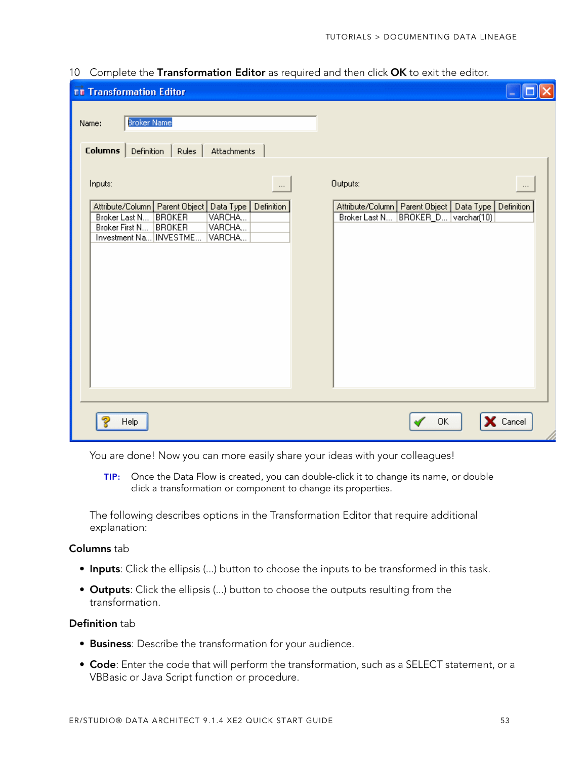10 Complete the **Transformation Editor** as required and then click **OK** to exit the editor.

You are done! Now you can more easily share your ideas with your colleagues!

**TIP:** Once the Data Flow is created, you can double-click it to change its name, or double click a transformation or component to change its properties.

The following describes options in the Transformation Editor that require additional explanation:

**Columns** tab

- **Inputs**: Click the ellipsis (...) button to choose the inputs to be transformed in this task.
- **Outputs**: Click the ellipsis (...) button to choose the outputs resulting from the transformation.

**Definition** tab

- **Business**: Describe the transformation for your audience.
- **Code**: Enter the code that will perform the transformation, such as a SELECT statement, or a VBBasic or Java Script function or procedure.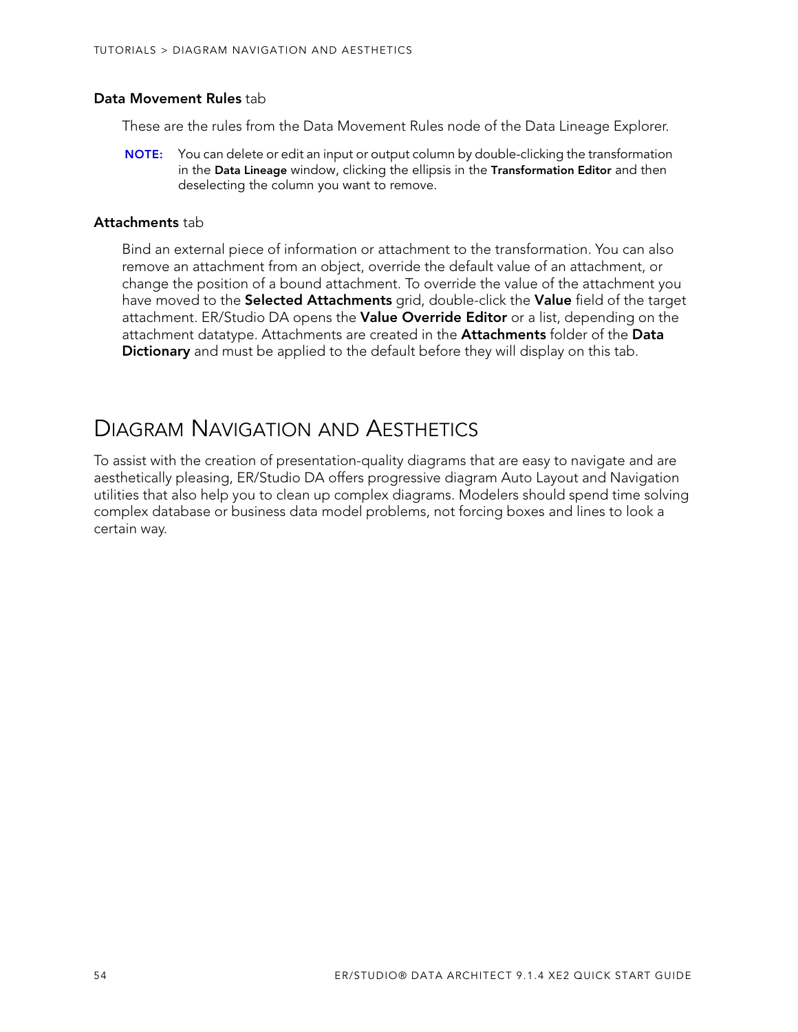**Data Movement Rules** tab

These are the rules from the Data Movement Rules node of the Data Lineage Explorer.

**NOTE:** You can delete or edit an input or output column by double-clicking the transformation in the **Data Lineage** window, clicking the ellipsis in the **Transformation Editor** and then deselecting the column you want to remove.

**Attachments** tab

Bind an external piece of information or attachment to the transformation. You can also remove an attachment from an object, override the default value of an attachment, or change the position of a bound attachment. To override the value of the attachment you have moved to the **Selected Attachments** grid, double-click the **Value** field of the target attachment. ER/Studio DA opens the **Value Override Editor** or a list, depending on the attachment datatype. Attachments are created in the **Attachments** folder of the **Data Dictionary** and must be applied to the default before they will display on this tab.

# Diagram Navigation and Aesthetics

To assist with the creation of presentation-quality diagrams that are easy to navigate and are aesthetically pleasing, ER/Studio DA offers progressive diagram Auto Layout and Navigation utilities that also help you to clean up complex diagrams. Modelers should spend time solving complex database or business data model problems, not forcing boxes and lines to look a certain way.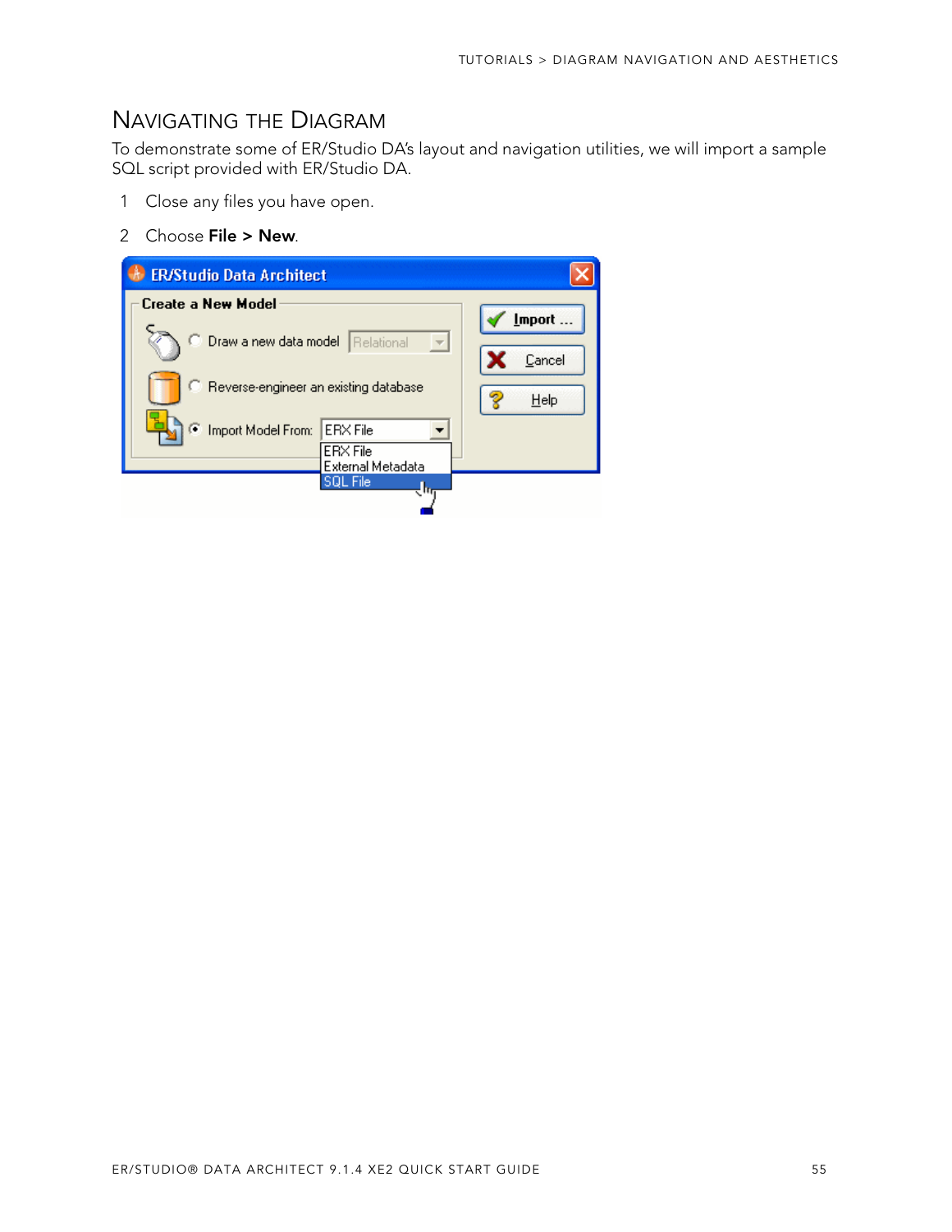## Navigating the Diagram

To demonstrate some of ER/Studio DA's layout and navigation utilities, we will import a sample SQL script provided with ER/Studio DA.

1 Close any files you have open.

2 Choose **File > New**.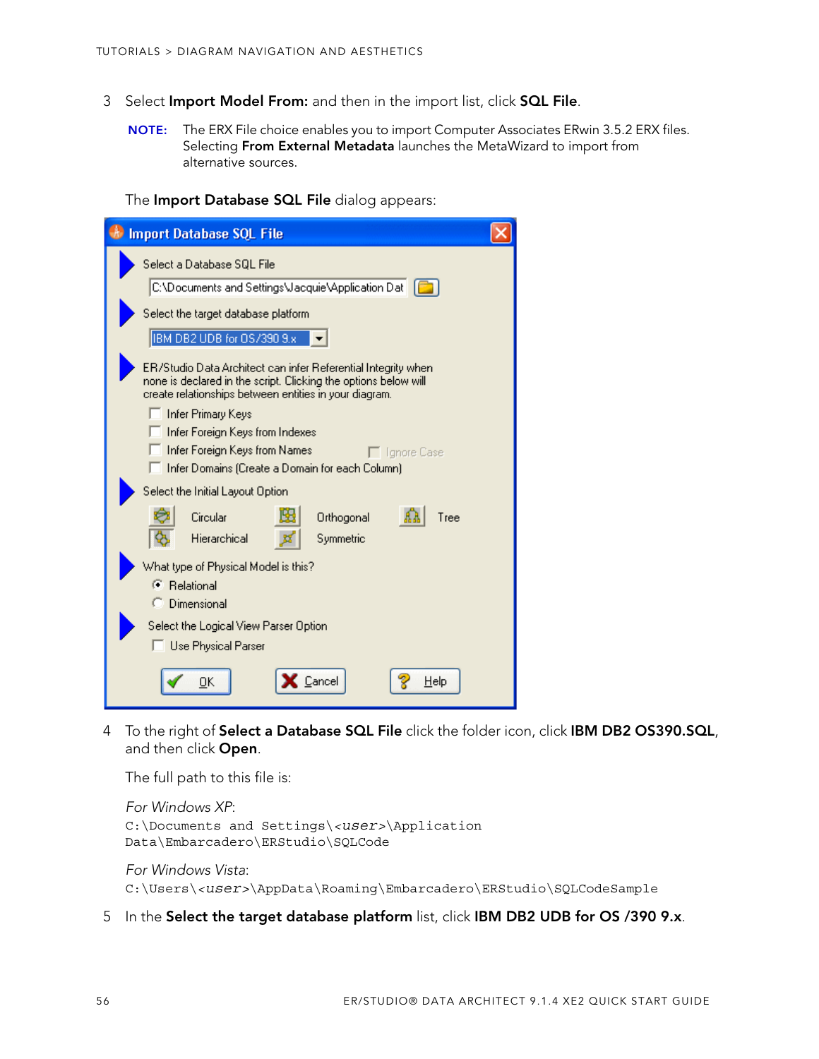3 Select **Import Model From:** and then in the import list, click **SQL File**.

**NOTE:** The ERX File choice enables you to import Computer Associates ERwin 3.5.2 ERX files. Selecting **From External Metadata** launches the MetaWizard to import from alternative sources.

The **Import Database SQL File** dialog appears:

4 To the right of **Select a Database SQL File** click the folder icon, click **IBM DB2 OS390.SQL**, and then click **Open**.

The full path to this file is:

*For Windows XP*:
`C:\Documents and Settings\<user>\Application Data\Embarcadero\ERStudio\SQLCode`

*For Windows Vista*:
`C:\Users\<user>\AppData\Roaming\Embarcadero\ERStudio\SQLCodeSample`

5 In the **Select the target database platform** list, click **IBM DB2 UDB for OS /390 9.x**.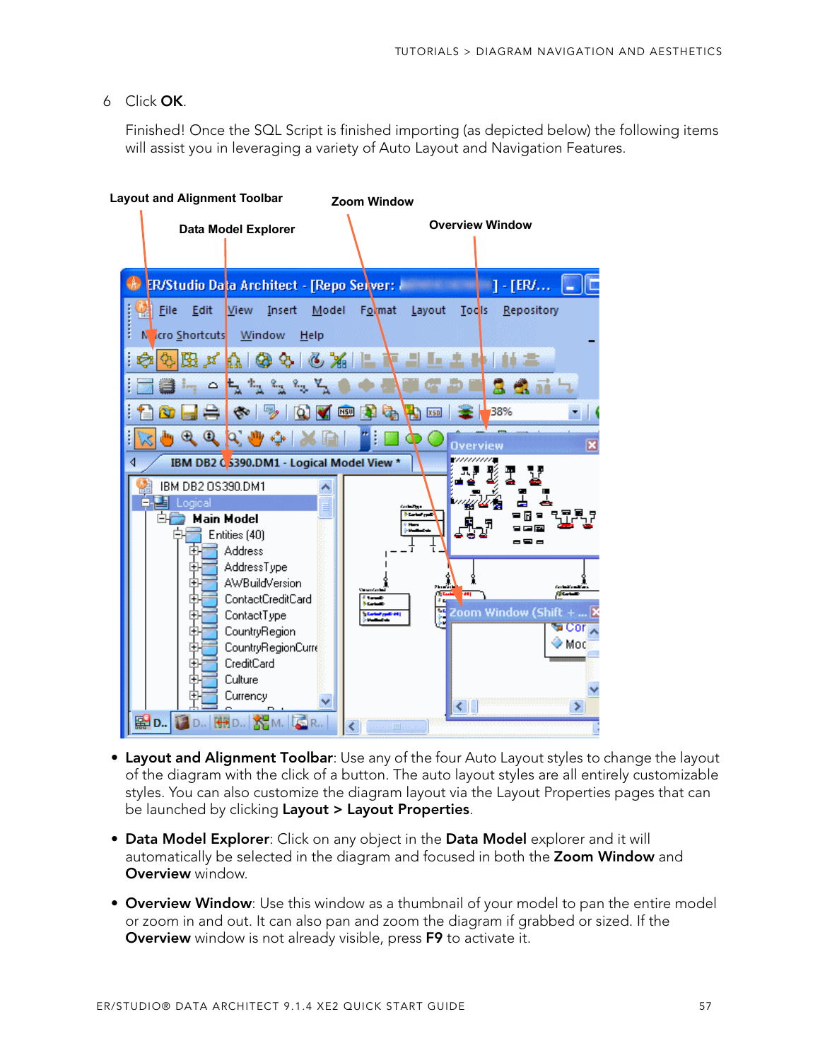6 Click **OK**.

Finished! Once the SQL Script is finished importing (as depicted below) the following items will assist you in leveraging a variety of Auto Layout and Navigation Features.

- **Layout and Alignment Toolbar**: Use any of the four Auto Layout styles to change the layout of the diagram with the click of a button. The auto layout styles are all entirely customizable styles. You can also customize the diagram layout via the Layout Properties pages that can be launched by clicking **Layout > Layout Properties**.
- **Data Model Explorer**: Click on any object in the **Data Model** explorer and it will automatically be selected in the diagram and focused in both the **Zoom Window** and **Overview** window.
- **Overview Window**: Use this window as a thumbnail of your model to pan the entire model or zoom in and out. It can also pan and zoom the diagram if grabbed or sized. If the **Overview** window is not already visible, press **F9** to activate it.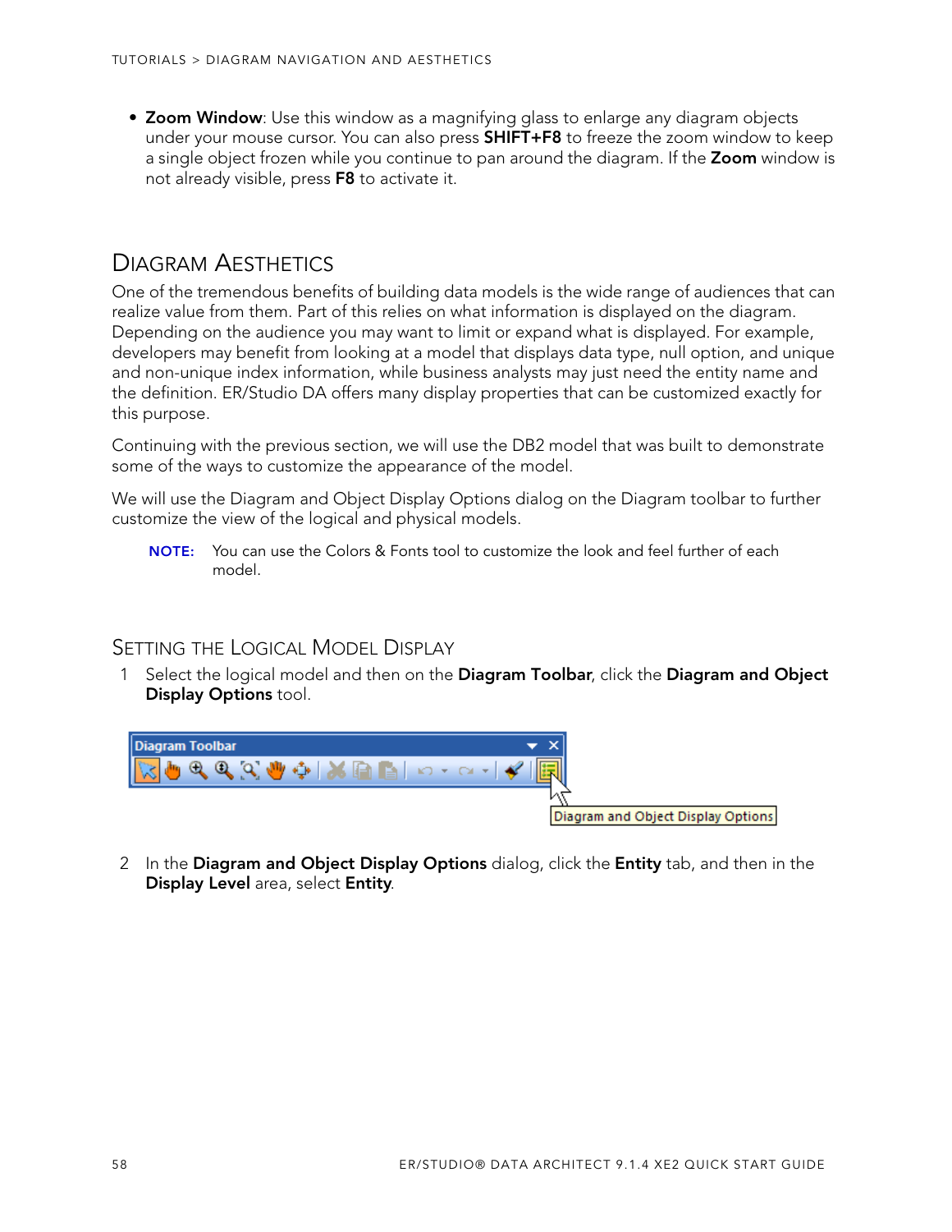- **Zoom Window**: Use this window as a magnifying glass to enlarge any diagram objects under your mouse cursor. You can also press **SHIFT+F8** to freeze the zoom window to keep a single object frozen while you continue to pan around the diagram. If the **Zoom** window is not already visible, press **F8** to activate it.

## Diagram Aesthetics

One of the tremendous benefits of building data models is the wide range of audiences that can realize value from them. Part of this relies on what information is displayed on the diagram. Depending on the audience you may want to limit or expand what is displayed. For example, developers may benefit from looking at a model that displays data type, null option, and unique and non-unique index information, while business analysts may just need the entity name and the definition. ER/Studio DA offers many display properties that can be customized exactly for this purpose.

Continuing with the previous section, we will use the DB2 model that was built to demonstrate some of the ways to customize the appearance of the model.

We will use the Diagram and Object Display Options dialog on the Diagram toolbar to further customize the view of the logical and physical models.

**NOTE:** You can use the Colors & Fonts tool to customize the look and feel further of each model.

### Setting the Logical Model Display

1. Select the logical model and then on the **Diagram Toolbar**, click the **Diagram and Object Display Options** tool.

2. In the **Diagram and Object Display Options** dialog, click the **Entity** tab, and then in the **Display Level** area, select **Entity**.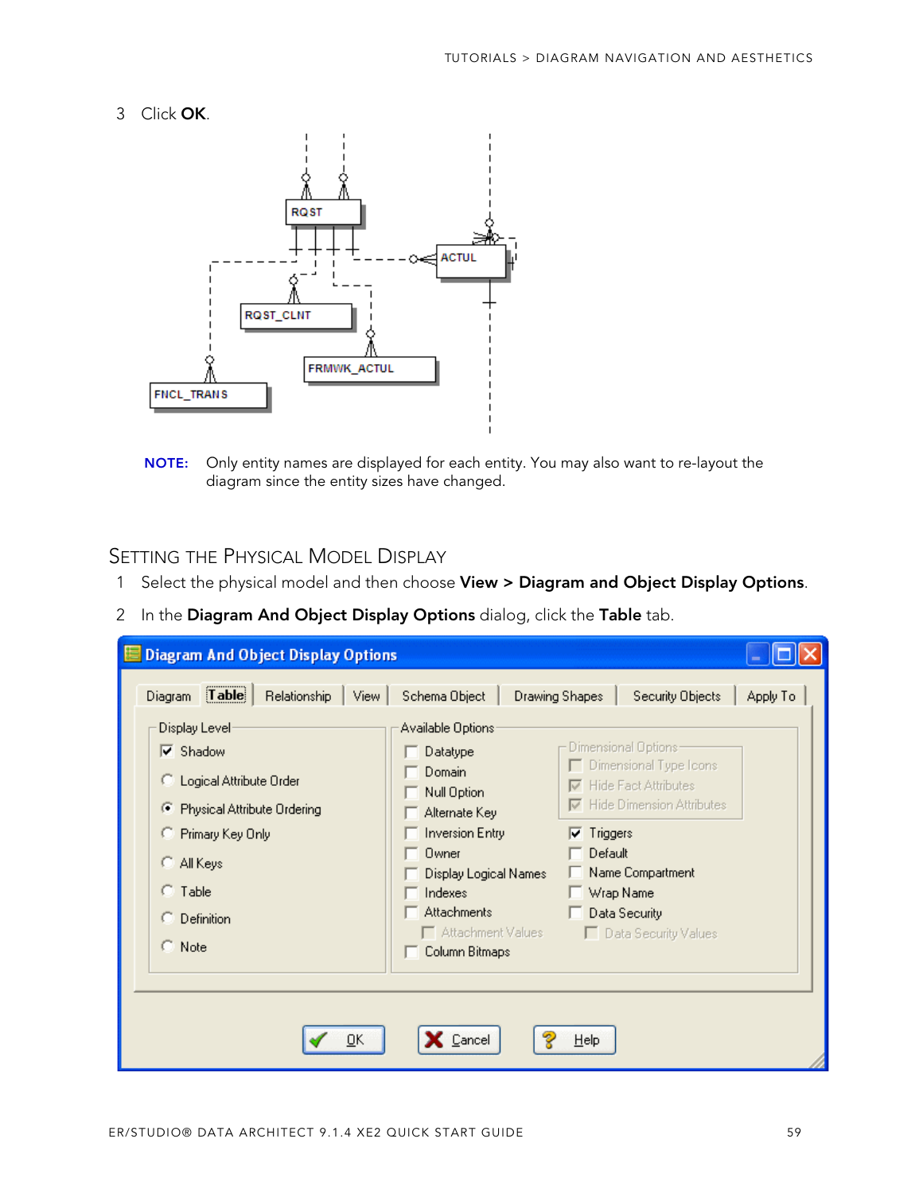3 Click **OK**.

**NOTE:** Only entity names are displayed for each entity. You may also want to re-layout the diagram since the entity sizes have changed.

## Setting the Physical Model Display

1 Select the physical model and then choose **View > Diagram and Object Display Options**.

2 In the **Diagram And Object Display Options** dialog, click the **Table** tab.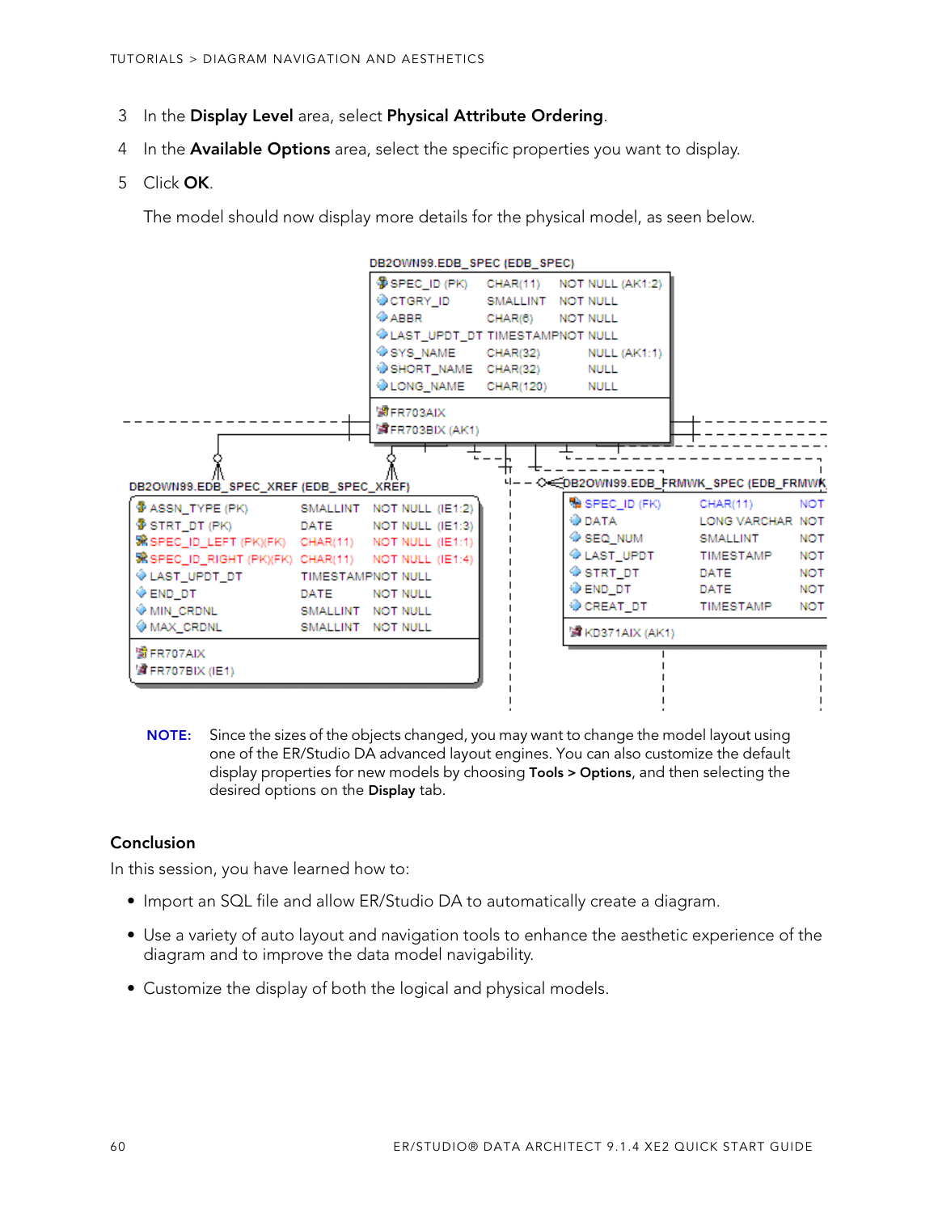3 In the **Display Level** area, select **Physical Attribute Ordering**.

4 In the **Available Options** area, select the specific properties you want to display.

5 Click **OK**.

The model should now display more details for the physical model, as seen below.

**NOTE:** Since the sizes of the objects changed, you may want to change the model layout using one of the ER/Studio DA advanced layout engines. You can also customize the default display properties for new models by choosing **Tools > Options**, and then selecting the desired options on the **Display** tab.

### Conclusion

In this session, you have learned how to:

- Import an SQL file and allow ER/Studio DA to automatically create a diagram.
- Use a variety of auto layout and navigation tools to enhance the aesthetic experience of the diagram and to improve the data model navigability.
- Customize the display of both the logical and physical models.